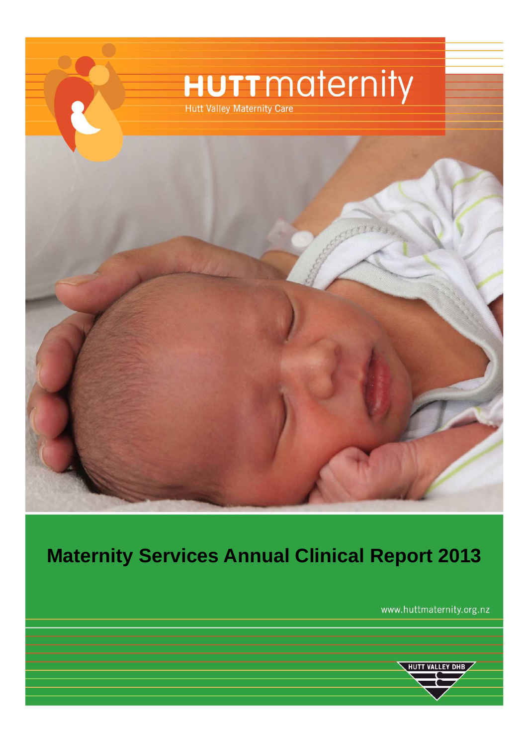HUTT maternity

Hutt Valley Maternity Care

# Maternity Services Annual Clinical Report 2013

www.huttmaternity.org.nz

HUTT VALLEY DHB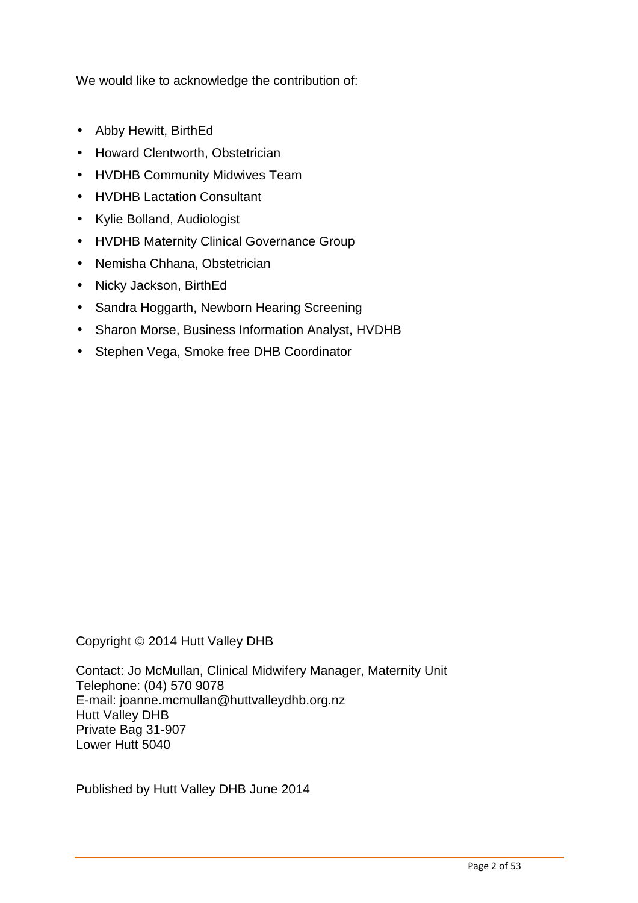We would like to acknowledge the contribution of:

- Abby Hewitt, BirthEd
- Howard Clentworth, Obstetrician
- HVDHB Community Midwives Team
- HVDHB Lactation Consultant
- Kylie Bolland, Audiologist
- HVDHB Maternity Clinical Governance Group
- Nemisha Chhana, Obstetrician
- Nicky Jackson, BirthEd
- Sandra Hoggarth, Newborn Hearing Screening
- Sharon Morse, Business Information Analyst, HVDHB
- Stephen Vega, Smoke free DHB Coordinator

Copyright © 2014 Hutt Valley DHB

Contact: Jo McMullan, Clinical Midwifery Manager, Maternity Unit
Telephone: (04) 570 9078
E-mail: joanne.mcmullan@huttvalleydhb.org.nz
Hutt Valley DHB
Private Bag 31-907
Lower Hutt 5040

Published by Hutt Valley DHB June 2014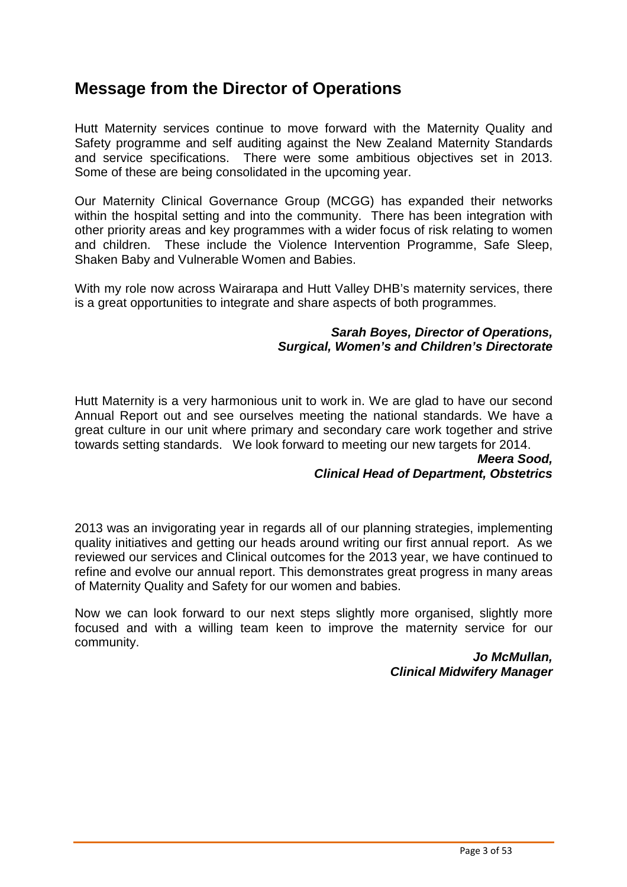# Message from the Director of Operations

Hutt Maternity services continue to move forward with the Maternity Quality and Safety programme and self auditing against the New Zealand Maternity Standards and service specifications. There were some ambitious objectives set in 2013. Some of these are being consolidated in the upcoming year.

Our Maternity Clinical Governance Group (MCGG) has expanded their networks within the hospital setting and into the community. There has been integration with other priority areas and key programmes with a wider focus of risk relating to women and children. These include the Violence Intervention Programme, Safe Sleep, Shaken Baby and Vulnerable Women and Babies.

With my role now across Wairarapa and Hutt Valley DHB's maternity services, there is a great opportunities to integrate and share aspects of both programmes.

***Sarah Boyes, Director of Operations,***
***Surgical, Women's and Children's Directorate***

Hutt Maternity is a very harmonious unit to work in. We are glad to have our second Annual Report out and see ourselves meeting the national standards. We have a great culture in our unit where primary and secondary care work together and strive towards setting standards. We look forward to meeting our new targets for 2014.

***Meera Sood,***
***Clinical Head of Department, Obstetrics***

2013 was an invigorating year in regards all of our planning strategies, implementing quality initiatives and getting our heads around writing our first annual report. As we reviewed our services and Clinical outcomes for the 2013 year, we have continued to refine and evolve our annual report. This demonstrates great progress in many areas of Maternity Quality and Safety for our women and babies.

Now we can look forward to our next steps slightly more organised, slightly more focused and with a willing team keen to improve the maternity service for our community.

***Jo McMullan,***
***Clinical Midwifery Manager***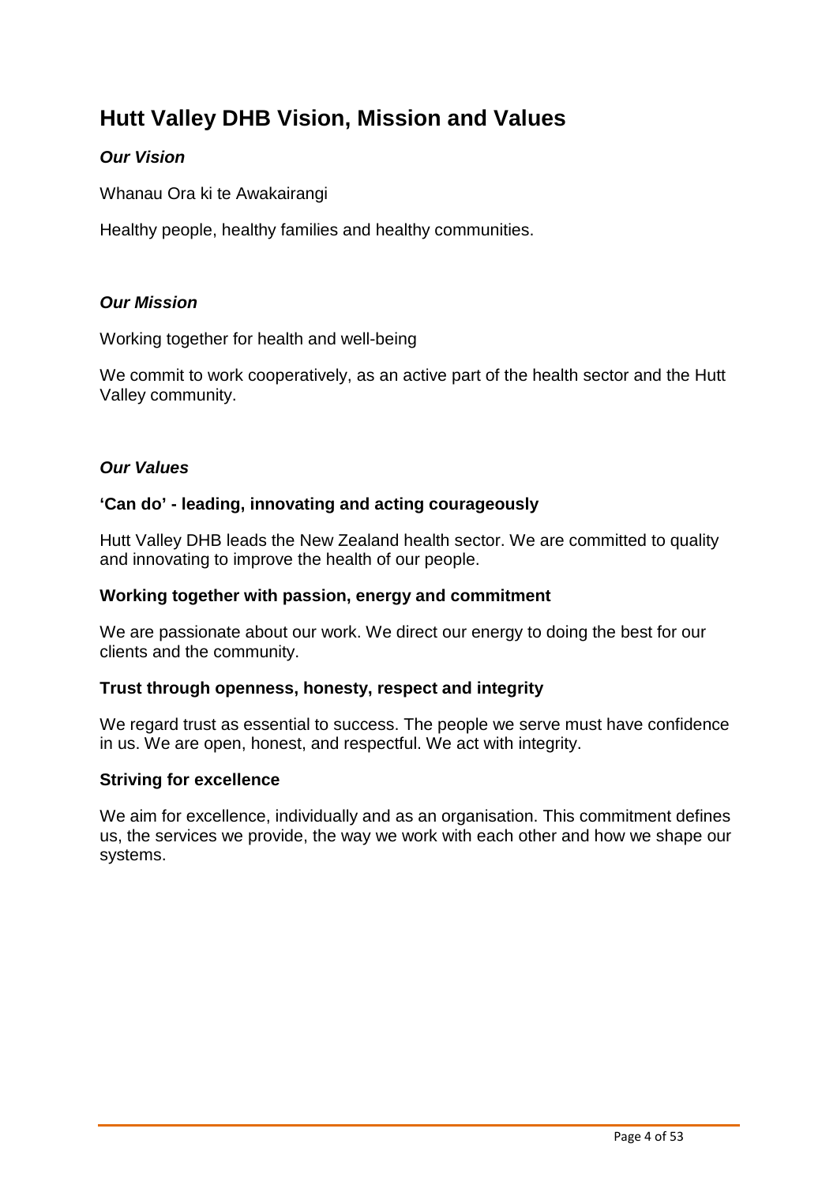# Hutt Valley DHB Vision, Mission and Values

### *Our Vision*

Whanau Ora ki te Awakairangi

Healthy people, healthy families and healthy communities.

### *Our Mission*

Working together for health and well-being

We commit to work cooperatively, as an active part of the health sector and the Hutt Valley community.

### *Our Values*

**'Can do' - leading, innovating and acting courageously**

Hutt Valley DHB leads the New Zealand health sector. We are committed to quality and innovating to improve the health of our people.

**Working together with passion, energy and commitment**

We are passionate about our work. We direct our energy to doing the best for our clients and the community.

**Trust through openness, honesty, respect and integrity**

We regard trust as essential to success. The people we serve must have confidence in us. We are open, honest, and respectful. We act with integrity.

**Striving for excellence**

We aim for excellence, individually and as an organisation. This commitment defines us, the services we provide, the way we work with each other and how we shape our systems.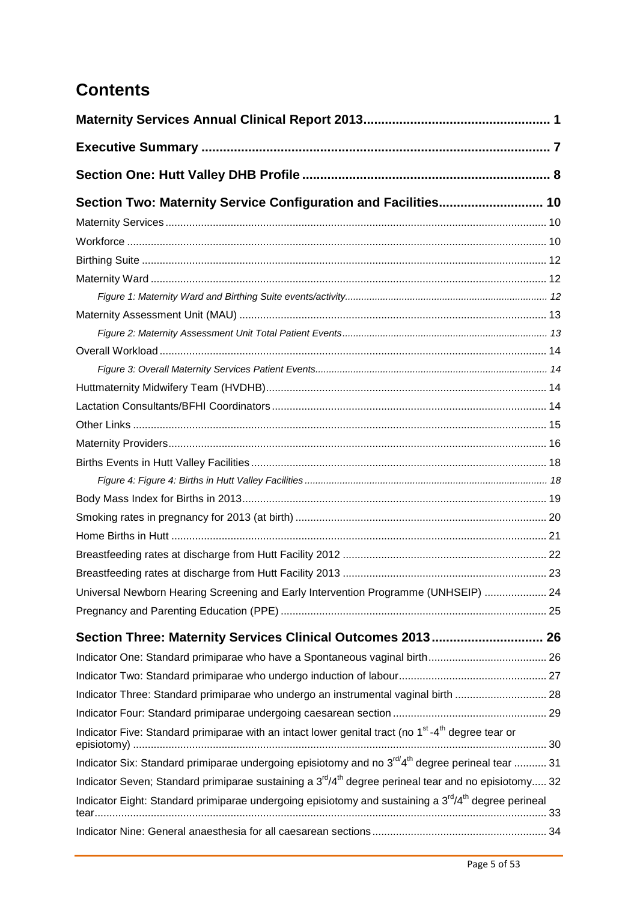# Contents

**Maternity Services Annual Clinical Report 2013** ........ 1

**Executive Summary** ........ 7

**Section One: Hutt Valley DHB Profile** ........ 8

**Section Two: Maternity Service Configuration and Facilities** ........ 10

- Maternity Services ........ 10
- Workforce ........ 10
- Birthing Suite ........ 12
- Maternity Ward ........ 12
  - *Figure 1: Maternity Ward and Birthing Suite events/activity* ........ 12
- Maternity Assessment Unit (MAU) ........ 13
  - *Figure 2: Maternity Assessment Unit Total Patient Events* ........ 13
- Overall Workload ........ 14
  - *Figure 3: Overall Maternity Services Patient Events* ........ 14
- Huttmaternity Midwifery Team (HVDHB) ........ 14
- Lactation Consultants/BFHI Coordinators ........ 14
- Other Links ........ 15
- Maternity Providers ........ 16
- Births Events in Hutt Valley Facilities ........ 18
  - *Figure 4: Figure 4: Births in Hutt Valley Facilities* ........ 18
- Body Mass Index for Births in 2013 ........ 19
- Smoking rates in pregnancy for 2013 (at birth) ........ 20
- Home Births in Hutt ........ 21
- Breastfeeding rates at discharge from Hutt Facility 2012 ........ 22
- Breastfeeding rates at discharge from Hutt Facility 2013 ........ 23
- Universal Newborn Hearing Screening and Early Intervention Programme (UNHSEIP) ........ 24
- Pregnancy and Parenting Education (PPE) ........ 25

**Section Three: Maternity Services Clinical Outcomes 2013** ........ 26

- Indicator One: Standard primiparae who have a Spontaneous vaginal birth ........ 26
- Indicator Two: Standard primiparae who undergo induction of labour ........ 27
- Indicator Three: Standard primiparae who undergo an instrumental vaginal birth ........ 28
- Indicator Four: Standard primiparae undergoing caesarean section ........ 29
- Indicator Five: Standard primiparae with an intact lower genital tract (no 1st-4th degree tear or episiotomy) ........ 30
- Indicator Six: Standard primiparae undergoing episiotomy and no 3rd/4th degree perineal tear ........ 31
- Indicator Seven; Standard primiparae sustaining a 3rd/4th degree perineal tear and no episiotomy ........ 32
- Indicator Eight: Standard primiparae undergoing episiotomy and sustaining a 3rd/4th degree perineal tear ........ 33
- Indicator Nine: General anaesthesia for all caesarean sections ........ 34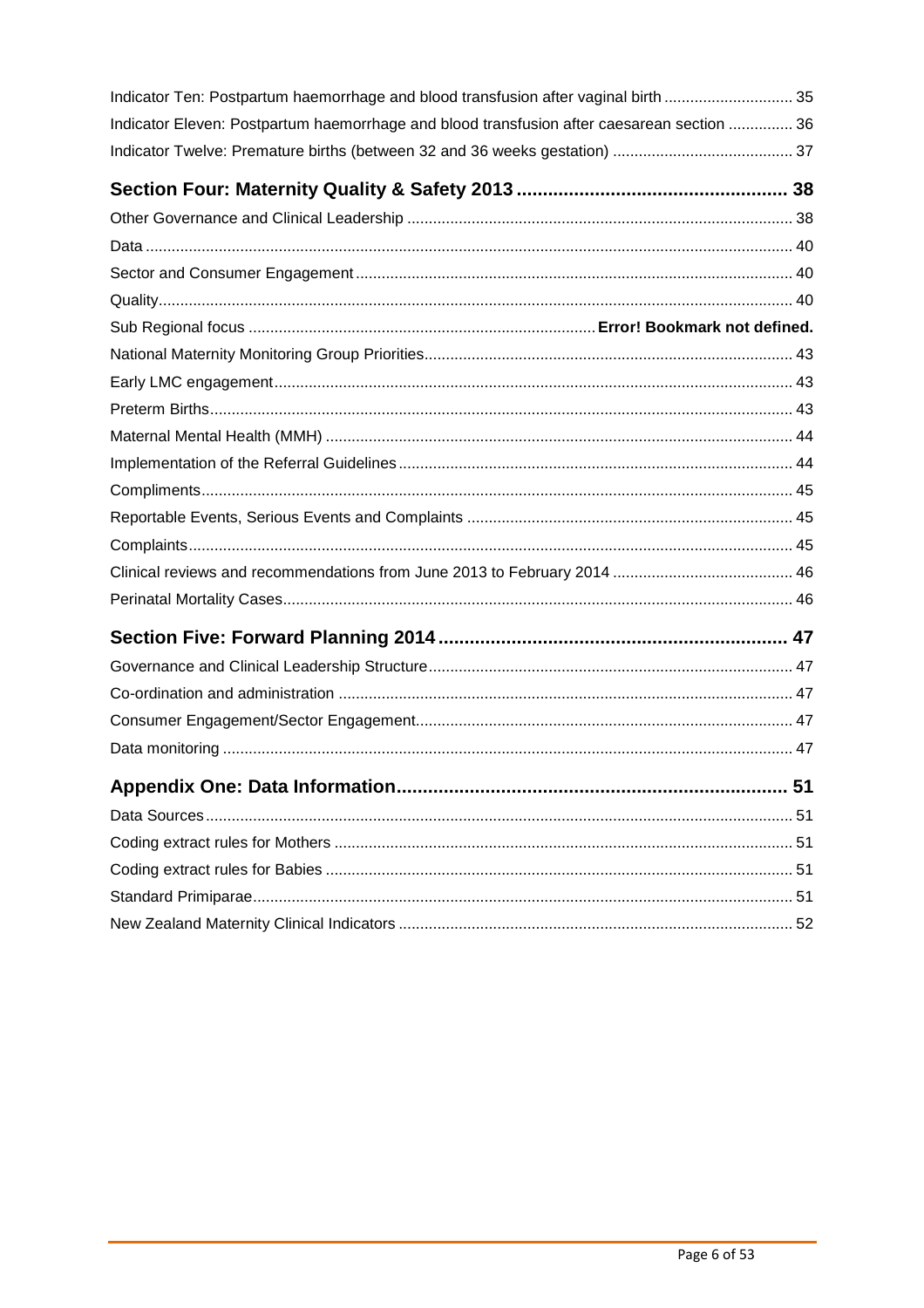Indicator Ten: Postpartum haemorrhage and blood transfusion after vaginal birth ............................ 35

Indicator Eleven: Postpartum haemorrhage and blood transfusion after caesarean section ............... 36

Indicator Twelve: Premature births (between 32 and 36 weeks gestation) .......................................... 37

**Section Four: Maternity Quality & Safety 2013 .................................................... 38**

Other Governance and Clinical Leadership ........................................................................................ 38

Data .................................................................................................................................................... 40

Sector and Consumer Engagement .................................................................................................... 40

Quality ................................................................................................................................................ 40

Sub Regional focus ................................................................................ **Error! Bookmark not defined.**

National Maternity Monitoring Group Priorities .................................................................................... 43

Early LMC engagement ....................................................................................................................... 43

Preterm Births ...................................................................................................................................... 43

Maternal Mental Health (MMH) ........................................................................................................... 44

Implementation of the Referral Guidelines .......................................................................................... 44

Compliments ........................................................................................................................................ 45

Reportable Events, Serious Events and Complaints ........................................................................... 45

Complaints ........................................................................................................................................... 45

Clinical reviews and recommendations from June 2013 to February 2014 .......................................... 46

Perinatal Mortality Cases ..................................................................................................................... 46

**Section Five: Forward Planning 2014 .................................................................. 47**

Governance and Clinical Leadership Structure .................................................................................... 47

Co-ordination and administration ........................................................................................................ 47

Consumer Engagement/Sector Engagement ....................................................................................... 47

Data monitoring ................................................................................................................................... 47

**Appendix One: Data Information .......................................................................... 51**

Data Sources ....................................................................................................................................... 51

Coding extract rules for Mothers .......................................................................................................... 51

Coding extract rules for Babies ............................................................................................................ 51

Standard Primiparae ............................................................................................................................ 51

New Zealand Maternity Clinical Indicators ........................................................................................... 52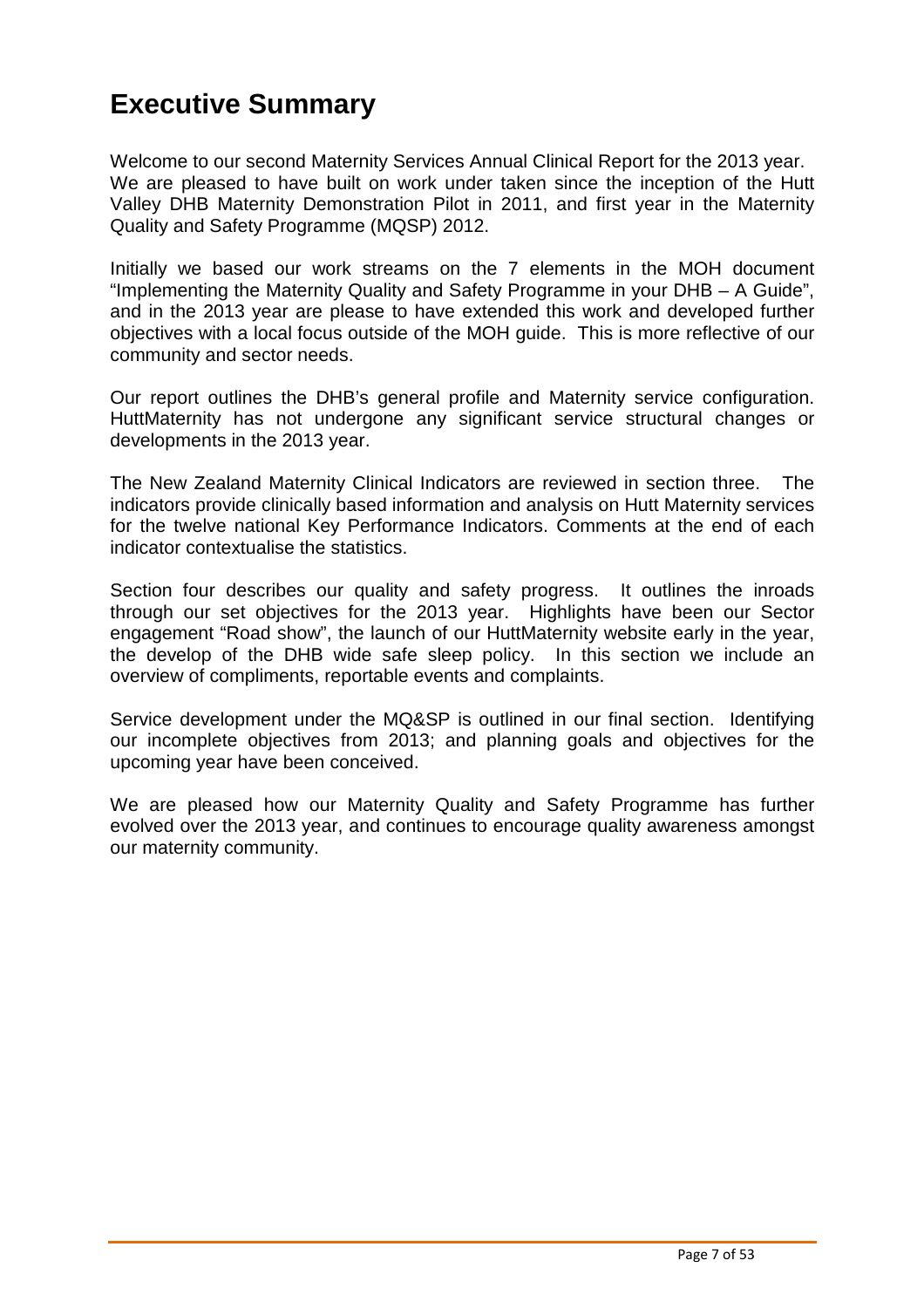# Executive Summary

Welcome to our second Maternity Services Annual Clinical Report for the 2013 year. We are pleased to have built on work under taken since the inception of the Hutt Valley DHB Maternity Demonstration Pilot in 2011, and first year in the Maternity Quality and Safety Programme (MQSP) 2012.

Initially we based our work streams on the 7 elements in the MOH document "Implementing the Maternity Quality and Safety Programme in your DHB – A Guide", and in the 2013 year are please to have extended this work and developed further objectives with a local focus outside of the MOH guide. This is more reflective of our community and sector needs.

Our report outlines the DHB's general profile and Maternity service configuration. HuttMaternity has not undergone any significant service structural changes or developments in the 2013 year.

The New Zealand Maternity Clinical Indicators are reviewed in section three. The indicators provide clinically based information and analysis on Hutt Maternity services for the twelve national Key Performance Indicators. Comments at the end of each indicator contextualise the statistics.

Section four describes our quality and safety progress. It outlines the inroads through our set objectives for the 2013 year. Highlights have been our Sector engagement "Road show", the launch of our HuttMaternity website early in the year, the develop of the DHB wide safe sleep policy. In this section we include an overview of compliments, reportable events and complaints.

Service development under the MQ&SP is outlined in our final section. Identifying our incomplete objectives from 2013; and planning goals and objectives for the upcoming year have been conceived.

We are pleased how our Maternity Quality and Safety Programme has further evolved over the 2013 year, and continues to encourage quality awareness amongst our maternity community.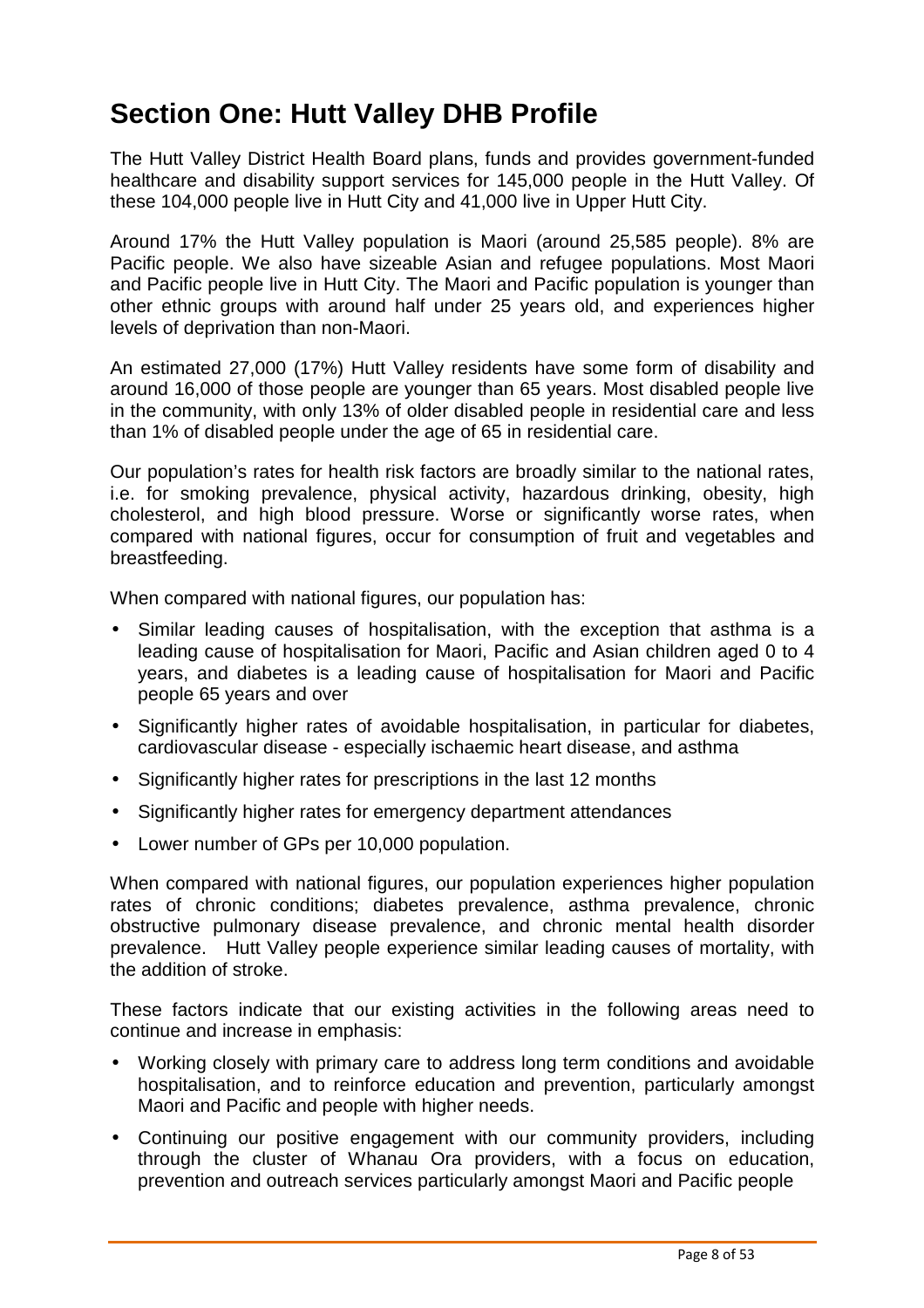# Section One: Hutt Valley DHB Profile

The Hutt Valley District Health Board plans, funds and provides government-funded healthcare and disability support services for 145,000 people in the Hutt Valley. Of these 104,000 people live in Hutt City and 41,000 live in Upper Hutt City.

Around 17% the Hutt Valley population is Maori (around 25,585 people). 8% are Pacific people. We also have sizeable Asian and refugee populations. Most Maori and Pacific people live in Hutt City. The Maori and Pacific population is younger than other ethnic groups with around half under 25 years old, and experiences higher levels of deprivation than non-Maori.

An estimated 27,000 (17%) Hutt Valley residents have some form of disability and around 16,000 of those people are younger than 65 years. Most disabled people live in the community, with only 13% of older disabled people in residential care and less than 1% of disabled people under the age of 65 in residential care.

Our population's rates for health risk factors are broadly similar to the national rates, i.e. for smoking prevalence, physical activity, hazardous drinking, obesity, high cholesterol, and high blood pressure. Worse or significantly worse rates, when compared with national figures, occur for consumption of fruit and vegetables and breastfeeding.

When compared with national figures, our population has:

- Similar leading causes of hospitalisation, with the exception that asthma is a leading cause of hospitalisation for Maori, Pacific and Asian children aged 0 to 4 years, and diabetes is a leading cause of hospitalisation for Maori and Pacific people 65 years and over
- Significantly higher rates of avoidable hospitalisation, in particular for diabetes, cardiovascular disease - especially ischaemic heart disease, and asthma
- Significantly higher rates for prescriptions in the last 12 months
- Significantly higher rates for emergency department attendances
- Lower number of GPs per 10,000 population.

When compared with national figures, our population experiences higher population rates of chronic conditions; diabetes prevalence, asthma prevalence, chronic obstructive pulmonary disease prevalence, and chronic mental health disorder prevalence. Hutt Valley people experience similar leading causes of mortality, with the addition of stroke.

These factors indicate that our existing activities in the following areas need to continue and increase in emphasis:

- Working closely with primary care to address long term conditions and avoidable hospitalisation, and to reinforce education and prevention, particularly amongst Maori and Pacific and people with higher needs.
- Continuing our positive engagement with our community providers, including through the cluster of Whanau Ora providers, with a focus on education, prevention and outreach services particularly amongst Maori and Pacific people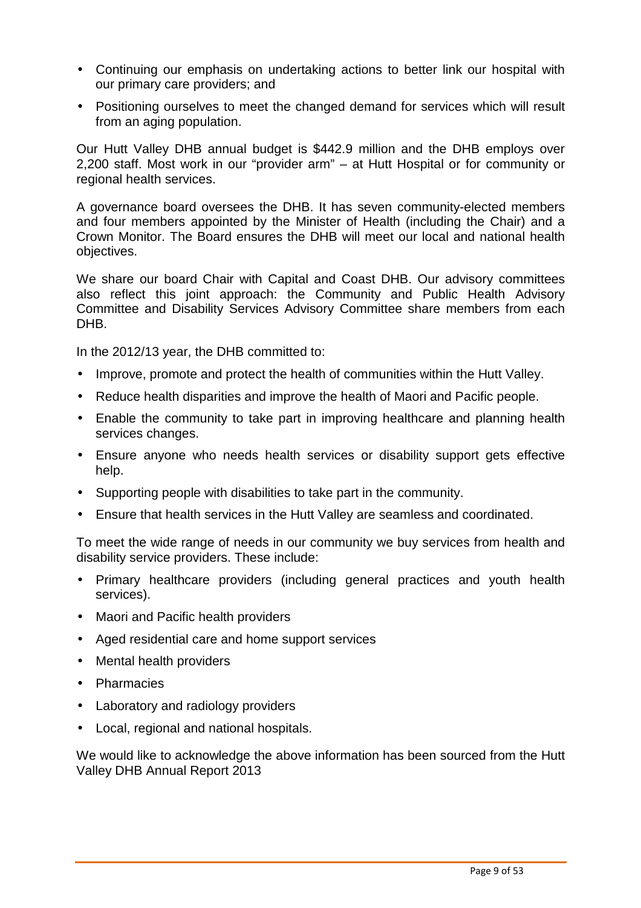- Continuing our emphasis on undertaking actions to better link our hospital with our primary care providers; and
- Positioning ourselves to meet the changed demand for services which will result from an aging population.

Our Hutt Valley DHB annual budget is $442.9 million and the DHB employs over 2,200 staff. Most work in our "provider arm" – at Hutt Hospital or for community or regional health services.

A governance board oversees the DHB. It has seven community-elected members and four members appointed by the Minister of Health (including the Chair) and a Crown Monitor. The Board ensures the DHB will meet our local and national health objectives.

We share our board Chair with Capital and Coast DHB. Our advisory committees also reflect this joint approach: the Community and Public Health Advisory Committee and Disability Services Advisory Committee share members from each DHB.

In the 2012/13 year, the DHB committed to:

- Improve, promote and protect the health of communities within the Hutt Valley.
- Reduce health disparities and improve the health of Maori and Pacific people.
- Enable the community to take part in improving healthcare and planning health services changes.
- Ensure anyone who needs health services or disability support gets effective help.
- Supporting people with disabilities to take part in the community.
- Ensure that health services in the Hutt Valley are seamless and coordinated.

To meet the wide range of needs in our community we buy services from health and disability service providers. These include:

- Primary healthcare providers (including general practices and youth health services).
- Maori and Pacific health providers
- Aged residential care and home support services
- Mental health providers
- Pharmacies
- Laboratory and radiology providers
- Local, regional and national hospitals.

We would like to acknowledge the above information has been sourced from the Hutt Valley DHB Annual Report 2013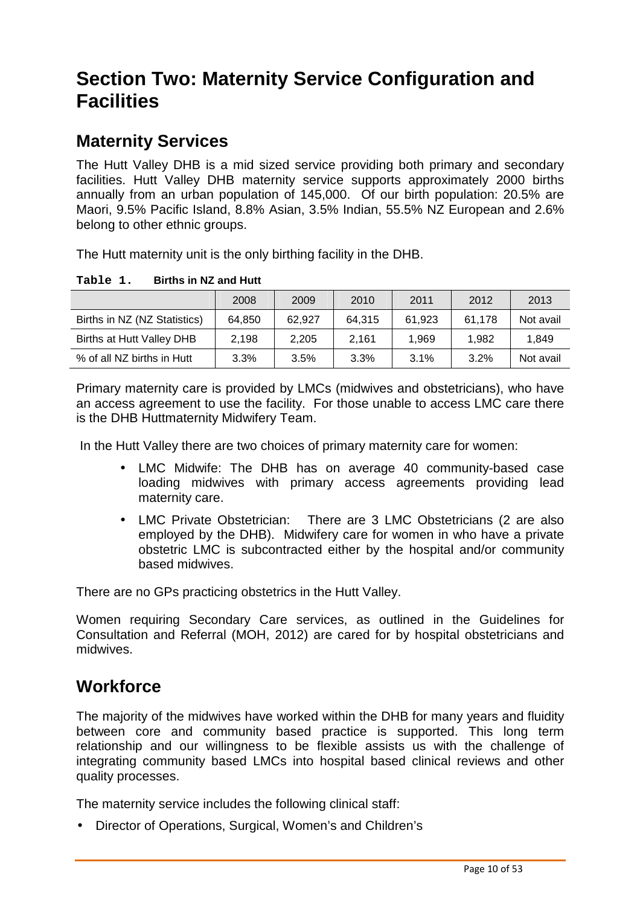# Section Two: Maternity Service Configuration and Facilities

## Maternity Services

The Hutt Valley DHB is a mid sized service providing both primary and secondary facilities. Hutt Valley DHB maternity service supports approximately 2000 births annually from an urban population of 145,000. Of our birth population: 20.5% are Maori, 9.5% Pacific Island, 8.8% Asian, 3.5% Indian, 55.5% NZ European and 2.6% belong to other ethnic groups.

The Hutt maternity unit is the only birthing facility in the DHB.

**Table 1. Births in NZ and Hutt**

| | 2008 | 2009 | 2010 | 2011 | 2012 | 2013 |
|---|---|---|---|---|---|---|
| Births in NZ (NZ Statistics) | 64,850 | 62,927 | 64,315 | 61,923 | 61,178 | Not avail |
| Births at Hutt Valley DHB | 2,198 | 2,205 | 2,161 | 1,969 | 1,982 | 1,849 |
| % of all NZ births in Hutt | 3.3% | 3.5% | 3.3% | 3.1% | 3.2% | Not avail |

Primary maternity care is provided by LMCs (midwives and obstetricians), who have an access agreement to use the facility. For those unable to access LMC care there is the DHB Huttmaternity Midwifery Team.

In the Hutt Valley there are two choices of primary maternity care for women:

- LMC Midwife: The DHB has on average 40 community-based case loading midwives with primary access agreements providing lead maternity care.
- LMC Private Obstetrician: There are 3 LMC Obstetricians (2 are also employed by the DHB). Midwifery care for women in who have a private obstetric LMC is subcontracted either by the hospital and/or community based midwives.

There are no GPs practicing obstetrics in the Hutt Valley.

Women requiring Secondary Care services, as outlined in the Guidelines for Consultation and Referral (MOH, 2012) are cared for by hospital obstetricians and midwives.

## Workforce

The majority of the midwives have worked within the DHB for many years and fluidity between core and community based practice is supported. This long term relationship and our willingness to be flexible assists us with the challenge of integrating community based LMCs into hospital based clinical reviews and other quality processes.

The maternity service includes the following clinical staff:

- Director of Operations, Surgical, Women's and Children's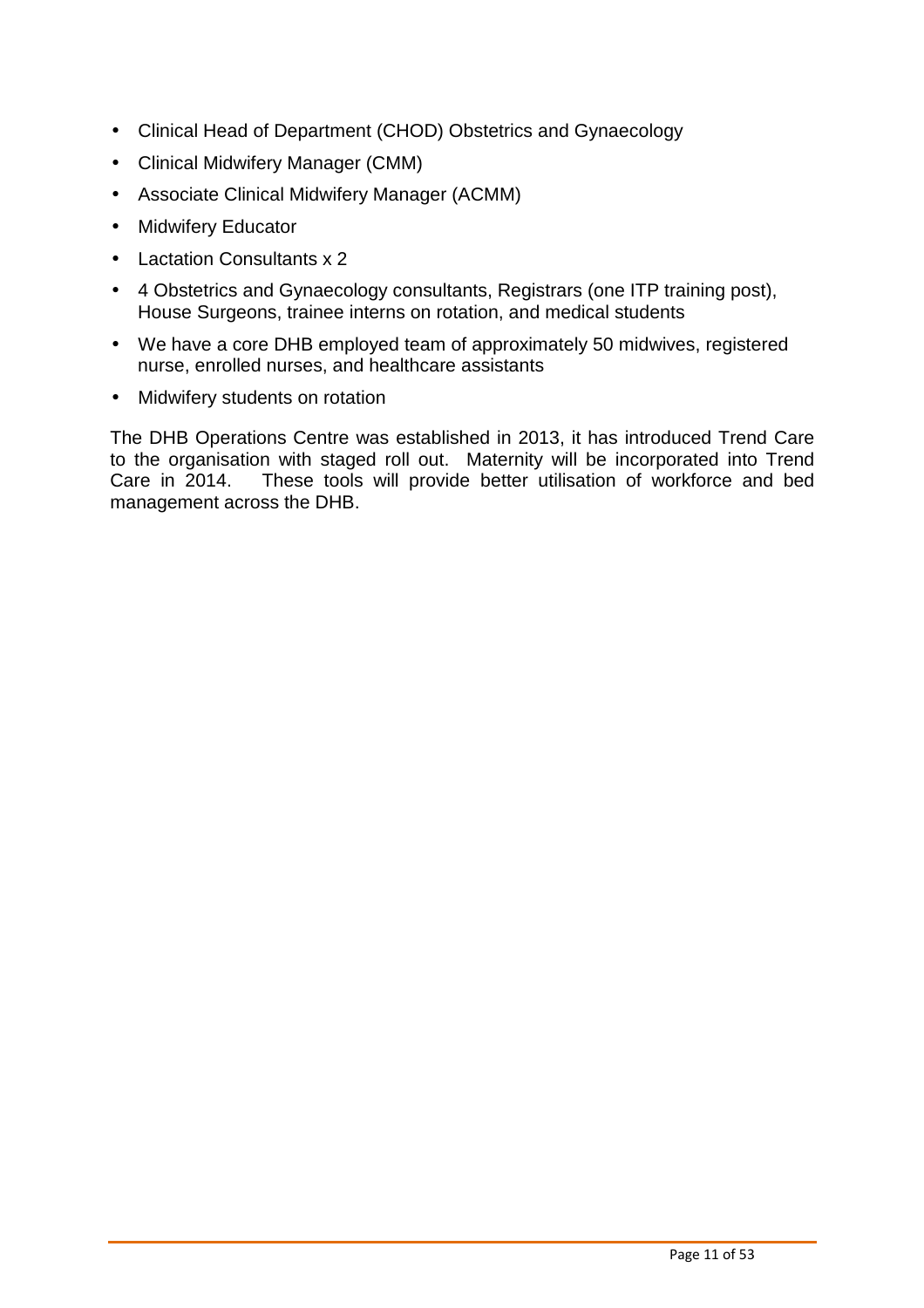- Clinical Head of Department (CHOD) Obstetrics and Gynaecology
- Clinical Midwifery Manager (CMM)
- Associate Clinical Midwifery Manager (ACMM)
- Midwifery Educator
- Lactation Consultants x 2
- 4 Obstetrics and Gynaecology consultants, Registrars (one ITP training post), House Surgeons, trainee interns on rotation, and medical students
- We have a core DHB employed team of approximately 50 midwives, registered nurse, enrolled nurses, and healthcare assistants
- Midwifery students on rotation

The DHB Operations Centre was established in 2013, it has introduced Trend Care to the organisation with staged roll out. Maternity will be incorporated into Trend Care in 2014. These tools will provide better utilisation of workforce and bed management across the DHB.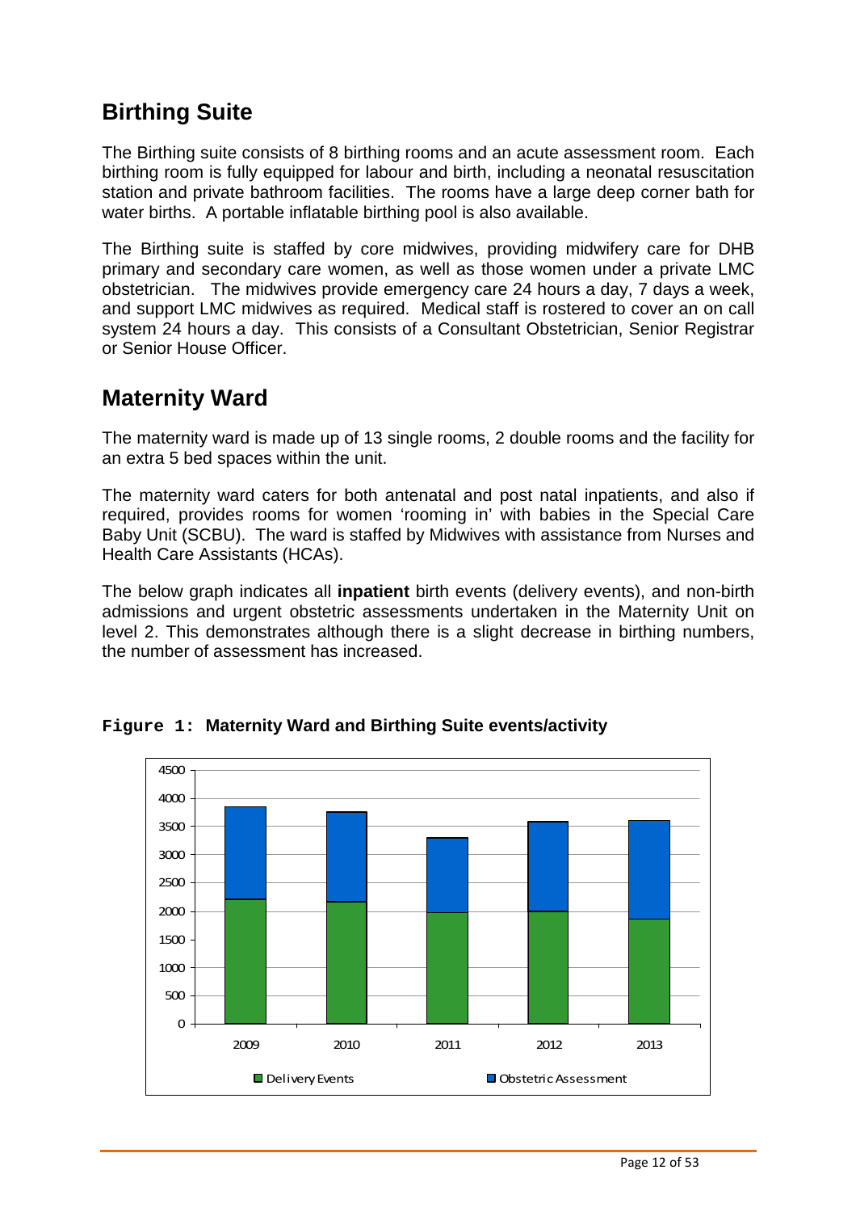## Birthing Suite

The Birthing suite consists of 8 birthing rooms and an acute assessment room. Each birthing room is fully equipped for labour and birth, including a neonatal resuscitation station and private bathroom facilities. The rooms have a large deep corner bath for water births. A portable inflatable birthing pool is also available.

The Birthing suite is staffed by core midwives, providing midwifery care for DHB primary and secondary care women, as well as those women under a private LMC obstetrician. The midwives provide emergency care 24 hours a day, 7 days a week, and support LMC midwives as required. Medical staff is rostered to cover an on call system 24 hours a day. This consists of a Consultant Obstetrician, Senior Registrar or Senior House Officer.

## Maternity Ward

The maternity ward is made up of 13 single rooms, 2 double rooms and the facility for an extra 5 bed spaces within the unit.

The maternity ward caters for both antenatal and post natal inpatients, and also if required, provides rooms for women 'rooming in' with babies in the Special Care Baby Unit (SCBU). The ward is staffed by Midwives with assistance from Nurses and Health Care Assistants (HCAs).

The below graph indicates all **inpatient** birth events (delivery events), and non-birth admissions and urgent obstetric assessments undertaken in the Maternity Unit on level 2. This demonstrates although there is a slight decrease in birthing numbers, the number of assessment has increased.

**Figure 1: Maternity Ward and Birthing Suite events/activity**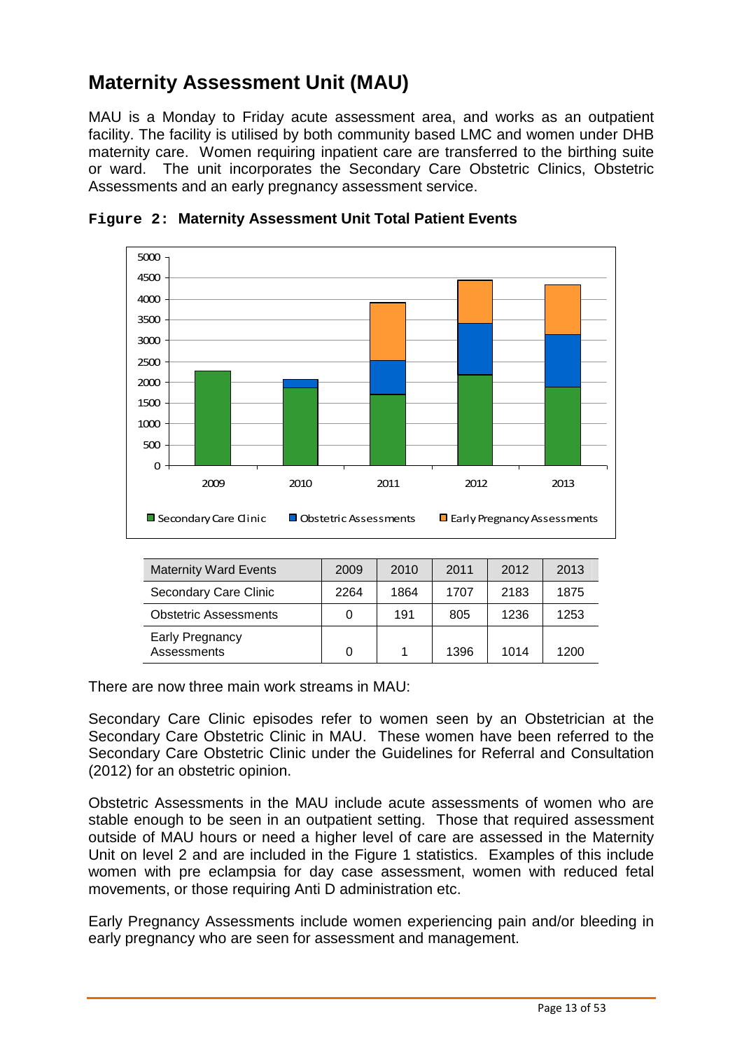# Maternity Assessment Unit (MAU)

MAU is a Monday to Friday acute assessment area, and works as an outpatient facility. The facility is utilised by both community based LMC and women under DHB maternity care. Women requiring inpatient care are transferred to the birthing suite or ward. The unit incorporates the Secondary Care Obstetric Clinics, Obstetric Assessments and an early pregnancy assessment service.

**Figure 2: Maternity Assessment Unit Total Patient Events**

| Maternity Ward Events | 2009 | 2010 | 2011 | 2012 | 2013 |
|---|---|---|---|---|---|
| Secondary Care Clinic | 2264 | 1864 | 1707 | 2183 | 1875 |
| Obstetric Assessments | 0 | 191 | 805 | 1236 | 1253 |
| Early Pregnancy Assessments | 0 | 1 | 1396 | 1014 | 1200 |

There are now three main work streams in MAU:

Secondary Care Clinic episodes refer to women seen by an Obstetrician at the Secondary Care Obstetric Clinic in MAU. These women have been referred to the Secondary Care Obstetric Clinic under the Guidelines for Referral and Consultation (2012) for an obstetric opinion.

Obstetric Assessments in the MAU include acute assessments of women who are stable enough to be seen in an outpatient setting. Those that required assessment outside of MAU hours or need a higher level of care are assessed in the Maternity Unit on level 2 and are included in the Figure 1 statistics. Examples of this include women with pre eclampsia for day case assessment, women with reduced fetal movements, or those requiring Anti D administration etc.

Early Pregnancy Assessments include women experiencing pain and/or bleeding in early pregnancy who are seen for assessment and management.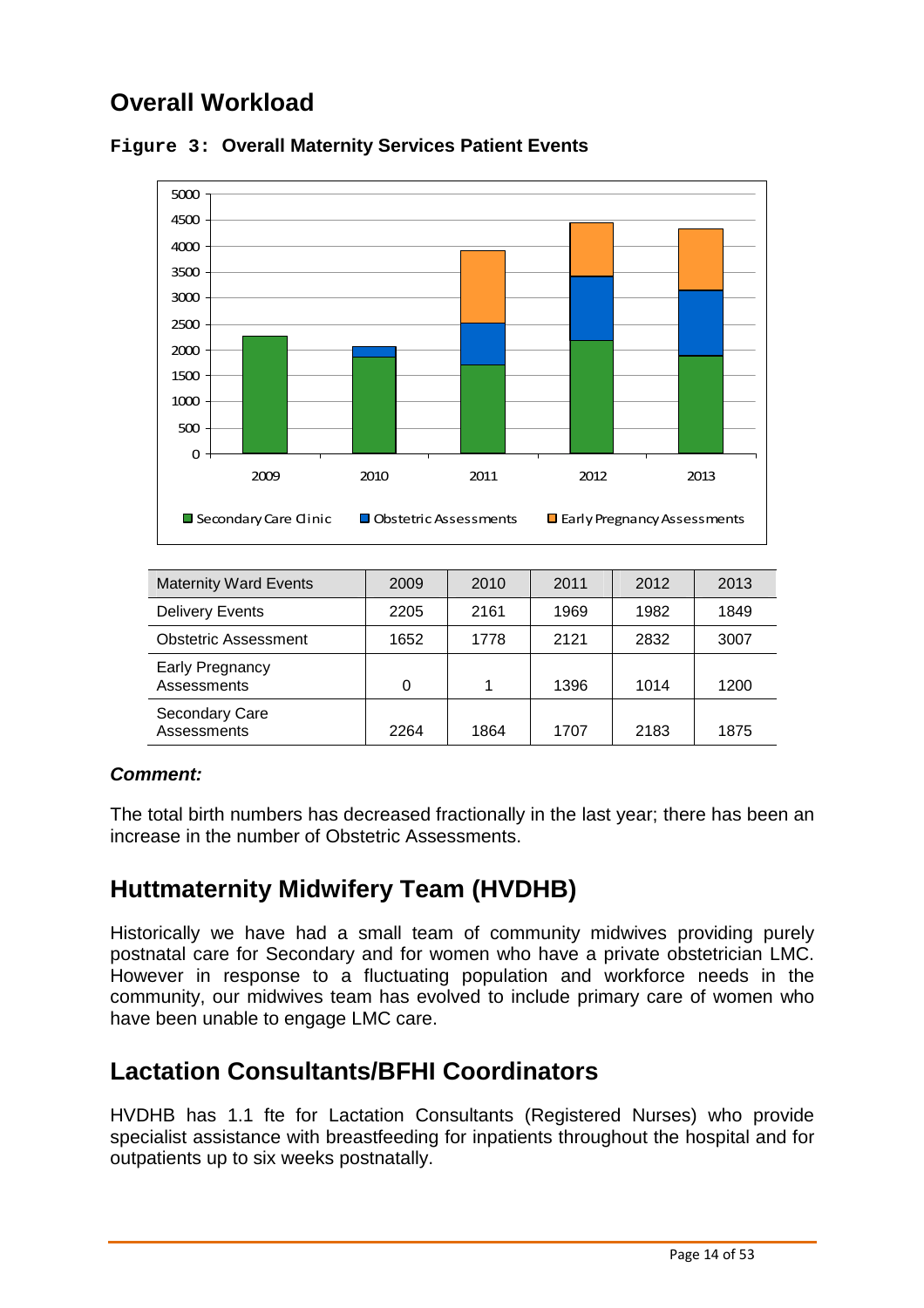## Overall Workload

**Figure 3: Overall Maternity Services Patient Events**

| Maternity Ward Events | 2009 | 2010 | 2011 | 2012 | 2013 |
|---|---|---|---|---|---|
| Delivery Events | 2205 | 2161 | 1969 | 1982 | 1849 |
| Obstetric Assessment | 1652 | 1778 | 2121 | 2832 | 3007 |
| Early Pregnancy Assessments | 0 | 1 | 1396 | 1014 | 1200 |
| Secondary Care Assessments | 2264 | 1864 | 1707 | 2183 | 1875 |

***Comment:***

The total birth numbers has decreased fractionally in the last year; there has been an increase in the number of Obstetric Assessments.

## Huttmaternity Midwifery Team (HVDHB)

Historically we have had a small team of community midwives providing purely postnatal care for Secondary and for women who have a private obstetrician LMC. However in response to a fluctuating population and workforce needs in the community, our midwives team has evolved to include primary care of women who have been unable to engage LMC care.

## Lactation Consultants/BFHI Coordinators

HVDHB has 1.1 fte for Lactation Consultants (Registered Nurses) who provide specialist assistance with breastfeeding for inpatients throughout the hospital and for outpatients up to six weeks postnatally.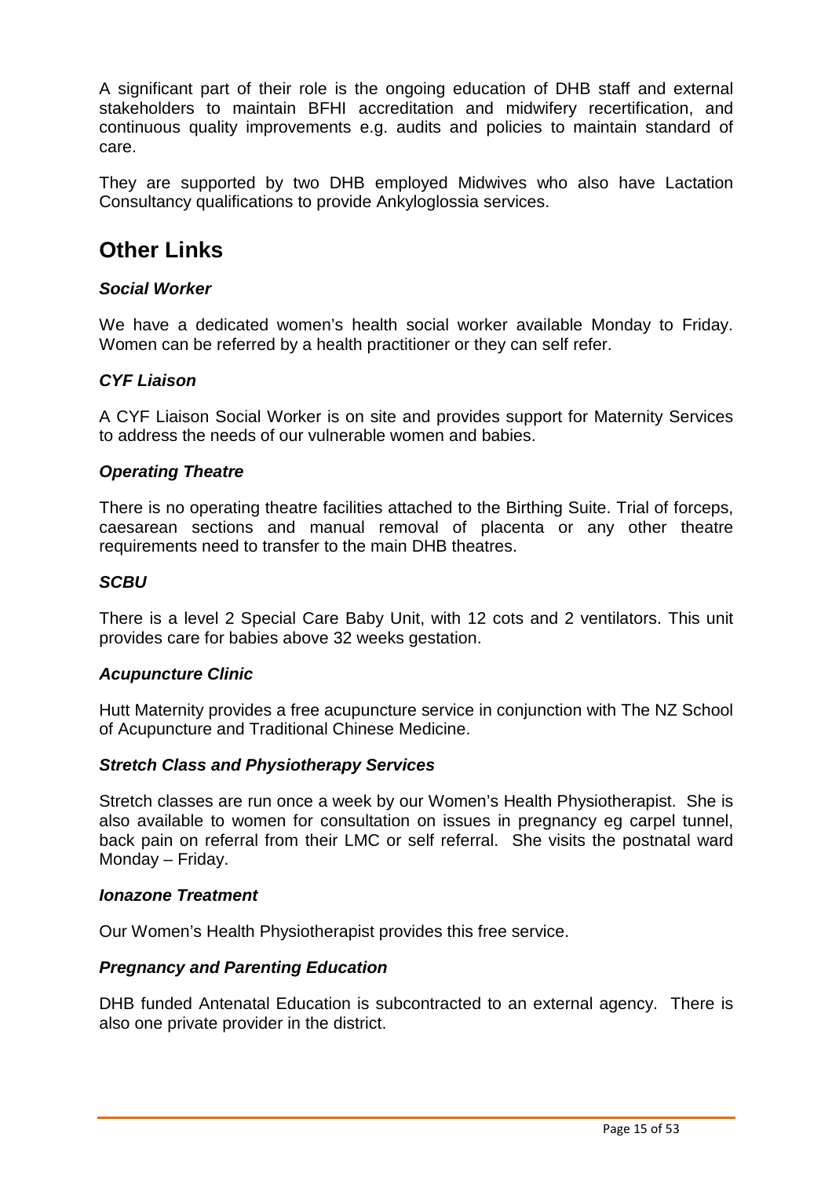A significant part of their role is the ongoing education of DHB staff and external stakeholders to maintain BFHI accreditation and midwifery recertification, and continuous quality improvements e.g. audits and policies to maintain standard of care.

They are supported by two DHB employed Midwives who also have Lactation Consultancy qualifications to provide Ankyloglossia services.

## Other Links

### *Social Worker*

We have a dedicated women's health social worker available Monday to Friday. Women can be referred by a health practitioner or they can self refer.

### *CYF Liaison*

A CYF Liaison Social Worker is on site and provides support for Maternity Services to address the needs of our vulnerable women and babies.

### *Operating Theatre*

There is no operating theatre facilities attached to the Birthing Suite. Trial of forceps, caesarean sections and manual removal of placenta or any other theatre requirements need to transfer to the main DHB theatres.

### *SCBU*

There is a level 2 Special Care Baby Unit, with 12 cots and 2 ventilators. This unit provides care for babies above 32 weeks gestation.

### *Acupuncture Clinic*

Hutt Maternity provides a free acupuncture service in conjunction with The NZ School of Acupuncture and Traditional Chinese Medicine.

### *Stretch Class and Physiotherapy Services*

Stretch classes are run once a week by our Women's Health Physiotherapist. She is also available to women for consultation on issues in pregnancy eg carpel tunnel, back pain on referral from their LMC or self referral. She visits the postnatal ward Monday – Friday.

### *Ionazone Treatment*

Our Women's Health Physiotherapist provides this free service.

### *Pregnancy and Parenting Education*

DHB funded Antenatal Education is subcontracted to an external agency. There is also one private provider in the district.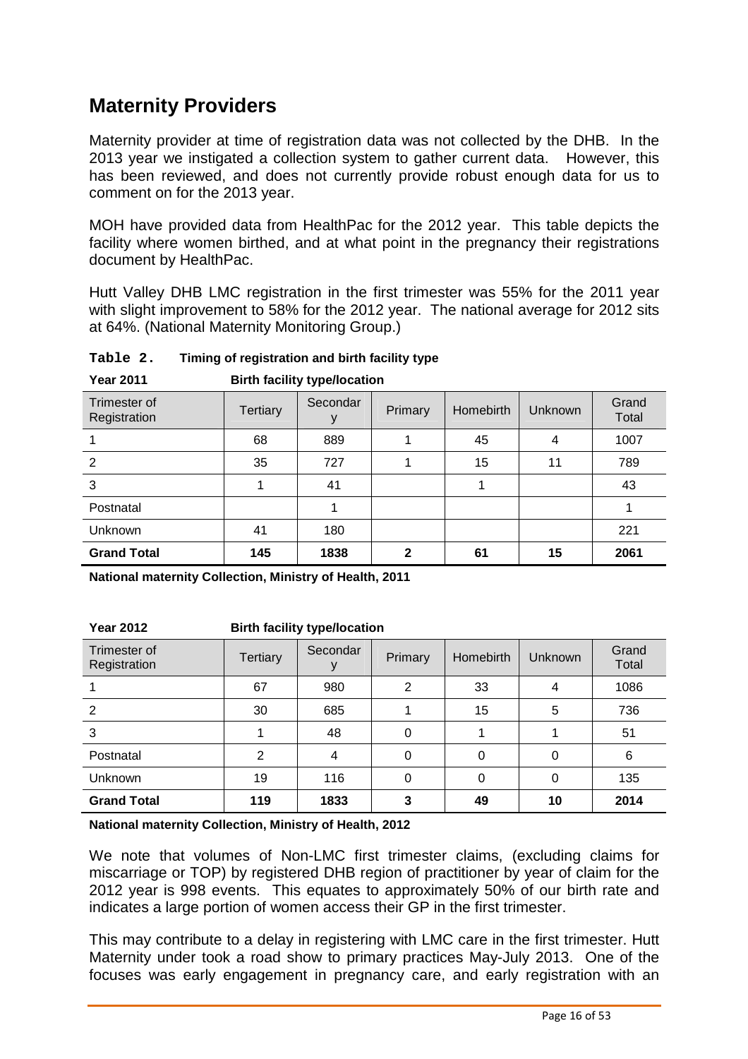# Maternity Providers

Maternity provider at time of registration data was not collected by the DHB. In the 2013 year we instigated a collection system to gather current data. However, this has been reviewed, and does not currently provide robust enough data for us to comment on for the 2013 year.

MOH have provided data from HealthPac for the 2012 year. This table depicts the facility where women birthed, and at what point in the pregnancy their registrations document by HealthPac.

Hutt Valley DHB LMC registration in the first trimester was 55% for the 2011 year with slight improvement to 58% for the 2012 year. The national average for 2012 sits at 64%. (National Maternity Monitoring Group.)

**Table 2. Timing of registration and birth facility type**

**Year 2011** **Birth facility type/location**

| Trimester of Registration | Tertiary | Secondary | Primary | Homebirth | Unknown | Grand Total |
|---|---|---|---|---|---|---|
| 1 | 68 | 889 | 1 | 45 | 4 | 1007 |
| 2 | 35 | 727 | 1 | 15 | 11 | 789 |
| 3 | 1 | 41 | | 1 | | 43 |
| Postnatal | | 1 | | | | 1 |
| Unknown | 41 | 180 | | | | 221 |
| **Grand Total** | **145** | **1838** | **2** | **61** | **15** | **2061** |

**National maternity Collection, Ministry of Health, 2011**

**Year 2012** **Birth facility type/location**

| Trimester of Registration | Tertiary | Secondary | Primary | Homebirth | Unknown | Grand Total |
|---|---|---|---|---|---|---|
| 1 | 67 | 980 | 2 | 33 | 4 | 1086 |
| 2 | 30 | 685 | 1 | 15 | 5 | 736 |
| 3 | 1 | 48 | 0 | 1 | 1 | 51 |
| Postnatal | 2 | 4 | 0 | 0 | 0 | 6 |
| Unknown | 19 | 116 | 0 | 0 | 0 | 135 |
| **Grand Total** | **119** | **1833** | **3** | **49** | **10** | **2014** |

**National maternity Collection, Ministry of Health, 2012**

We note that volumes of Non-LMC first trimester claims, (excluding claims for miscarriage or TOP) by registered DHB region of practitioner by year of claim for the 2012 year is 998 events. This equates to approximately 50% of our birth rate and indicates a large portion of women access their GP in the first trimester.

This may contribute to a delay in registering with LMC care in the first trimester. Hutt Maternity under took a road show to primary practices May-July 2013. One of the focuses was early engagement in pregnancy care, and early registration with an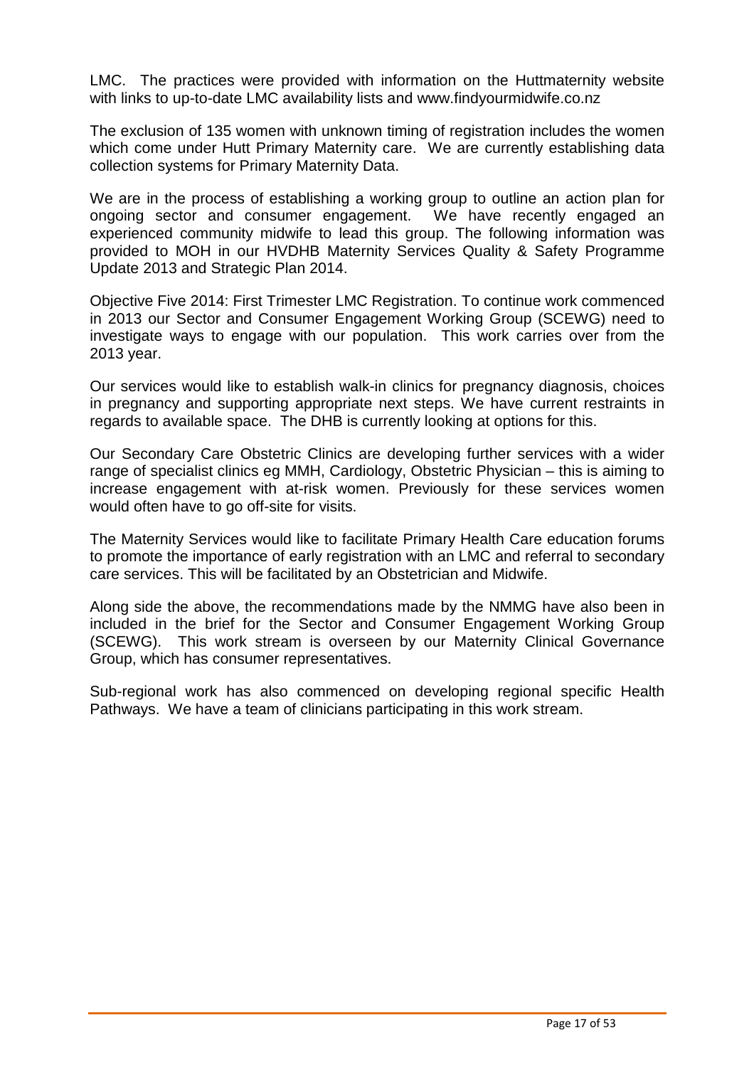LMC. The practices were provided with information on the Huttmaternity website with links to up-to-date LMC availability lists and www.findyourmidwife.co.nz

The exclusion of 135 women with unknown timing of registration includes the women which come under Hutt Primary Maternity care. We are currently establishing data collection systems for Primary Maternity Data.

We are in the process of establishing a working group to outline an action plan for ongoing sector and consumer engagement. We have recently engaged an experienced community midwife to lead this group. The following information was provided to MOH in our HVDHB Maternity Services Quality & Safety Programme Update 2013 and Strategic Plan 2014.

Objective Five 2014: First Trimester LMC Registration. To continue work commenced in 2013 our Sector and Consumer Engagement Working Group (SCEWG) need to investigate ways to engage with our population. This work carries over from the 2013 year.

Our services would like to establish walk-in clinics for pregnancy diagnosis, choices in pregnancy and supporting appropriate next steps. We have current restraints in regards to available space. The DHB is currently looking at options for this.

Our Secondary Care Obstetric Clinics are developing further services with a wider range of specialist clinics eg MMH, Cardiology, Obstetric Physician – this is aiming to increase engagement with at-risk women. Previously for these services women would often have to go off-site for visits.

The Maternity Services would like to facilitate Primary Health Care education forums to promote the importance of early registration with an LMC and referral to secondary care services. This will be facilitated by an Obstetrician and Midwife.

Along side the above, the recommendations made by the NMMG have also been in included in the brief for the Sector and Consumer Engagement Working Group (SCEWG). This work stream is overseen by our Maternity Clinical Governance Group, which has consumer representatives.

Sub-regional work has also commenced on developing regional specific Health Pathways. We have a team of clinicians participating in this work stream.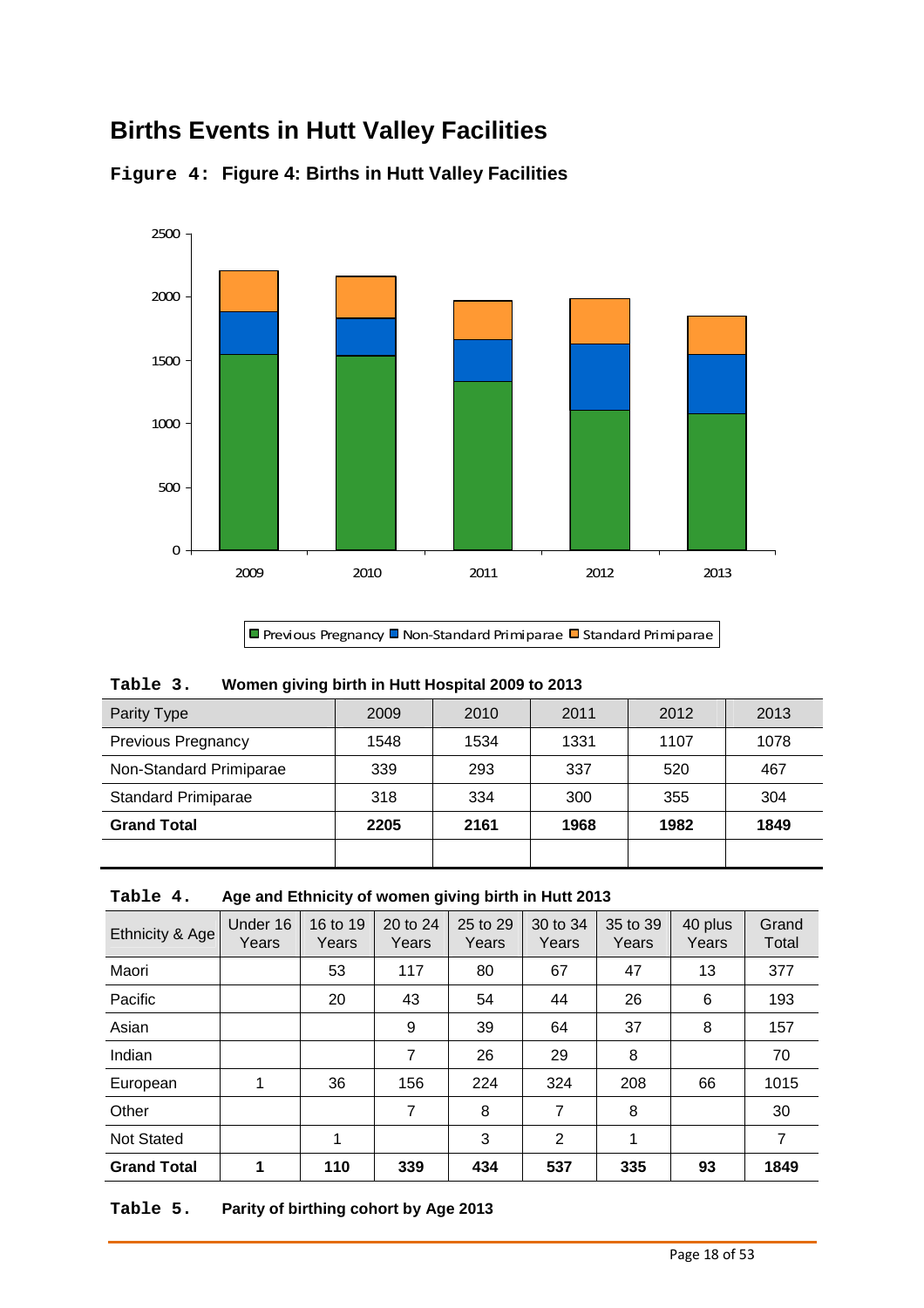# Births Events in Hutt Valley Facilities

**Figure 4: Figure 4: Births in Hutt Valley Facilities**

**Table 3. Women giving birth in Hutt Hospital 2009 to 2013**

| Parity Type | 2009 | 2010 | 2011 | 2012 | 2013 |
|---|---|---|---|---|---|
| Previous Pregnancy | 1548 | 1534 | 1331 | 1107 | 1078 |
| Non-Standard Primiparae | 339 | 293 | 337 | 520 | 467 |
| Standard Primiparae | 318 | 334 | 300 | 355 | 304 |
| **Grand Total** | **2205** | **2161** | **1968** | **1982** | **1849** |

**Table 4. Age and Ethnicity of women giving birth in Hutt 2013**

| Ethnicity & Age | Under 16 Years | 16 to 19 Years | 20 to 24 Years | 25 to 29 Years | 30 to 34 Years | 35 to 39 Years | 40 plus Years | Grand Total |
|---|---|---|---|---|---|---|---|---|
| Maori | | 53 | 117 | 80 | 67 | 47 | 13 | 377 |
| Pacific | | 20 | 43 | 54 | 44 | 26 | 6 | 193 |
| Asian | | | 9 | 39 | 64 | 37 | 8 | 157 |
| Indian | | | 7 | 26 | 29 | 8 | | 70 |
| European | 1 | 36 | 156 | 224 | 324 | 208 | 66 | 1015 |
| Other | | | 7 | 8 | 7 | 8 | | 30 |
| Not Stated | | 1 | | 3 | 2 | 1 | | 7 |
| **Grand Total** | **1** | **110** | **339** | **434** | **537** | **335** | **93** | **1849** |

**Table 5. Parity of birthing cohort by Age 2013**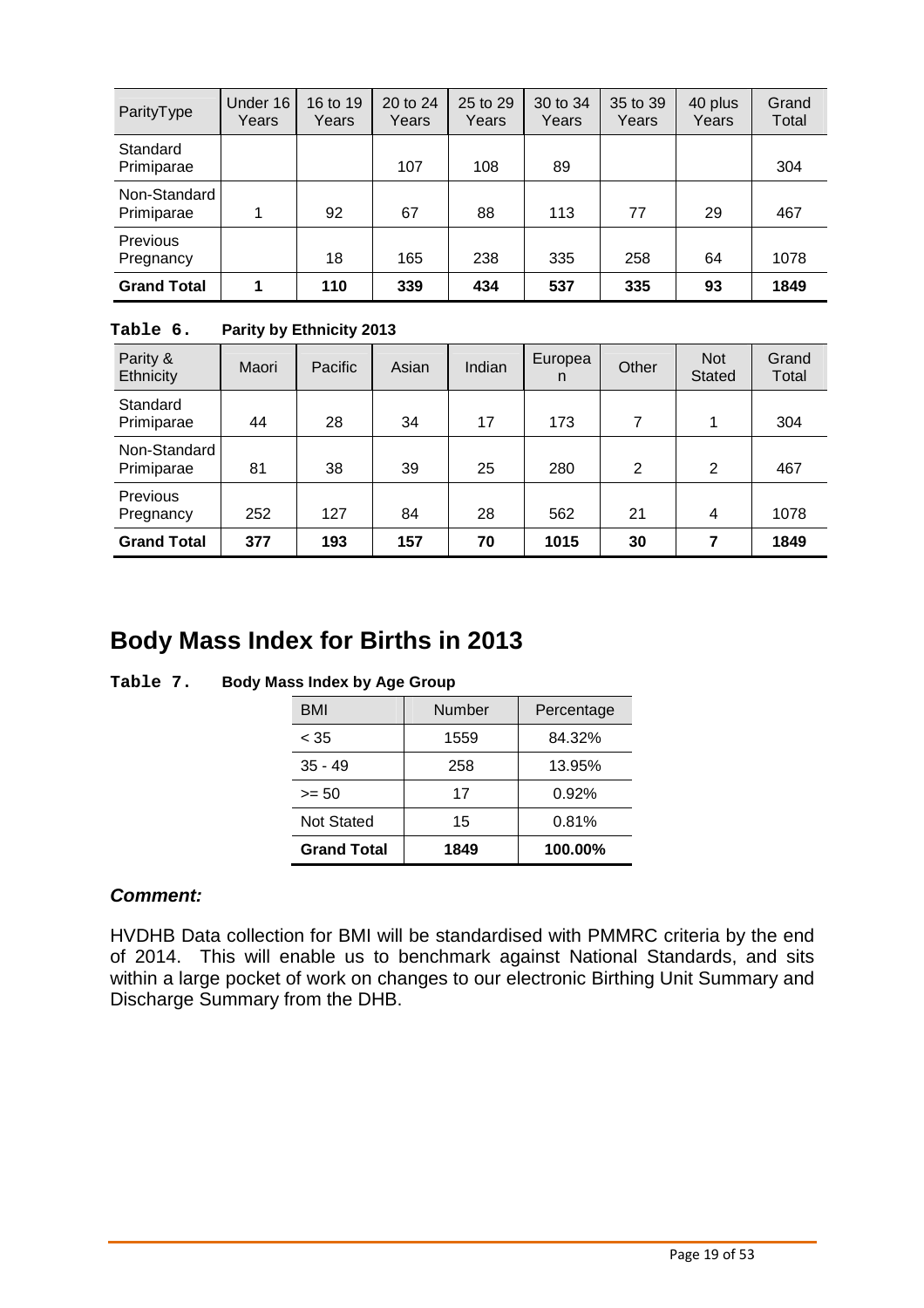| ParityType | Under 16 Years | 16 to 19 Years | 20 to 24 Years | 25 to 29 Years | 30 to 34 Years | 35 to 39 Years | 40 plus Years | Grand Total |
|---|---|---|---|---|---|---|---|---|
| Standard Primiparae | | | 107 | 108 | 89 | | | 304 |
| Non-Standard Primiparae | 1 | 92 | 67 | 88 | 113 | 77 | 29 | 467 |
| Previous Pregnancy | | 18 | 165 | 238 | 335 | 258 | 64 | 1078 |
| **Grand Total** | **1** | **110** | **339** | **434** | **537** | **335** | **93** | **1849** |

**Table 6. Parity by Ethnicity 2013**

| Parity & Ethnicity | Maori | Pacific | Asian | Indian | European | Other | Not Stated | Grand Total |
|---|---|---|---|---|---|---|---|---|
| Standard Primiparae | 44 | 28 | 34 | 17 | 173 | 7 | 1 | 304 |
| Non-Standard Primiparae | 81 | 38 | 39 | 25 | 280 | 2 | 2 | 467 |
| Previous Pregnancy | 252 | 127 | 84 | 28 | 562 | 21 | 4 | 1078 |
| **Grand Total** | **377** | **193** | **157** | **70** | **1015** | **30** | **7** | **1849** |

# Body Mass Index for Births in 2013

**Table 7. Body Mass Index by Age Group**

| BMI | Number | Percentage |
|---|---|---|
| < 35 | 1559 | 84.32% |
| 35 - 49 | 258 | 13.95% |
| >= 50 | 17 | 0.92% |
| Not Stated | 15 | 0.81% |
| **Grand Total** | **1849** | **100.00%** |

***Comment:***

HVDHB Data collection for BMI will be standardised with PMMRC criteria by the end of 2014. This will enable us to benchmark against National Standards, and sits within a large pocket of work on changes to our electronic Birthing Unit Summary and Discharge Summary from the DHB.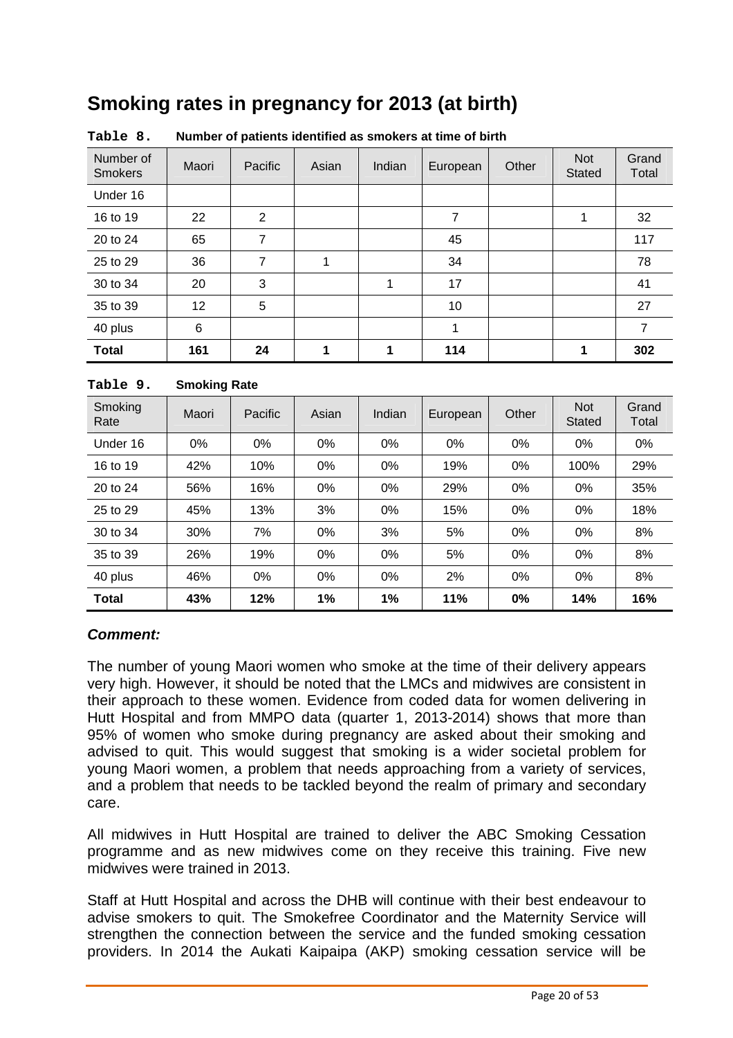# Smoking rates in pregnancy for 2013 (at birth)

**Table 8. Number of patients identified as smokers at time of birth**

| Number of Smokers | Maori | Pacific | Asian | Indian | European | Other | Not Stated | Grand Total |
|---|---|---|---|---|---|---|---|---|
| Under 16 | | | | | | | | |
| 16 to 19 | 22 | 2 | | | 7 | | 1 | 32 |
| 20 to 24 | 65 | 7 | | | 45 | | | 117 |
| 25 to 29 | 36 | 7 | 1 | | 34 | | | 78 |
| 30 to 34 | 20 | 3 | | 1 | 17 | | | 41 |
| 35 to 39 | 12 | 5 | | | 10 | | | 27 |
| 40 plus | 6 | | | | 1 | | | 7 |
| **Total** | **161** | **24** | **1** | **1** | **114** | | **1** | **302** |

**Table 9. Smoking Rate**

| Smoking Rate | Maori | Pacific | Asian | Indian | European | Other | Not Stated | Grand Total |
|---|---|---|---|---|---|---|---|---|
| Under 16 | 0% | 0% | 0% | 0% | 0% | 0% | 0% | 0% |
| 16 to 19 | 42% | 10% | 0% | 0% | 19% | 0% | 100% | 29% |
| 20 to 24 | 56% | 16% | 0% | 0% | 29% | 0% | 0% | 35% |
| 25 to 29 | 45% | 13% | 3% | 0% | 15% | 0% | 0% | 18% |
| 30 to 34 | 30% | 7% | 0% | 3% | 5% | 0% | 0% | 8% |
| 35 to 39 | 26% | 19% | 0% | 0% | 5% | 0% | 0% | 8% |
| 40 plus | 46% | 0% | 0% | 0% | 2% | 0% | 0% | 8% |
| **Total** | **43%** | **12%** | **1%** | **1%** | **11%** | **0%** | **14%** | **16%** |

***Comment:***

The number of young Maori women who smoke at the time of their delivery appears very high. However, it should be noted that the LMCs and midwives are consistent in their approach to these women. Evidence from coded data for women delivering in Hutt Hospital and from MMPO data (quarter 1, 2013-2014) shows that more than 95% of women who smoke during pregnancy are asked about their smoking and advised to quit. This would suggest that smoking is a wider societal problem for young Maori women, a problem that needs approaching from a variety of services, and a problem that needs to be tackled beyond the realm of primary and secondary care.

All midwives in Hutt Hospital are trained to deliver the ABC Smoking Cessation programme and as new midwives come on they receive this training. Five new midwives were trained in 2013.

Staff at Hutt Hospital and across the DHB will continue with their best endeavour to advise smokers to quit. The Smokefree Coordinator and the Maternity Service will strengthen the connection between the service and the funded smoking cessation providers. In 2014 the Aukati Kaipaipa (AKP) smoking cessation service will be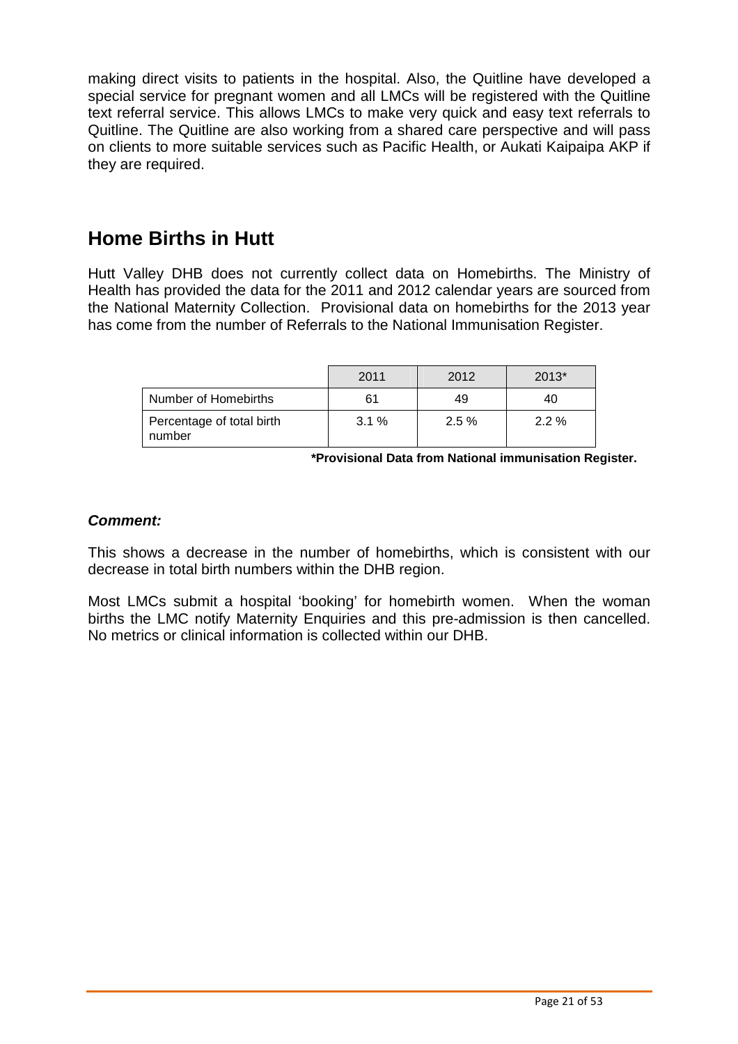making direct visits to patients in the hospital. Also, the Quitline have developed a special service for pregnant women and all LMCs will be registered with the Quitline text referral service. This allows LMCs to make very quick and easy text referrals to Quitline. The Quitline are also working from a shared care perspective and will pass on clients to more suitable services such as Pacific Health, or Aukati Kaipaipa AKP if they are required.

## Home Births in Hutt

Hutt Valley DHB does not currently collect data on Homebirths. The Ministry of Health has provided the data for the 2011 and 2012 calendar years are sourced from the National Maternity Collection. Provisional data on homebirths for the 2013 year has come from the number of Referrals to the National Immunisation Register.

| | 2011 | 2012 | 2013* |
|---|---|---|---|
| Number of Homebirths | 61 | 49 | 40 |
| Percentage of total birth number | 3.1 % | 2.5 % | 2.2 % |

**\*Provisional Data from National immunisation Register.**

### *Comment:*

This shows a decrease in the number of homebirths, which is consistent with our decrease in total birth numbers within the DHB region.

Most LMCs submit a hospital 'booking' for homebirth women. When the woman births the LMC notify Maternity Enquiries and this pre-admission is then cancelled. No metrics or clinical information is collected within our DHB.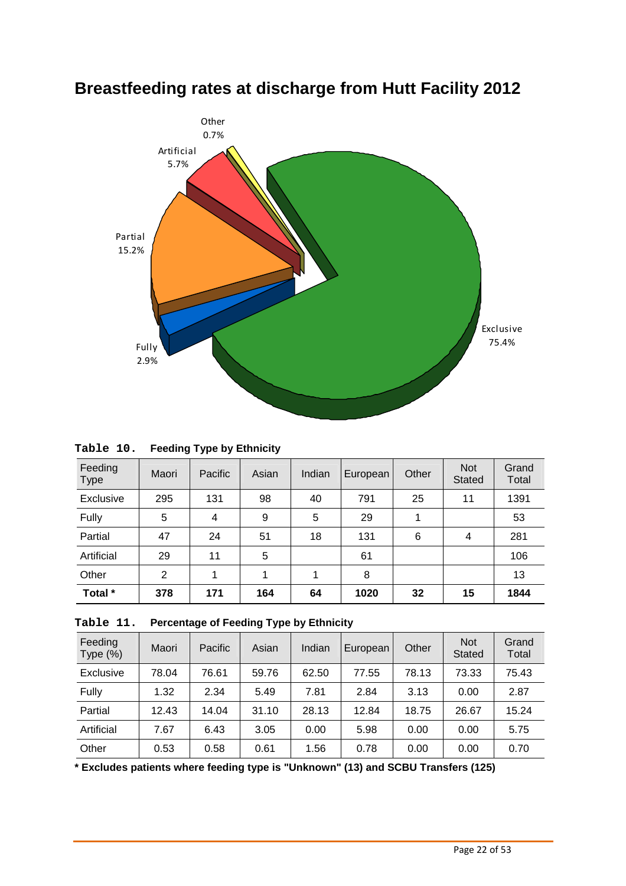# Breastfeeding rates at discharge from Hutt Facility 2012

Other 0.7%

Artificial 5.7%

Partial 15.2%

Fully 2.9%

Exclusive 75.4%

**Table 10. Feeding Type by Ethnicity**

| Feeding Type | Maori | Pacific | Asian | Indian | European | Other | Not Stated | Grand Total |
|---|---|---|---|---|---|---|---|---|
| Exclusive | 295 | 131 | 98 | 40 | 791 | 25 | 11 | 1391 |
| Fully | 5 | 4 | 9 | 5 | 29 | 1 | | 53 |
| Partial | 47 | 24 | 51 | 18 | 131 | 6 | 4 | 281 |
| Artificial | 29 | 11 | 5 | | 61 | | | 106 |
| Other | 2 | 1 | 1 | 1 | 8 | | | 13 |
| **Total *** | **378** | **171** | **164** | **64** | **1020** | **32** | **15** | **1844** |

**Table 11. Percentage of Feeding Type by Ethnicity**

| Feeding Type (%) | Maori | Pacific | Asian | Indian | European | Other | Not Stated | Grand Total |
|---|---|---|---|---|---|---|---|---|
| Exclusive | 78.04 | 76.61 | 59.76 | 62.50 | 77.55 | 78.13 | 73.33 | 75.43 |
| Fully | 1.32 | 2.34 | 5.49 | 7.81 | 2.84 | 3.13 | 0.00 | 2.87 |
| Partial | 12.43 | 14.04 | 31.10 | 28.13 | 12.84 | 18.75 | 26.67 | 15.24 |
| Artificial | 7.67 | 6.43 | 3.05 | 0.00 | 5.98 | 0.00 | 0.00 | 5.75 |
| Other | 0.53 | 0.58 | 0.61 | 1.56 | 0.78 | 0.00 | 0.00 | 0.70 |

**\* Excludes patients where feeding type is "Unknown" (13) and SCBU Transfers (125)**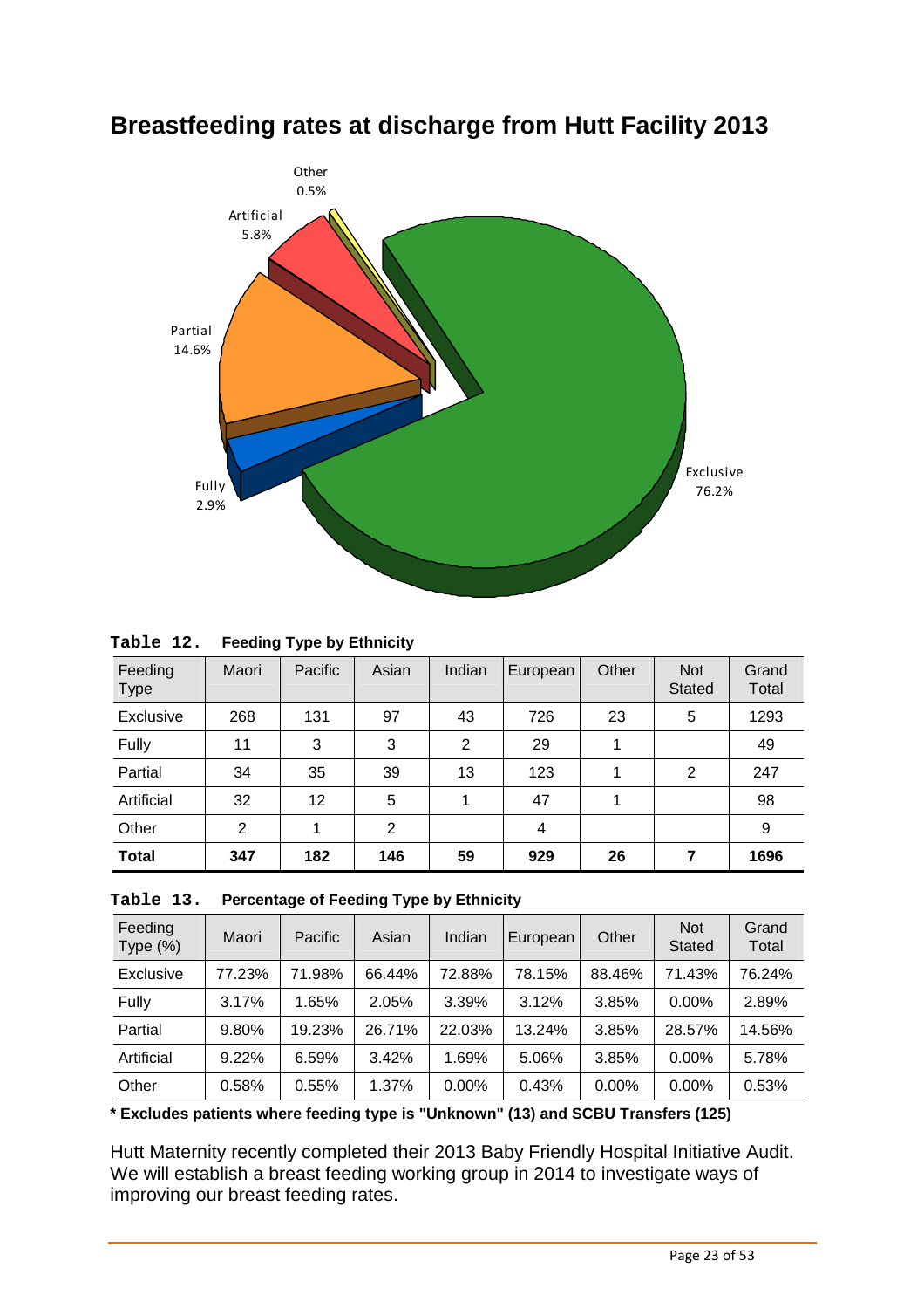# Breastfeeding rates at discharge from Hutt Facility 2013

Other 0.5%

Artificial 5.8%

Partial 14.6%

Fully 2.9%

Exclusive 76.2%

**Table 12. Feeding Type by Ethnicity**

| Feeding Type | Maori | Pacific | Asian | Indian | European | Other | Not Stated | Grand Total |
|---|---|---|---|---|---|---|---|---|
| Exclusive | 268 | 131 | 97 | 43 | 726 | 23 | 5 | 1293 |
| Fully | 11 | 3 | 3 | 2 | 29 | 1 | | 49 |
| Partial | 34 | 35 | 39 | 13 | 123 | 1 | 2 | 247 |
| Artificial | 32 | 12 | 5 | 1 | 47 | 1 | | 98 |
| Other | 2 | 1 | 2 | | 4 | | | 9 |
| **Total** | **347** | **182** | **146** | **59** | **929** | **26** | **7** | **1696** |

**Table 13. Percentage of Feeding Type by Ethnicity**

| Feeding Type (%) | Maori | Pacific | Asian | Indian | European | Other | Not Stated | Grand Total |
|---|---|---|---|---|---|---|---|---|
| Exclusive | 77.23% | 71.98% | 66.44% | 72.88% | 78.15% | 88.46% | 71.43% | 76.24% |
| Fully | 3.17% | 1.65% | 2.05% | 3.39% | 3.12% | 3.85% | 0.00% | 2.89% |
| Partial | 9.80% | 19.23% | 26.71% | 22.03% | 13.24% | 3.85% | 28.57% | 14.56% |
| Artificial | 9.22% | 6.59% | 3.42% | 1.69% | 5.06% | 3.85% | 0.00% | 5.78% |
| Other | 0.58% | 0.55% | 1.37% | 0.00% | 0.43% | 0.00% | 0.00% | 0.53% |

**\* Excludes patients where feeding type is "Unknown" (13) and SCBU Transfers (125)**

Hutt Maternity recently completed their 2013 Baby Friendly Hospital Initiative Audit. We will establish a breast feeding working group in 2014 to investigate ways of improving our breast feeding rates.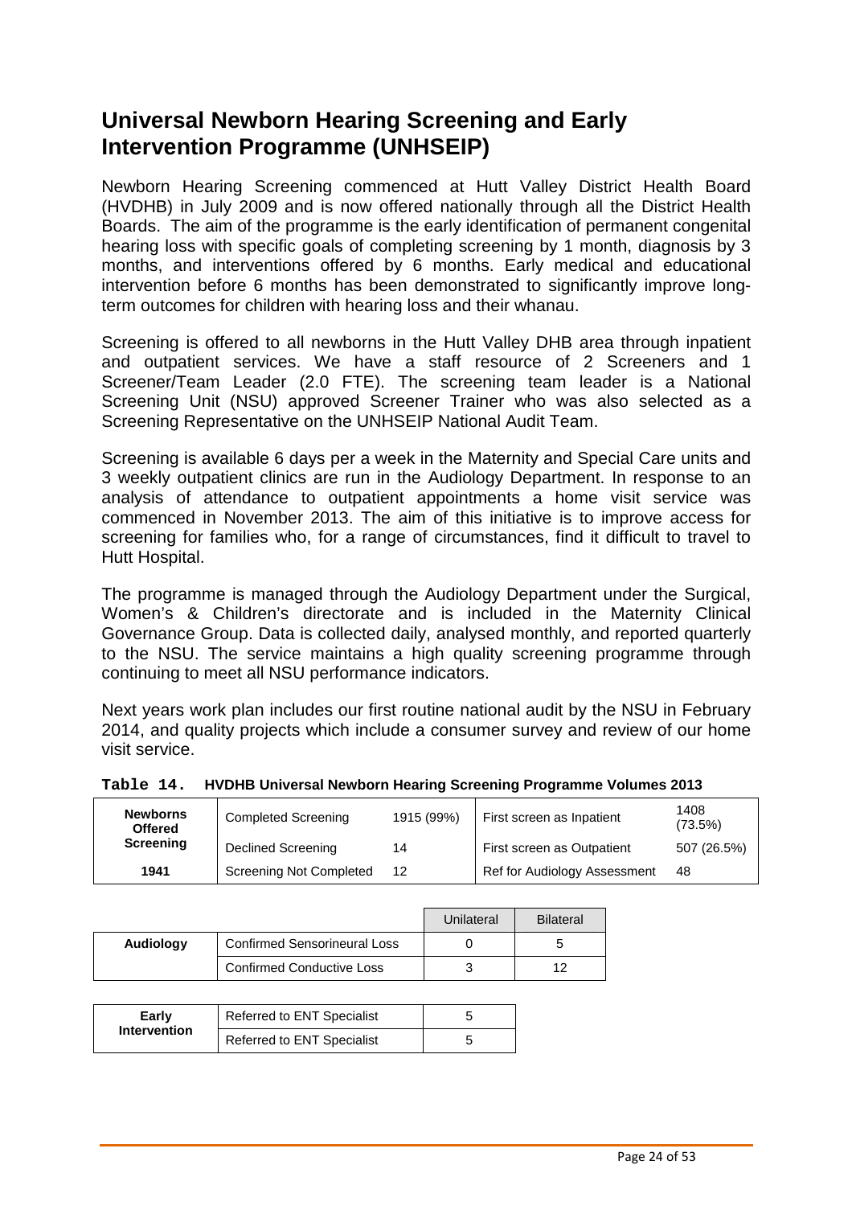# Universal Newborn Hearing Screening and Early Intervention Programme (UNHSEIP)

Newborn Hearing Screening commenced at Hutt Valley District Health Board (HVDHB) in July 2009 and is now offered nationally through all the District Health Boards. The aim of the programme is the early identification of permanent congenital hearing loss with specific goals of completing screening by 1 month, diagnosis by 3 months, and interventions offered by 6 months. Early medical and educational intervention before 6 months has been demonstrated to significantly improve long-term outcomes for children with hearing loss and their whanau.

Screening is offered to all newborns in the Hutt Valley DHB area through inpatient and outpatient services. We have a staff resource of 2 Screeners and 1 Screener/Team Leader (2.0 FTE). The screening team leader is a National Screening Unit (NSU) approved Screener Trainer who was also selected as a Screening Representative on the UNHSEIP National Audit Team.

Screening is available 6 days per a week in the Maternity and Special Care units and 3 weekly outpatient clinics are run in the Audiology Department. In response to an analysis of attendance to outpatient appointments a home visit service was commenced in November 2013. The aim of this initiative is to improve access for screening for families who, for a range of circumstances, find it difficult to travel to Hutt Hospital.

The programme is managed through the Audiology Department under the Surgical, Women's & Children's directorate and is included in the Maternity Clinical Governance Group. Data is collected daily, analysed monthly, and reported quarterly to the NSU. The service maintains a high quality screening programme through continuing to meet all NSU performance indicators.

Next years work plan includes our first routine national audit by the NSU in February 2014, and quality projects which include a consumer survey and review of our home visit service.

**Table 14. HVDHB Universal Newborn Hearing Screening Programme Volumes 2013**

| Newborns Offered Screening | | | | |
|---|---|---|---|---|
| | Completed Screening | 1915 (99%) | First screen as Inpatient | 1408 (73.5%) |
| | Declined Screening | 14 | First screen as Outpatient | 507 (26.5%) |
| 1941 | Screening Not Completed | 12 | Ref for Audiology Assessment | 48 |

| | | Unilateral | Bilateral |
|---|---|---|---|
| Audiology | Confirmed Sensorineural Loss | 0 | 5 |
| | Confirmed Conductive Loss | 3 | 12 |

| Early Intervention | | |
|---|---|---|
| | Referred to ENT Specialist | 5 |
| | Referred to ENT Specialist | 5 |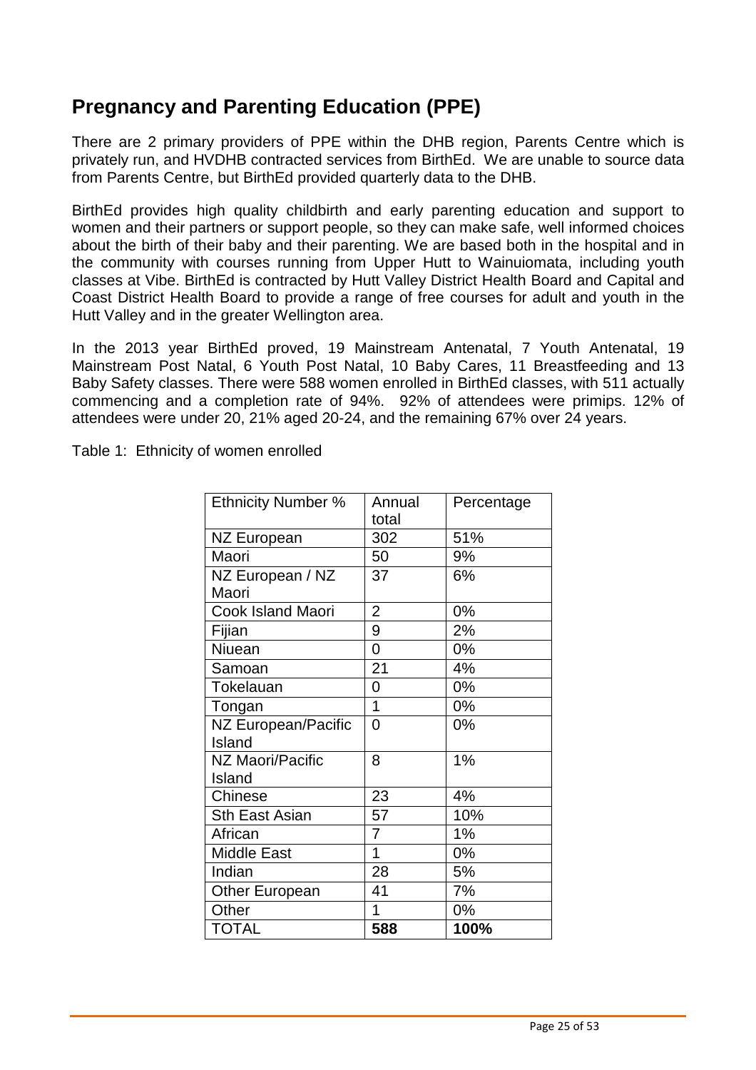## Pregnancy and Parenting Education (PPE)

There are 2 primary providers of PPE within the DHB region, Parents Centre which is privately run, and HVDHB contracted services from BirthEd. We are unable to source data from Parents Centre, but BirthEd provided quarterly data to the DHB.

BirthEd provides high quality childbirth and early parenting education and support to women and their partners or support people, so they can make safe, well informed choices about the birth of their baby and their parenting. We are based both in the hospital and in the community with courses running from Upper Hutt to Wainuiomata, including youth classes at Vibe. BirthEd is contracted by Hutt Valley District Health Board and Capital and Coast District Health Board to provide a range of free courses for adult and youth in the Hutt Valley and in the greater Wellington area.

In the 2013 year BirthEd proved, 19 Mainstream Antenatal, 7 Youth Antenatal, 19 Mainstream Post Natal, 6 Youth Post Natal, 10 Baby Cares, 11 Breastfeeding and 13 Baby Safety classes. There were 588 women enrolled in BirthEd classes, with 511 actually commencing and a completion rate of 94%. 92% of attendees were primips. 12% of attendees were under 20, 21% aged 20-24, and the remaining 67% over 24 years.

Table 1: Ethnicity of women enrolled

| Ethnicity Number % | Annual total | Percentage |
|---|---|---|
| NZ European | 302 | 51% |
| Maori | 50 | 9% |
| NZ European / NZ Maori | 37 | 6% |
| Cook Island Maori | 2 | 0% |
| Fijian | 9 | 2% |
| Niuean | 0 | 0% |
| Samoan | 21 | 4% |
| Tokelauan | 0 | 0% |
| Tongan | 1 | 0% |
| NZ European/Pacific Island | 0 | 0% |
| NZ Maori/Pacific Island | 8 | 1% |
| Chinese | 23 | 4% |
| Sth East Asian | 57 | 10% |
| African | 7 | 1% |
| Middle East | 1 | 0% |
| Indian | 28 | 5% |
| Other European | 41 | 7% |
| Other | 1 | 0% |
| TOTAL | **588** | **100%** |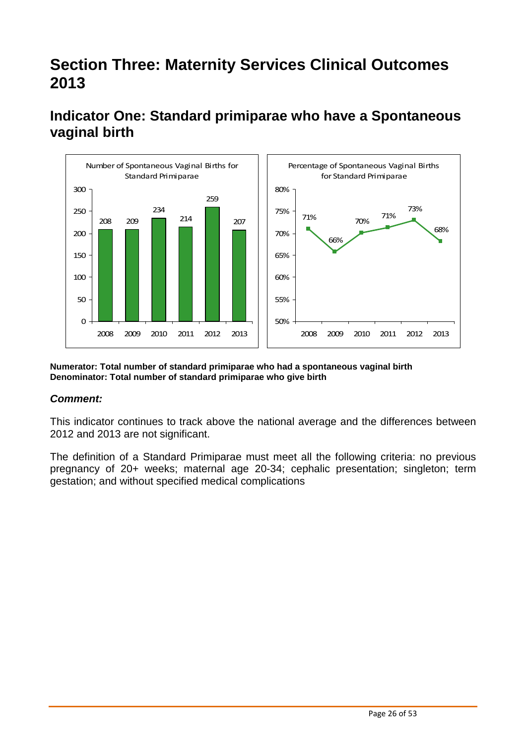# Section Three: Maternity Services Clinical Outcomes 2013

## Indicator One: Standard primiparae who have a Spontaneous vaginal birth

Number of Spontaneous Vaginal Births for Standard Primiparae

| Year | Number |
|---|---|
| 2008 | 208 |
| 2009 | 209 |
| 2010 | 234 |
| 2011 | 214 |
| 2012 | 259 |
| 2013 | 207 |

Percentage of Spontaneous Vaginal Births for Standard Primiparae

| Year | Percentage |
|---|---|
| 2008 | 71% |
| 2009 | 66% |
| 2010 | 70% |
| 2011 | 71% |
| 2012 | 73% |
| 2013 | 68% |

**Numerator: Total number of standard primiparae who had a spontaneous vaginal birth**
**Denominator: Total number of standard primiparae who give birth**

### *Comment:*

This indicator continues to track above the national average and the differences between 2012 and 2013 are not significant.

The definition of a Standard Primiparae must meet all the following criteria: no previous pregnancy of 20+ weeks; maternal age 20-34; cephalic presentation; singleton; term gestation; and without specified medical complications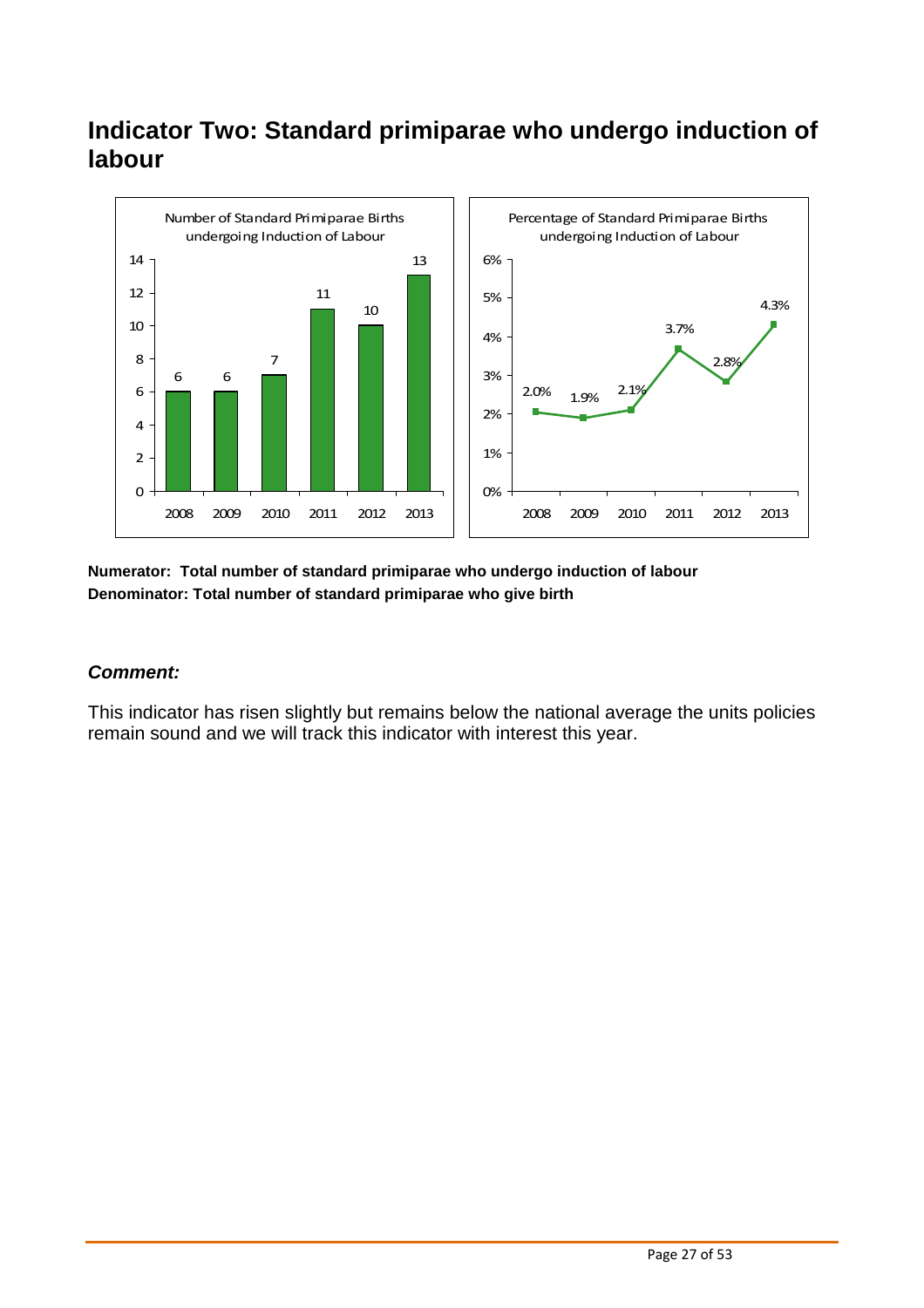# Indicator Two: Standard primiparae who undergo induction of labour

Number of Standard Primiparae Births undergoing Induction of Labour

| Year | Number |
|---|---|
| 2008 | 6 |
| 2009 | 6 |
| 2010 | 7 |
| 2011 | 11 |
| 2012 | 10 |
| 2013 | 13 |

Percentage of Standard Primiparae Births undergoing Induction of Labour

| Year | Percentage |
|---|---|
| 2008 | 2.0% |
| 2009 | 1.9% |
| 2010 | 2.1% |
| 2011 | 3.7% |
| 2012 | 2.8% |
| 2013 | 4.3% |

**Numerator: Total number of standard primiparae who undergo induction of labour**
**Denominator: Total number of standard primiparae who give birth**

***Comment:***

This indicator has risen slightly but remains below the national average the units policies remain sound and we will track this indicator with interest this year.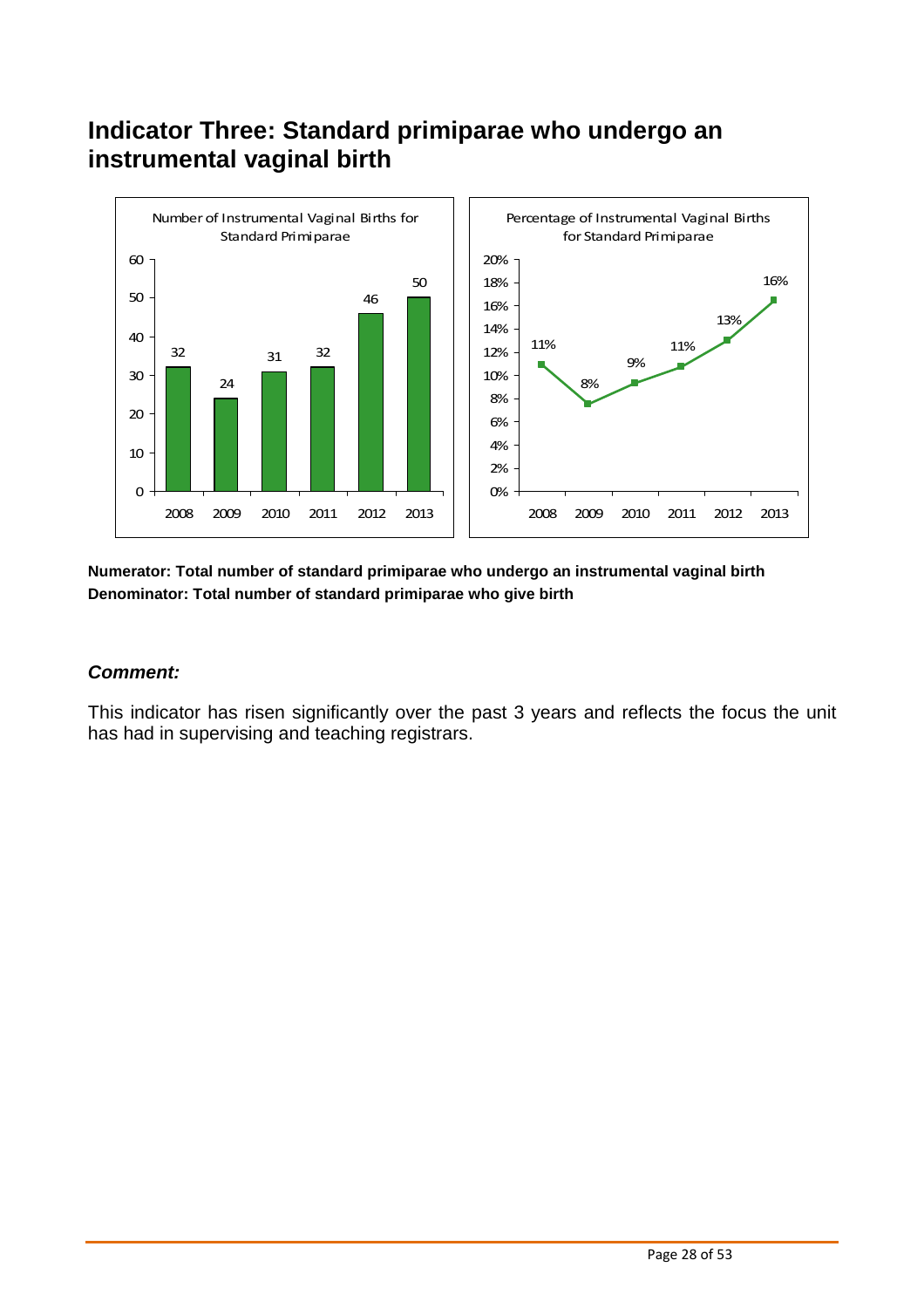# Indicator Three: Standard primiparae who undergo an instrumental vaginal birth

Number of Instrumental Vaginal Births for Standard Primiparae

| Year | Number |
|---|---|
| 2008 | 32 |
| 2009 | 24 |
| 2010 | 31 |
| 2011 | 32 |
| 2012 | 46 |
| 2013 | 50 |

Percentage of Instrumental Vaginal Births for Standard Primiparae

| Year | Percentage |
|---|---|
| 2008 | 11% |
| 2009 | 8% |
| 2010 | 9% |
| 2011 | 11% |
| 2012 | 13% |
| 2013 | 16% |

**Numerator: Total number of standard primiparae who undergo an instrumental vaginal birth**
**Denominator: Total number of standard primiparae who give birth**

### *Comment:*

This indicator has risen significantly over the past 3 years and reflects the focus the unit has had in supervising and teaching registrars.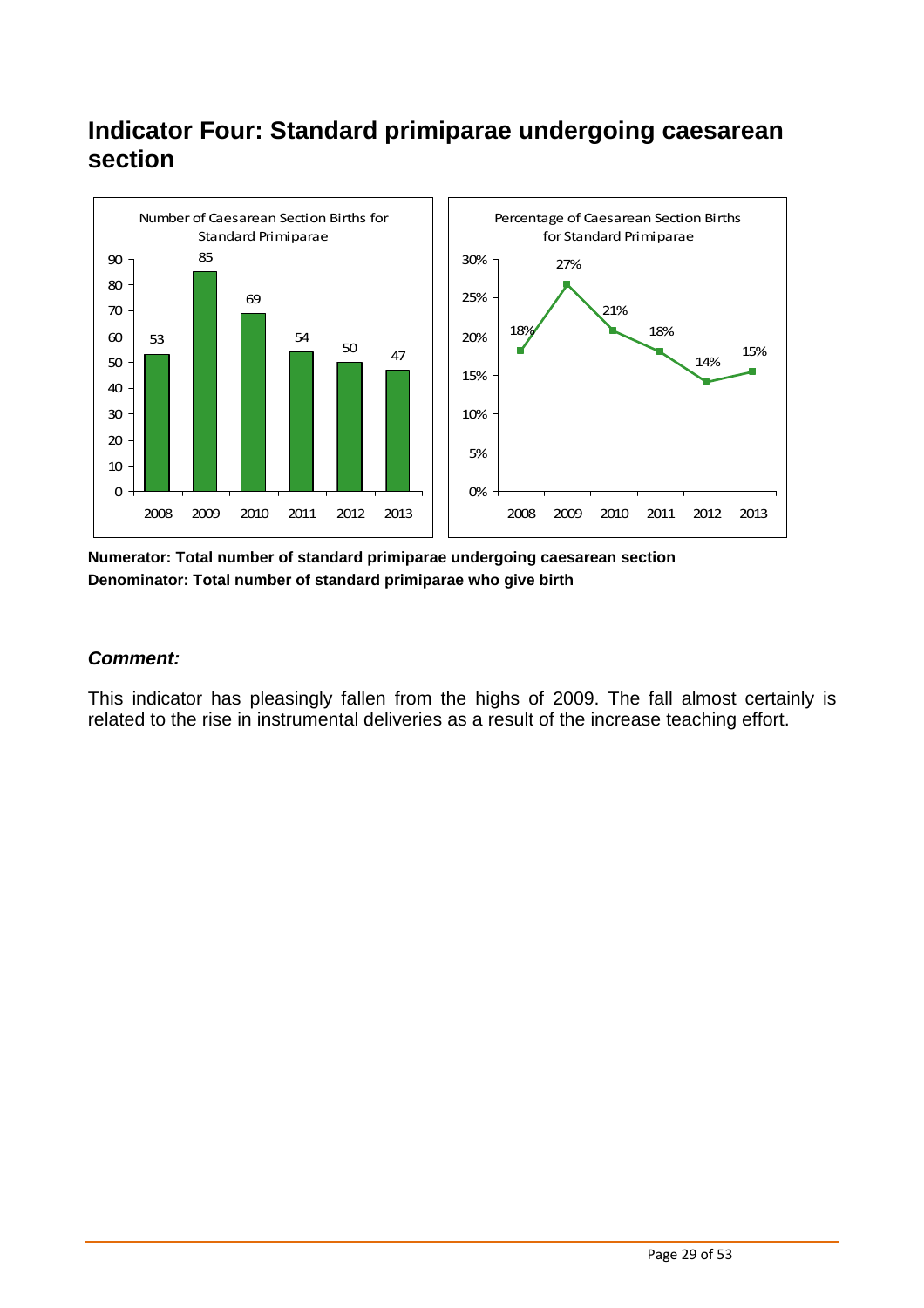# Indicator Four: Standard primiparae undergoing caesarean section

Number of Caesarean Section Births for Standard Primiparae

| Year | Number |
|---|---|
| 2008 | 53 |
| 2009 | 85 |
| 2010 | 69 |
| 2011 | 54 |
| 2012 | 50 |
| 2013 | 47 |

Percentage of Caesarean Section Births for Standard Primiparae

| Year | Percentage |
|---|---|
| 2008 | 18% |
| 2009 | 27% |
| 2010 | 21% |
| 2011 | 18% |
| 2012 | 14% |
| 2013 | 15% |

**Numerator: Total number of standard primiparae undergoing caesarean section**
**Denominator: Total number of standard primiparae who give birth**

***Comment:***

This indicator has pleasingly fallen from the highs of 2009. The fall almost certainly is related to the rise in instrumental deliveries as a result of the increase teaching effort.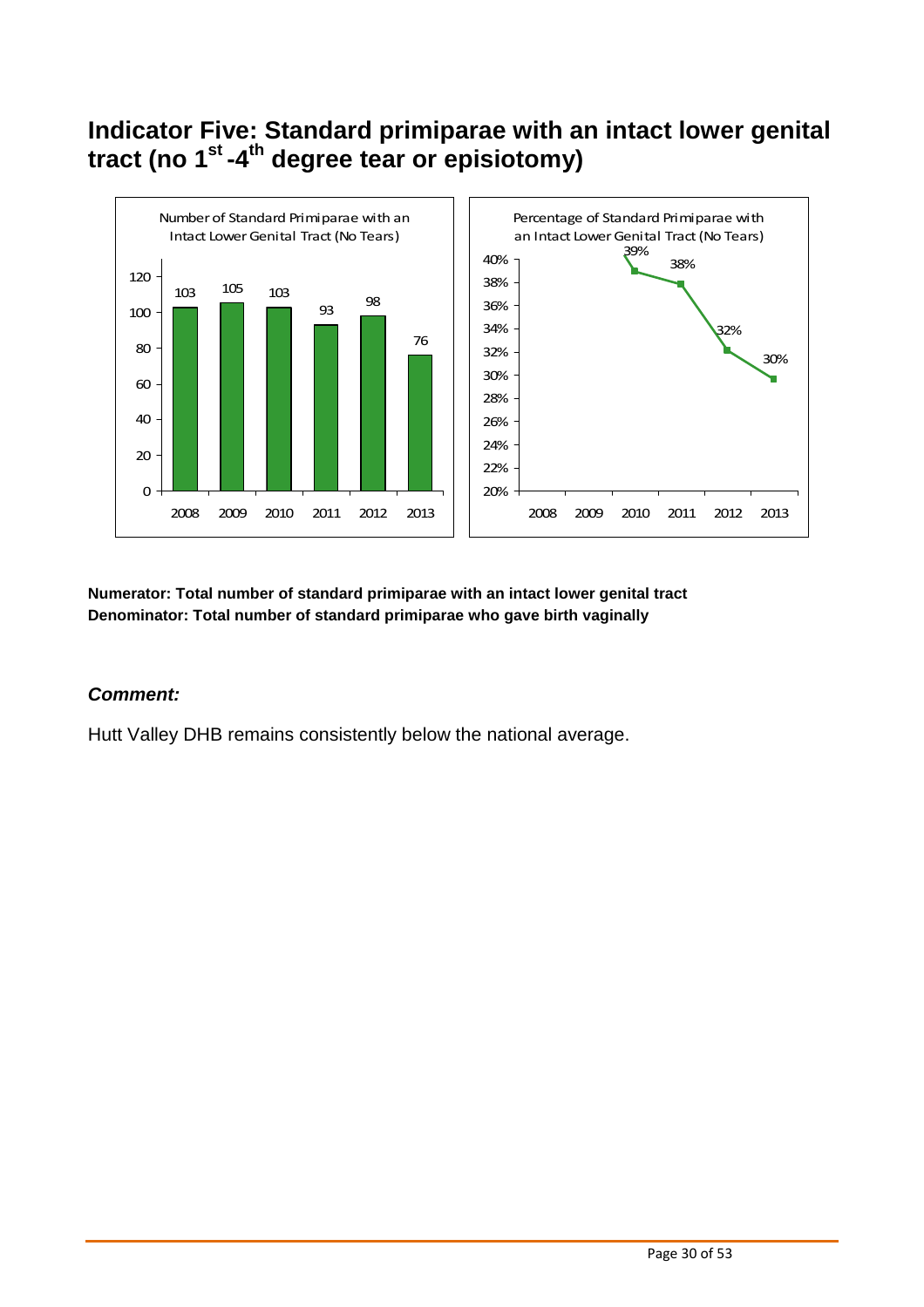# Indicator Five: Standard primiparae with an intact lower genital tract (no 1st -4th degree tear or episiotomy)

Number of Standard Primiparae with an Intact Lower Genital Tract (No Tears)

| Year | Number |
|---|---|
| 2008 | 103 |
| 2009 | 105 |
| 2010 | 103 |
| 2011 | 93 |
| 2012 | 98 |
| 2013 | 76 |

Percentage of Standard Primiparae with an Intact Lower Genital Tract (No Tears)

| Year | Percentage |
|---|---|
| 2010 | 39% |
| 2011 | 38% |
| 2012 | 32% |
| 2013 | 30% |

**Numerator: Total number of standard primiparae with an intact lower genital tract**
**Denominator: Total number of standard primiparae who gave birth vaginally**

***Comment:***

Hutt Valley DHB remains consistently below the national average.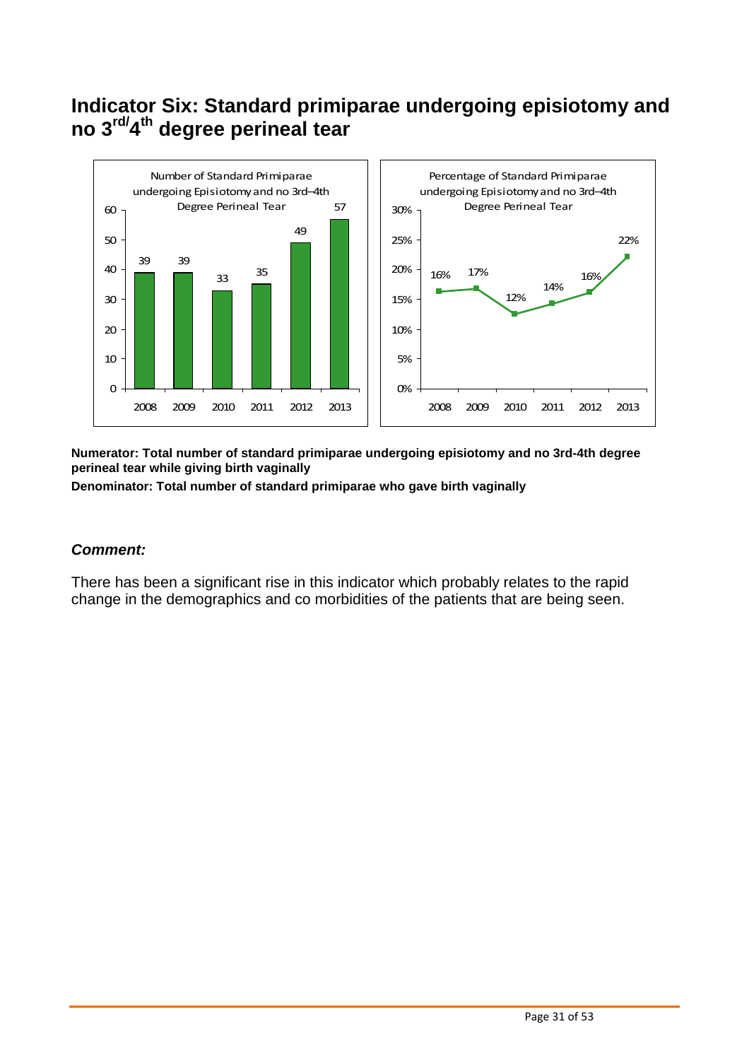# Indicator Six: Standard primiparae undergoing episiotomy and no 3rd/4th degree perineal tear

**Number of Standard Primiparae undergoing Episiotomy and no 3rd–4th Degree Perineal Tear**

| Year | 2008 | 2009 | 2010 | 2011 | 2012 | 2013 |
|---|---|---|---|---|---|---|
| Number | 39 | 39 | 33 | 35 | 49 | 57 |

**Percentage of Standard Primiparae undergoing Episiotomy and no 3rd–4th Degree Perineal Tear**

| Year | 2008 | 2009 | 2010 | 2011 | 2012 | 2013 |
|---|---|---|---|---|---|---|
| Percentage | 16% | 17% | 12% | 14% | 16% | 22% |

**Numerator: Total number of standard primiparae undergoing episiotomy and no 3rd-4th degree perineal tear while giving birth vaginally**

**Denominator: Total number of standard primiparae who gave birth vaginally**

### ***Comment:***

There has been a significant rise in this indicator which probably relates to the rapid change in the demographics and co morbidities of the patients that are being seen.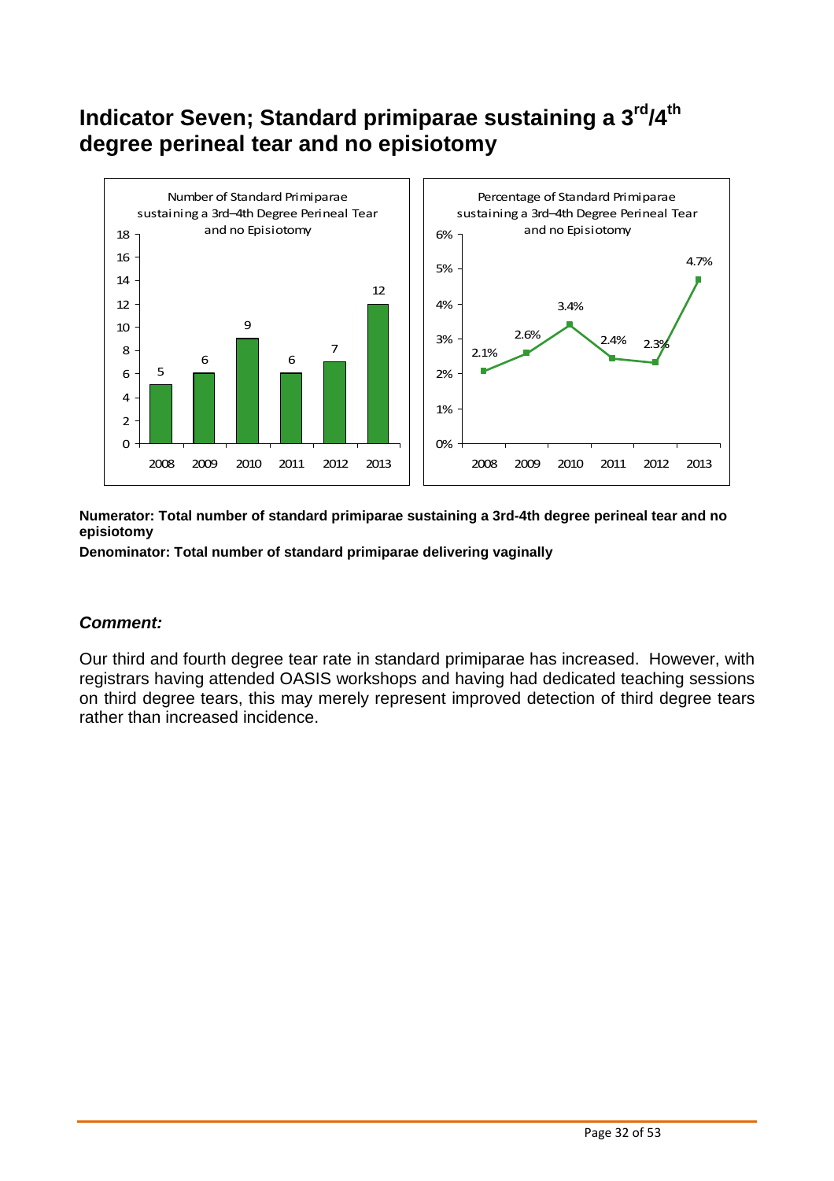# Indicator Seven; Standard primiparae sustaining a 3rd/4th degree perineal tear and no episiotomy

Number of Standard Primiparae sustaining a 3rd–4th Degree Perineal Tear and no Episiotomy

| Year | Number |
|---|---|
| 2008 | 5 |
| 2009 | 6 |
| 2010 | 9 |
| 2011 | 6 |
| 2012 | 7 |
| 2013 | 12 |

Percentage of Standard Primiparae sustaining a 3rd–4th Degree Perineal Tear and no Episiotomy

| Year | Percentage |
|---|---|
| 2008 | 2.1% |
| 2009 | 2.6% |
| 2010 | 3.4% |
| 2011 | 2.4% |
| 2012 | 2.3% |
| 2013 | 4.7% |

**Numerator: Total number of standard primiparae sustaining a 3rd-4th degree perineal tear and no episiotomy**

**Denominator: Total number of standard primiparae delivering vaginally**

***Comment:***

Our third and fourth degree tear rate in standard primiparae has increased. However, with registrars having attended OASIS workshops and having had dedicated teaching sessions on third degree tears, this may merely represent improved detection of third degree tears rather than increased incidence.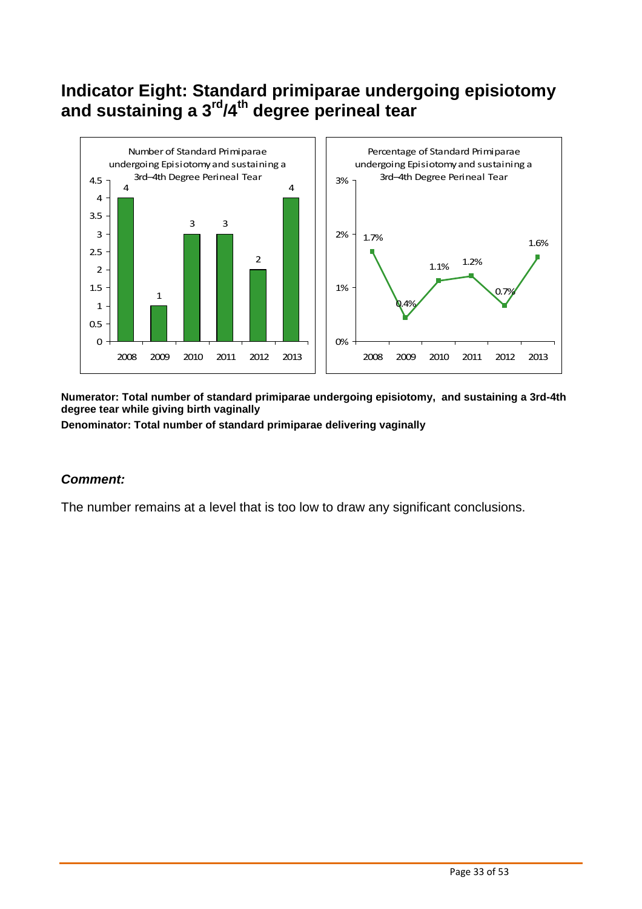# Indicator Eight: Standard primiparae undergoing episiotomy and sustaining a 3rd/4th degree perineal tear

Number of Standard Primiparae undergoing Episiotomy and sustaining a 3rd–4th Degree Perineal Tear

| Year | Number |
| --- | --- |
| 2008 | 4 |
| 2009 | 1 |
| 2010 | 3 |
| 2011 | 3 |
| 2012 | 2 |
| 2013 | 4 |

Percentage of Standard Primiparae undergoing Episiotomy and sustaining a 3rd–4th Degree Perineal Tear

| Year | Percentage |
| --- | --- |
| 2008 | 1.7% |
| 2009 | 0.4% |
| 2010 | 1.1% |
| 2011 | 1.2% |
| 2012 | 0.7% |
| 2013 | 1.6% |

**Numerator: Total number of standard primiparae undergoing episiotomy, and sustaining a 3rd-4th degree tear while giving birth vaginally**

**Denominator: Total number of standard primiparae delivering vaginally**

## *Comment:*

The number remains at a level that is too low to draw any significant conclusions.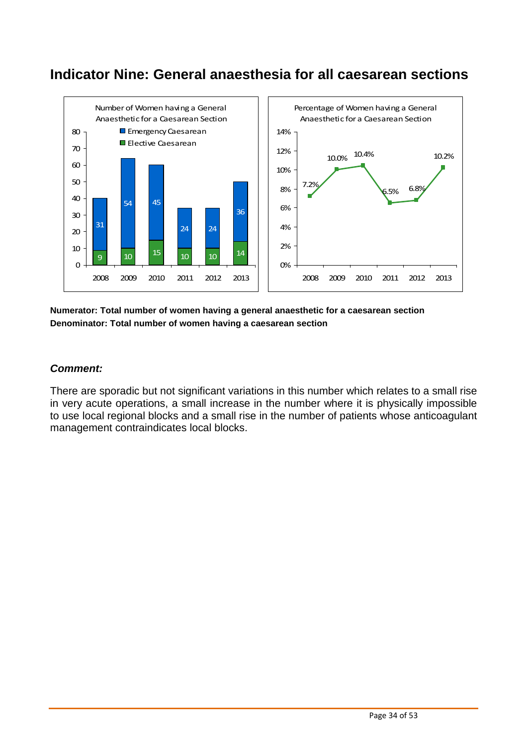# Indicator Nine: General anaesthesia for all caesarean sections

Number of Women having a General Anaesthetic for a Caesarean Section

| Year | Emergency Caesarean | Elective Caesarean |
|---|---|---|
| 2008 | 31 | 9 |
| 2009 | 54 | 10 |
| 2010 | 45 | 15 |
| 2011 | 24 | 10 |
| 2012 | 24 | 10 |
| 2013 | 36 | 14 |

Percentage of Women having a General Anaesthetic for a Caesarean Section

| Year | Percentage |
|---|---|
| 2008 | 7.2% |
| 2009 | 10.0% |
| 2010 | 10.4% |
| 2011 | 6.5% |
| 2012 | 6.8% |
| 2013 | 10.2% |

**Numerator: Total number of women having a general anaesthetic for a caesarean section**
**Denominator: Total number of women having a caesarean section**

***Comment:***

There are sporadic but not significant variations in this number which relates to a small rise in very acute operations, a small increase in the number where it is physically impossible to use local regional blocks and a small rise in the number of patients whose anticoagulant management contraindicates local blocks.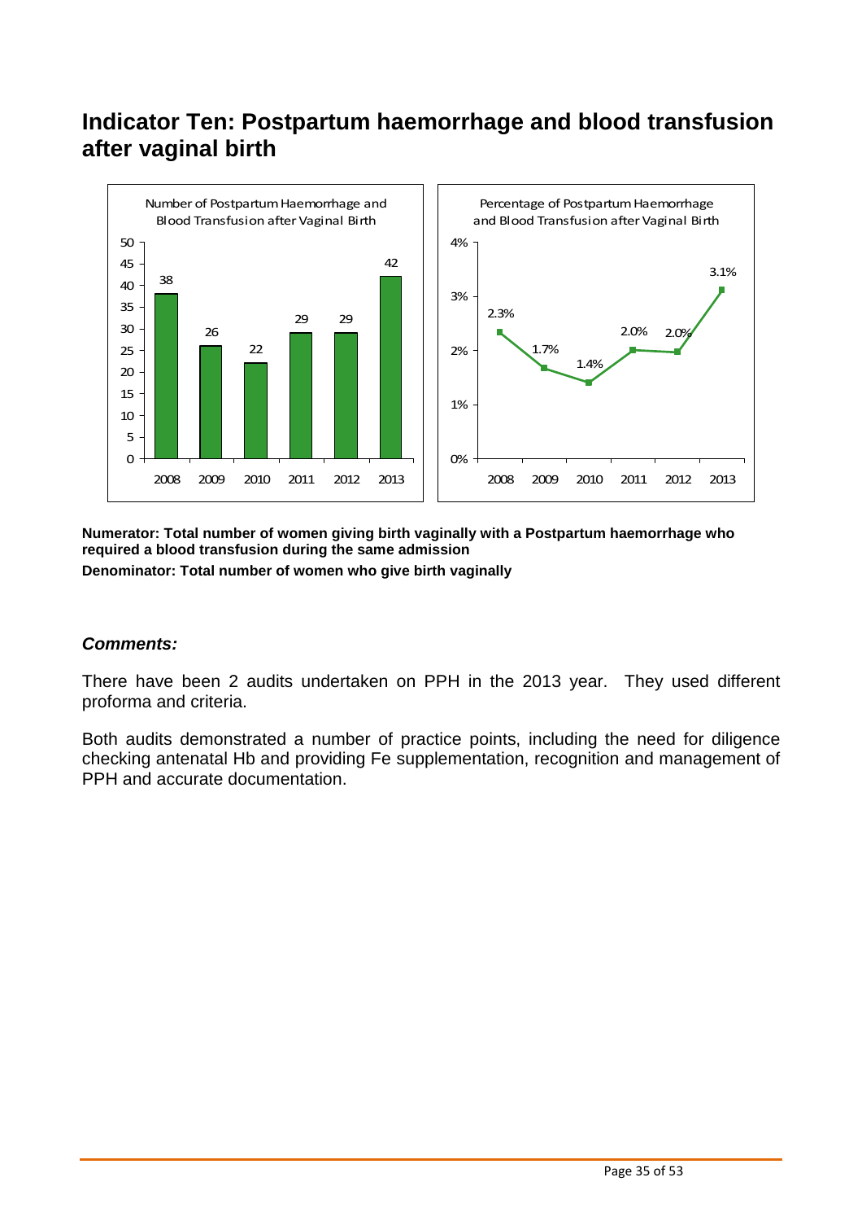# Indicator Ten: Postpartum haemorrhage and blood transfusion after vaginal birth

**Numerator: Total number of women giving birth vaginally with a Postpartum haemorrhage who required a blood transfusion during the same admission**

**Denominator: Total number of women who give birth vaginally**

### *Comments:*

There have been 2 audits undertaken on PPH in the 2013 year. They used different proforma and criteria.

Both audits demonstrated a number of practice points, including the need for diligence checking antenatal Hb and providing Fe supplementation, recognition and management of PPH and accurate documentation.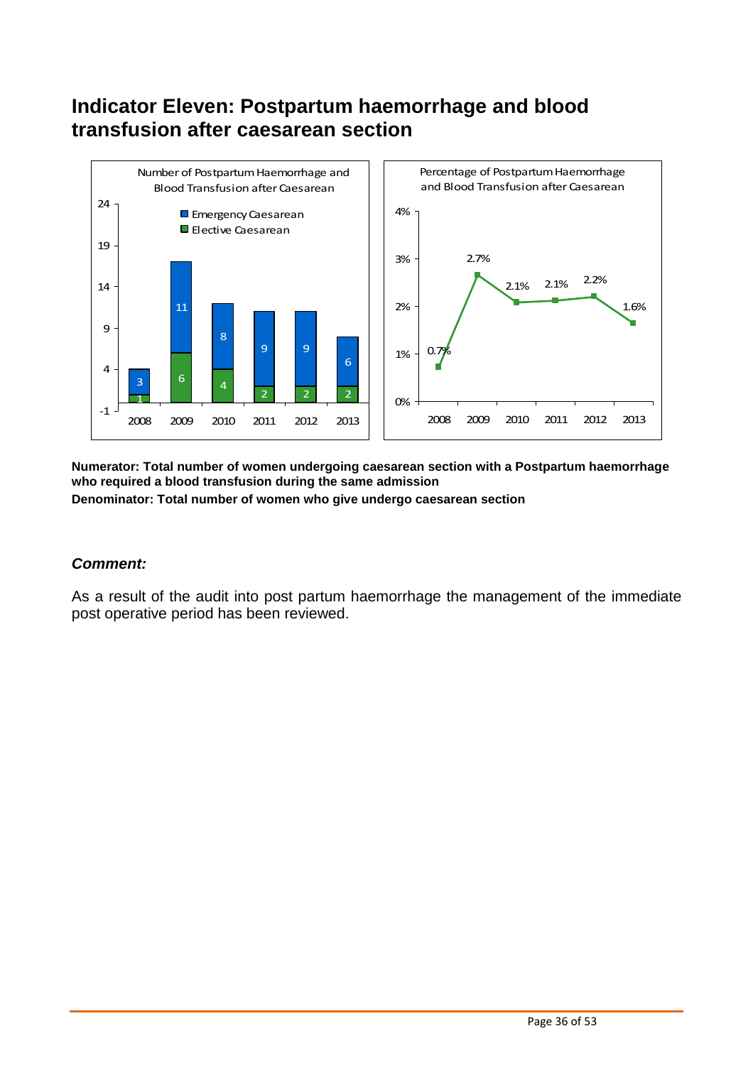# Indicator Eleven: Postpartum haemorrhage and blood transfusion after caesarean section

**Numerator: Total number of women undergoing caesarean section with a Postpartum haemorrhage who required a blood transfusion during the same admission**

**Denominator: Total number of women who give undergo caesarean section**

### *Comment:*

As a result of the audit into post partum haemorrhage the management of the immediate post operative period has been reviewed.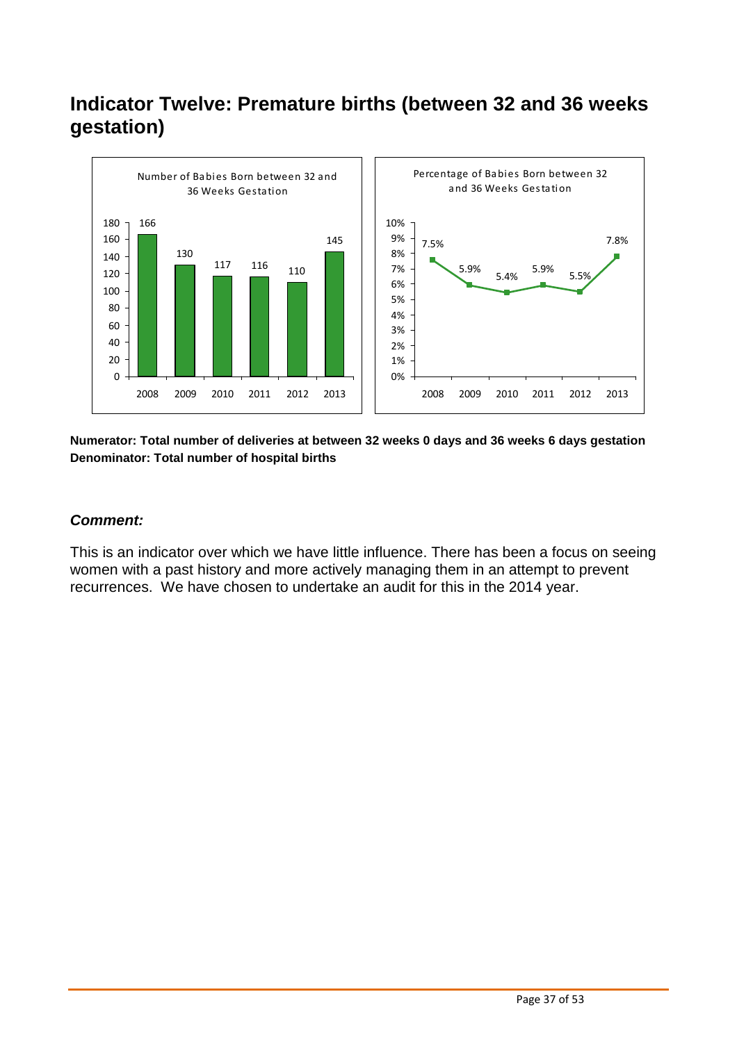# Indicator Twelve: Premature births (between 32 and 36 weeks gestation)

Number of Babies Born between 32 and 36 Weeks Gestation

| 2008 | 2009 | 2010 | 2011 | 2012 | 2013 |
|---|---|---|---|---|---|
| 166 | 130 | 117 | 116 | 110 | 145 |

Percentage of Babies Born between 32 and 36 Weeks Gestation

| 2008 | 2009 | 2010 | 2011 | 2012 | 2013 |
|---|---|---|---|---|---|
| 7.5% | 5.9% | 5.4% | 5.9% | 5.5% | 7.8% |

**Numerator: Total number of deliveries at between 32 weeks 0 days and 36 weeks 6 days gestation**
**Denominator: Total number of hospital births**

### *Comment:*

This is an indicator over which we have little influence. There has been a focus on seeing women with a past history and more actively managing them in an attempt to prevent recurrences. We have chosen to undertake an audit for this in the 2014 year.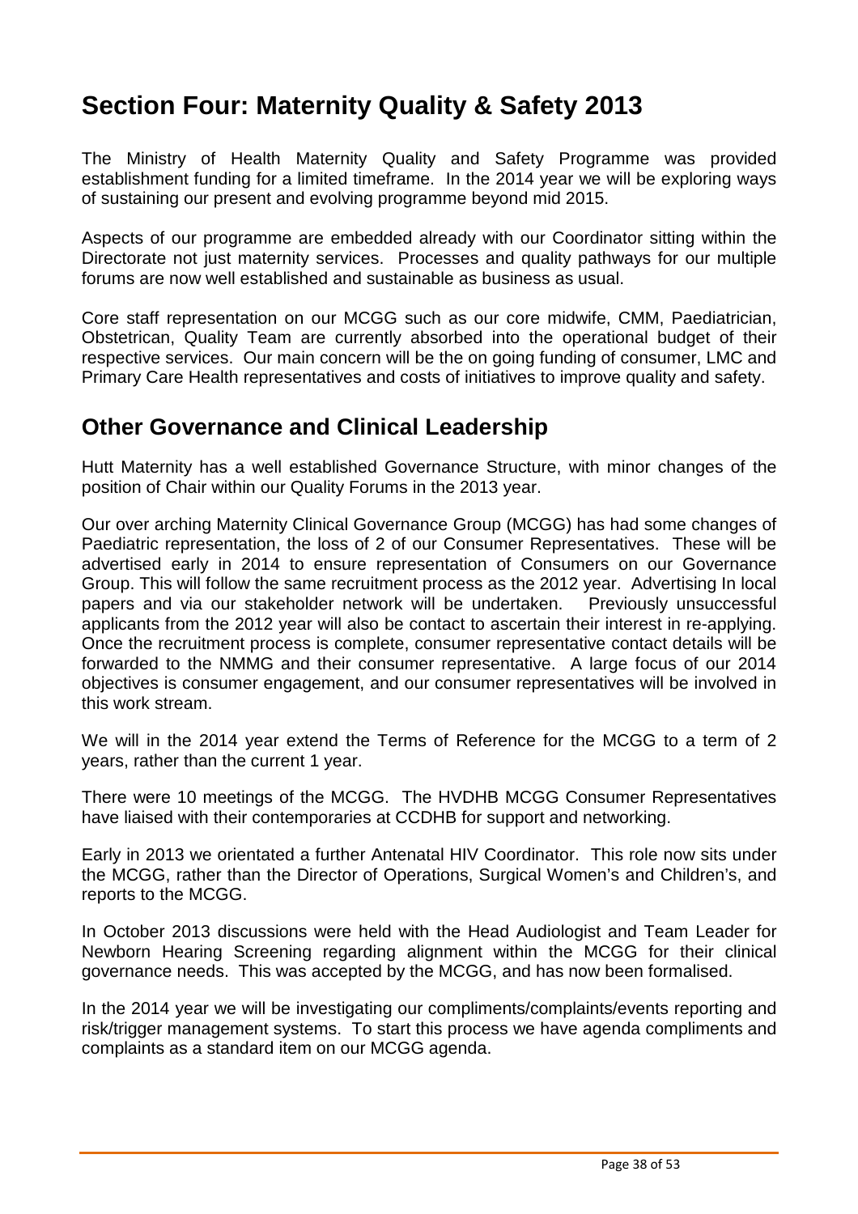# Section Four: Maternity Quality & Safety 2013

The Ministry of Health Maternity Quality and Safety Programme was provided establishment funding for a limited timeframe. In the 2014 year we will be exploring ways of sustaining our present and evolving programme beyond mid 2015.

Aspects of our programme are embedded already with our Coordinator sitting within the Directorate not just maternity services. Processes and quality pathways for our multiple forums are now well established and sustainable as business as usual.

Core staff representation on our MCGG such as our core midwife, CMM, Paediatrician, Obstetrican, Quality Team are currently absorbed into the operational budget of their respective services. Our main concern will be the on going funding of consumer, LMC and Primary Care Health representatives and costs of initiatives to improve quality and safety.

## Other Governance and Clinical Leadership

Hutt Maternity has a well established Governance Structure, with minor changes of the position of Chair within our Quality Forums in the 2013 year.

Our over arching Maternity Clinical Governance Group (MCGG) has had some changes of Paediatric representation, the loss of 2 of our Consumer Representatives. These will be advertised early in 2014 to ensure representation of Consumers on our Governance Group. This will follow the same recruitment process as the 2012 year. Advertising In local papers and via our stakeholder network will be undertaken. Previously unsuccessful applicants from the 2012 year will also be contact to ascertain their interest in re-applying. Once the recruitment process is complete, consumer representative contact details will be forwarded to the NMMG and their consumer representative. A large focus of our 2014 objectives is consumer engagement, and our consumer representatives will be involved in this work stream.

We will in the 2014 year extend the Terms of Reference for the MCGG to a term of 2 years, rather than the current 1 year.

There were 10 meetings of the MCGG. The HVDHB MCGG Consumer Representatives have liaised with their contemporaries at CCDHB for support and networking.

Early in 2013 we orientated a further Antenatal HIV Coordinator. This role now sits under the MCGG, rather than the Director of Operations, Surgical Women's and Children's, and reports to the MCGG.

In October 2013 discussions were held with the Head Audiologist and Team Leader for Newborn Hearing Screening regarding alignment within the MCGG for their clinical governance needs. This was accepted by the MCGG, and has now been formalised.

In the 2014 year we will be investigating our compliments/complaints/events reporting and risk/trigger management systems. To start this process we have agenda compliments and complaints as a standard item on our MCGG agenda.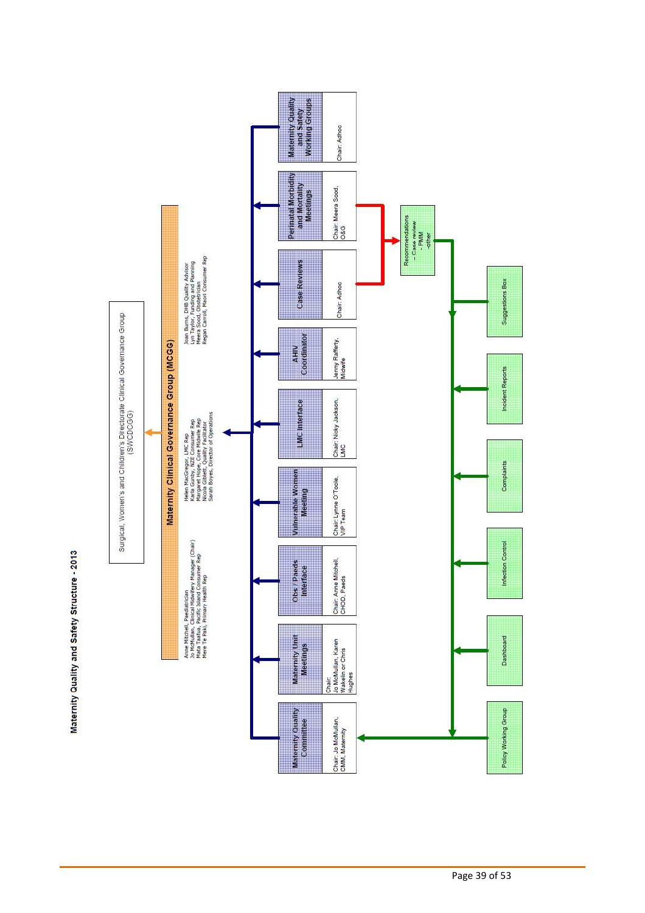## Maternity Quality and Safety Structure - 2013

Surgical, Women's and Children's Directorate Clinical Governance Group (SWCDCGG)

**Maternity Clinical Governance Group (MCGG)**

- Anne Mitchell, Paediatrician
- Jo McMullan, Clinical Midwifery Manager (Chair)
- Mata Taafua, Pacific Island Consumer Rep
- Mere Te Paki, Primary Health Rep
- Helen MacGregor, LMC Rep
- Karla Gunby, NZE Consumer Rep
- Margaret Hope, Core Midwife Rep
- Nicola Gibett, Quality Facilitator
- Sarah Boyes, Director of Operations
- Joan Burns, DHB Quality Advisor
- Lyn Taylor, Funding and Planning
- Meera Sood, Obstetrician
- Regan Carroll, Maori Consumer Rep

**Reporting groups:**

- **Maternity Quality Committee** — Chair: Jo McMullan, CMM, Maternity
- **Maternity Unit Meetings** — Chair: Jo McMullan, Karen Wakelin or Chris Hughes
- **Obs / Paeds Interface** — Chair: Anne Mitchell, CHOD, Paeds
- **Vulnerable Women Meeting** — Chair: Lynne O'Toole, VIP Team
- **LMC Interface** — Chair: Nicky Jackson, LMC
- **AHIV Coordinator** — Jenny Rafferty, Midwife
- **Case Reviews** — Chair: Adhoc
- **Perinatal Morbidity and Mortality Meetings** — Chair: Meera Sood, O&G
- **Maternity Quality and Safety Working Groups** — Chair: Adhoc

**Recommendations**
- Case review
- PMM
- other

**Inputs to Maternity Quality Committee:**

- Suggestions Box
- Incident Reports
- Complaints
- Infection Control
- Dashboard
- Policy Working Group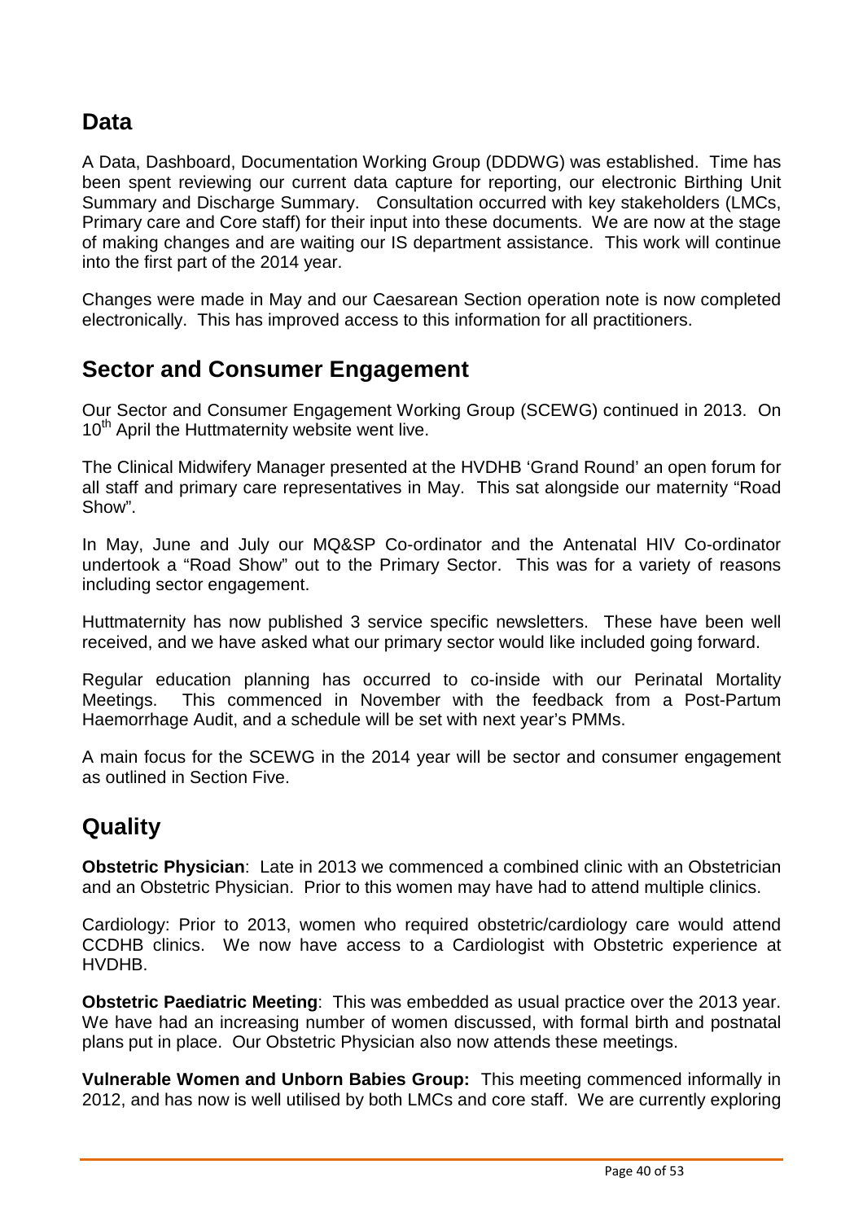## Data

A Data, Dashboard, Documentation Working Group (DDDWG) was established. Time has been spent reviewing our current data capture for reporting, our electronic Birthing Unit Summary and Discharge Summary. Consultation occurred with key stakeholders (LMCs, Primary care and Core staff) for their input into these documents. We are now at the stage of making changes and are waiting our IS department assistance. This work will continue into the first part of the 2014 year.

Changes were made in May and our Caesarean Section operation note is now completed electronically. This has improved access to this information for all practitioners.

## Sector and Consumer Engagement

Our Sector and Consumer Engagement Working Group (SCEWG) continued in 2013. On 10th April the Huttmaternity website went live.

The Clinical Midwifery Manager presented at the HVDHB 'Grand Round' an open forum for all staff and primary care representatives in May. This sat alongside our maternity "Road Show".

In May, June and July our MQ&SP Co-ordinator and the Antenatal HIV Co-ordinator undertook a "Road Show" out to the Primary Sector. This was for a variety of reasons including sector engagement.

Huttmaternity has now published 3 service specific newsletters. These have been well received, and we have asked what our primary sector would like included going forward.

Regular education planning has occurred to co-inside with our Perinatal Mortality Meetings. This commenced in November with the feedback from a Post-Partum Haemorrhage Audit, and a schedule will be set with next year's PMMs.

A main focus for the SCEWG in the 2014 year will be sector and consumer engagement as outlined in Section Five.

## Quality

**Obstetric Physician**: Late in 2013 we commenced a combined clinic with an Obstetrician and an Obstetric Physician. Prior to this women may have had to attend multiple clinics.

Cardiology: Prior to 2013, women who required obstetric/cardiology care would attend CCDHB clinics. We now have access to a Cardiologist with Obstetric experience at HVDHB.

**Obstetric Paediatric Meeting**: This was embedded as usual practice over the 2013 year. We have had an increasing number of women discussed, with formal birth and postnatal plans put in place. Our Obstetric Physician also now attends these meetings.

**Vulnerable Women and Unborn Babies Group:** This meeting commenced informally in 2012, and has now is well utilised by both LMCs and core staff. We are currently exploring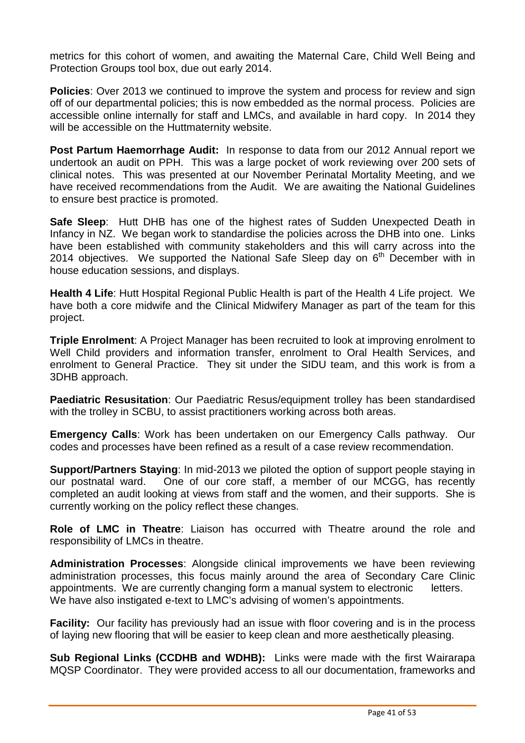metrics for this cohort of women, and awaiting the Maternal Care, Child Well Being and Protection Groups tool box, due out early 2014.

**Policies**: Over 2013 we continued to improve the system and process for review and sign off of our departmental policies; this is now embedded as the normal process. Policies are accessible online internally for staff and LMCs, and available in hard copy. In 2014 they will be accessible on the Huttmaternity website.

**Post Partum Haemorrhage Audit:** In response to data from our 2012 Annual report we undertook an audit on PPH. This was a large pocket of work reviewing over 200 sets of clinical notes. This was presented at our November Perinatal Mortality Meeting, and we have received recommendations from the Audit. We are awaiting the National Guidelines to ensure best practice is promoted.

**Safe Sleep**: Hutt DHB has one of the highest rates of Sudden Unexpected Death in Infancy in NZ. We began work to standardise the policies across the DHB into one. Links have been established with community stakeholders and this will carry across into the 2014 objectives. We supported the National Safe Sleep day on 6th December with in house education sessions, and displays.

**Health 4 Life**: Hutt Hospital Regional Public Health is part of the Health 4 Life project. We have both a core midwife and the Clinical Midwifery Manager as part of the team for this project.

**Triple Enrolment**: A Project Manager has been recruited to look at improving enrolment to Well Child providers and information transfer, enrolment to Oral Health Services, and enrolment to General Practice. They sit under the SIDU team, and this work is from a 3DHB approach.

**Paediatric Resusitation**: Our Paediatric Resus/equipment trolley has been standardised with the trolley in SCBU, to assist practitioners working across both areas.

**Emergency Calls**: Work has been undertaken on our Emergency Calls pathway. Our codes and processes have been refined as a result of a case review recommendation.

**Support/Partners Staying**: In mid-2013 we piloted the option of support people staying in our postnatal ward. One of our core staff, a member of our MCGG, has recently completed an audit looking at views from staff and the women, and their supports. She is currently working on the policy reflect these changes.

**Role of LMC in Theatre**: Liaison has occurred with Theatre around the role and responsibility of LMCs in theatre.

**Administration Processes**: Alongside clinical improvements we have been reviewing administration processes, this focus mainly around the area of Secondary Care Clinic appointments. We are currently changing form a manual system to electronic letters. We have also instigated e-text to LMC's advising of women's appointments.

**Facility:** Our facility has previously had an issue with floor covering and is in the process of laying new flooring that will be easier to keep clean and more aesthetically pleasing.

**Sub Regional Links (CCDHB and WDHB):** Links were made with the first Wairarapa MQSP Coordinator. They were provided access to all our documentation, frameworks and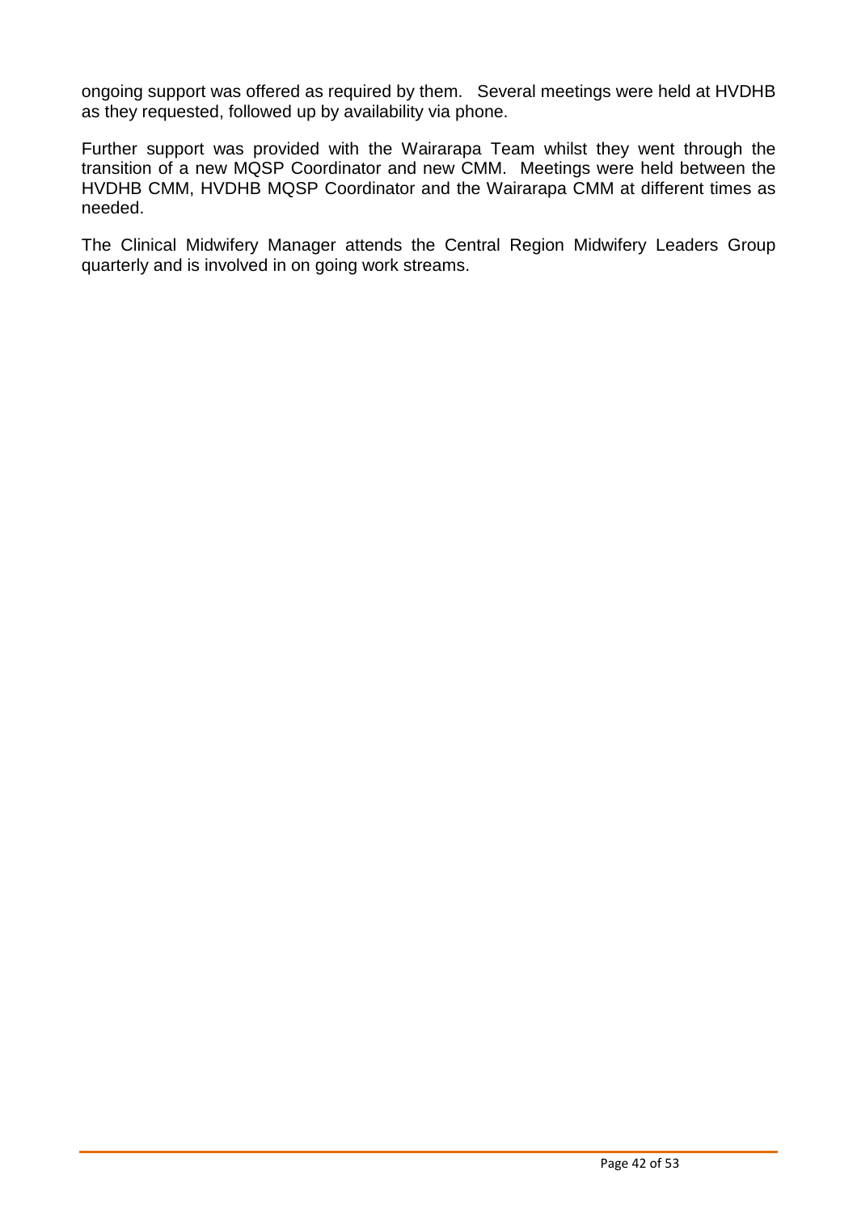ongoing support was offered as required by them. Several meetings were held at HVDHB as they requested, followed up by availability via phone.

Further support was provided with the Wairarapa Team whilst they went through the transition of a new MQSP Coordinator and new CMM. Meetings were held between the HVDHB CMM, HVDHB MQSP Coordinator and the Wairarapa CMM at different times as needed.

The Clinical Midwifery Manager attends the Central Region Midwifery Leaders Group quarterly and is involved in on going work streams.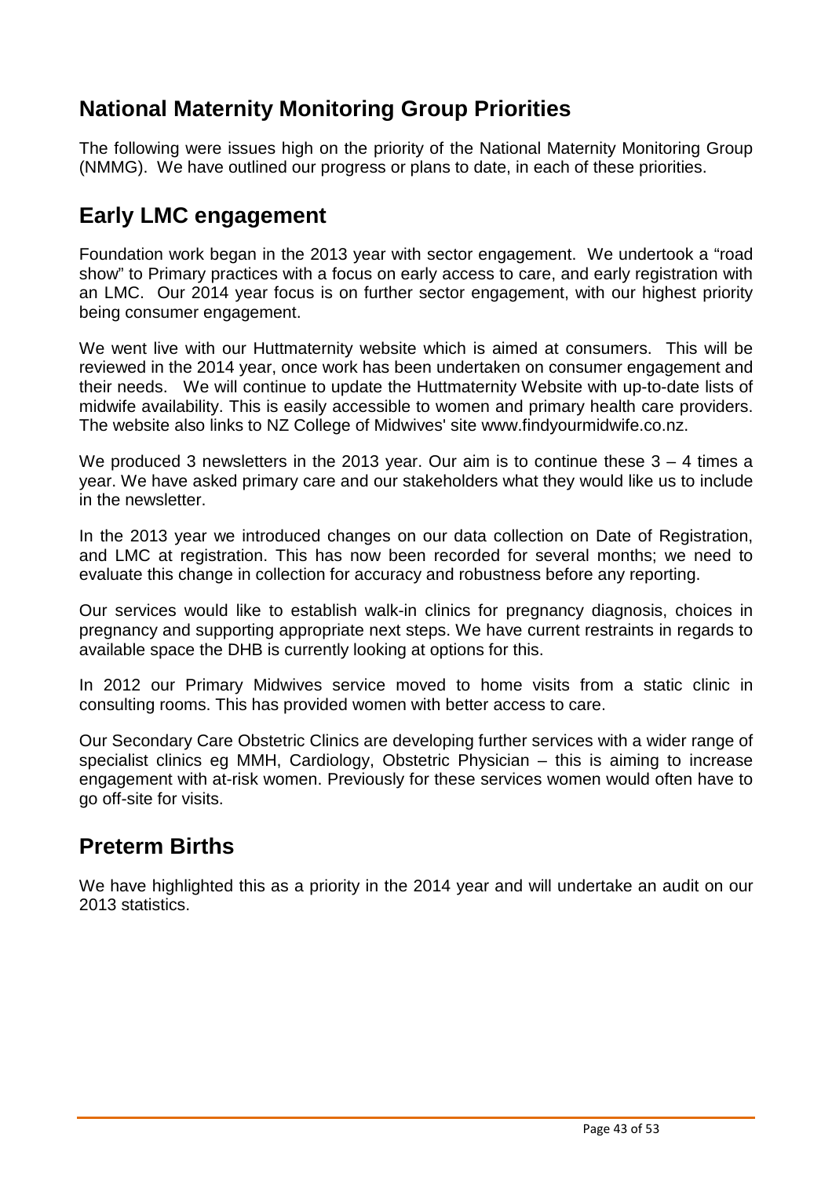## National Maternity Monitoring Group Priorities

The following were issues high on the priority of the National Maternity Monitoring Group (NMMG). We have outlined our progress or plans to date, in each of these priorities.

## Early LMC engagement

Foundation work began in the 2013 year with sector engagement. We undertook a "road show" to Primary practices with a focus on early access to care, and early registration with an LMC. Our 2014 year focus is on further sector engagement, with our highest priority being consumer engagement.

We went live with our Huttmaternity website which is aimed at consumers. This will be reviewed in the 2014 year, once work has been undertaken on consumer engagement and their needs. We will continue to update the Huttmaternity Website with up-to-date lists of midwife availability. This is easily accessible to women and primary health care providers. The website also links to NZ College of Midwives' site www.findyourmidwife.co.nz.

We produced 3 newsletters in the 2013 year. Our aim is to continue these 3 – 4 times a year. We have asked primary care and our stakeholders what they would like us to include in the newsletter.

In the 2013 year we introduced changes on our data collection on Date of Registration, and LMC at registration. This has now been recorded for several months; we need to evaluate this change in collection for accuracy and robustness before any reporting.

Our services would like to establish walk-in clinics for pregnancy diagnosis, choices in pregnancy and supporting appropriate next steps. We have current restraints in regards to available space the DHB is currently looking at options for this.

In 2012 our Primary Midwives service moved to home visits from a static clinic in consulting rooms. This has provided women with better access to care.

Our Secondary Care Obstetric Clinics are developing further services with a wider range of specialist clinics eg MMH, Cardiology, Obstetric Physician – this is aiming to increase engagement with at-risk women. Previously for these services women would often have to go off-site for visits.

## Preterm Births

We have highlighted this as a priority in the 2014 year and will undertake an audit on our 2013 statistics.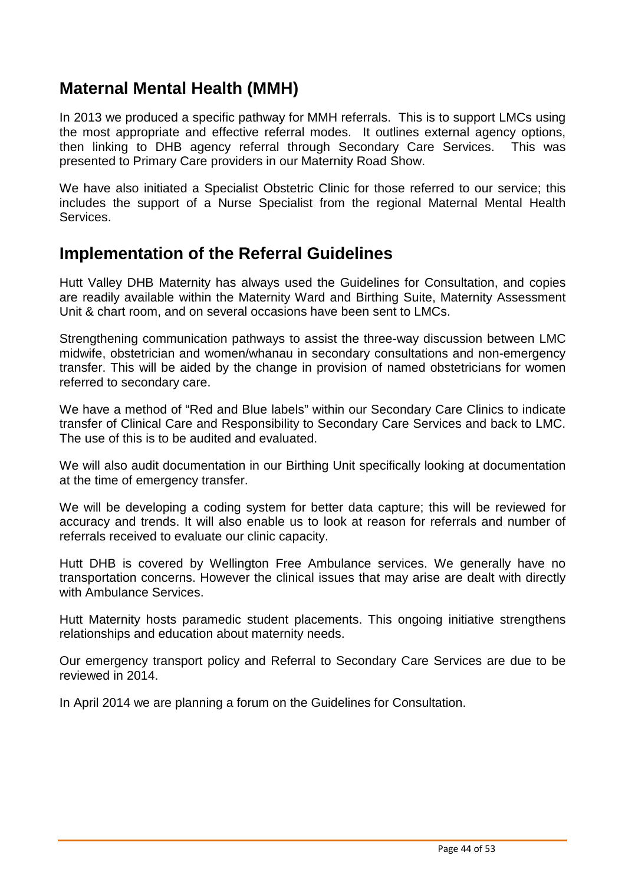## Maternal Mental Health (MMH)

In 2013 we produced a specific pathway for MMH referrals. This is to support LMCs using the most appropriate and effective referral modes. It outlines external agency options, then linking to DHB agency referral through Secondary Care Services. This was presented to Primary Care providers in our Maternity Road Show.

We have also initiated a Specialist Obstetric Clinic for those referred to our service; this includes the support of a Nurse Specialist from the regional Maternal Mental Health Services.

## Implementation of the Referral Guidelines

Hutt Valley DHB Maternity has always used the Guidelines for Consultation, and copies are readily available within the Maternity Ward and Birthing Suite, Maternity Assessment Unit & chart room, and on several occasions have been sent to LMCs.

Strengthening communication pathways to assist the three-way discussion between LMC midwife, obstetrician and women/whanau in secondary consultations and non-emergency transfer. This will be aided by the change in provision of named obstetricians for women referred to secondary care.

We have a method of "Red and Blue labels" within our Secondary Care Clinics to indicate transfer of Clinical Care and Responsibility to Secondary Care Services and back to LMC. The use of this is to be audited and evaluated.

We will also audit documentation in our Birthing Unit specifically looking at documentation at the time of emergency transfer.

We will be developing a coding system for better data capture; this will be reviewed for accuracy and trends. It will also enable us to look at reason for referrals and number of referrals received to evaluate our clinic capacity.

Hutt DHB is covered by Wellington Free Ambulance services. We generally have no transportation concerns. However the clinical issues that may arise are dealt with directly with Ambulance Services.

Hutt Maternity hosts paramedic student placements. This ongoing initiative strengthens relationships and education about maternity needs.

Our emergency transport policy and Referral to Secondary Care Services are due to be reviewed in 2014.

In April 2014 we are planning a forum on the Guidelines for Consultation.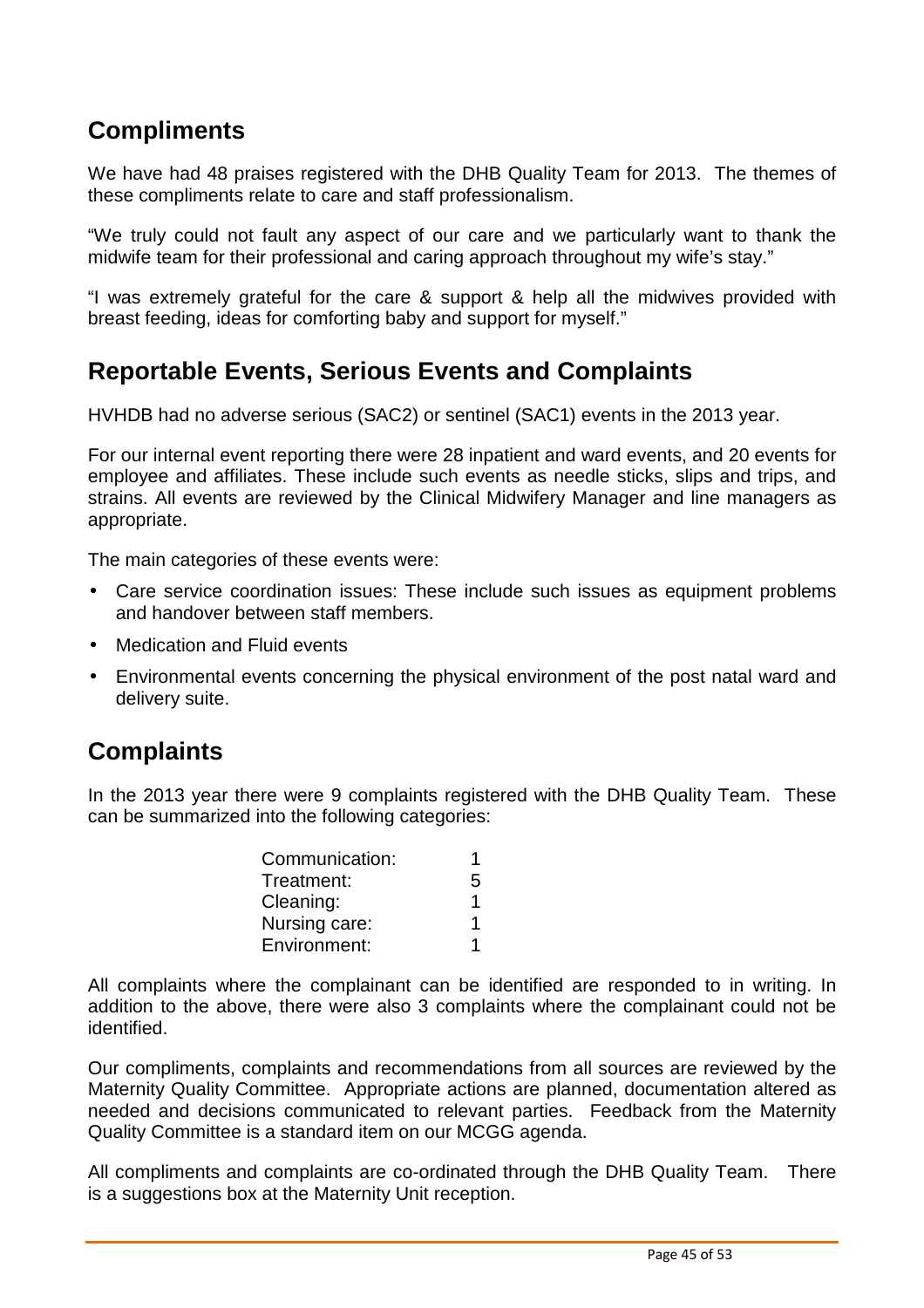## Compliments

We have had 48 praises registered with the DHB Quality Team for 2013. The themes of these compliments relate to care and staff professionalism.

"We truly could not fault any aspect of our care and we particularly want to thank the midwife team for their professional and caring approach throughout my wife's stay."

"I was extremely grateful for the care & support & help all the midwives provided with breast feeding, ideas for comforting baby and support for myself."

## Reportable Events, Serious Events and Complaints

HVHDB had no adverse serious (SAC2) or sentinel (SAC1) events in the 2013 year.

For our internal event reporting there were 28 inpatient and ward events, and 20 events for employee and affiliates. These include such events as needle sticks, slips and trips, and strains. All events are reviewed by the Clinical Midwifery Manager and line managers as appropriate.

The main categories of these events were:

- Care service coordination issues: These include such issues as equipment problems and handover between staff members.
- Medication and Fluid events
- Environmental events concerning the physical environment of the post natal ward and delivery suite.

## Complaints

In the 2013 year there were 9 complaints registered with the DHB Quality Team. These can be summarized into the following categories:

| Category | Number |
|---|---|
| Communication: | 1 |
| Treatment: | 5 |
| Cleaning: | 1 |
| Nursing care: | 1 |
| Environment: | 1 |

All complaints where the complainant can be identified are responded to in writing. In addition to the above, there were also 3 complaints where the complainant could not be identified.

Our compliments, complaints and recommendations from all sources are reviewed by the Maternity Quality Committee. Appropriate actions are planned, documentation altered as needed and decisions communicated to relevant parties. Feedback from the Maternity Quality Committee is a standard item on our MCGG agenda.

All compliments and complaints are co-ordinated through the DHB Quality Team. There is a suggestions box at the Maternity Unit reception.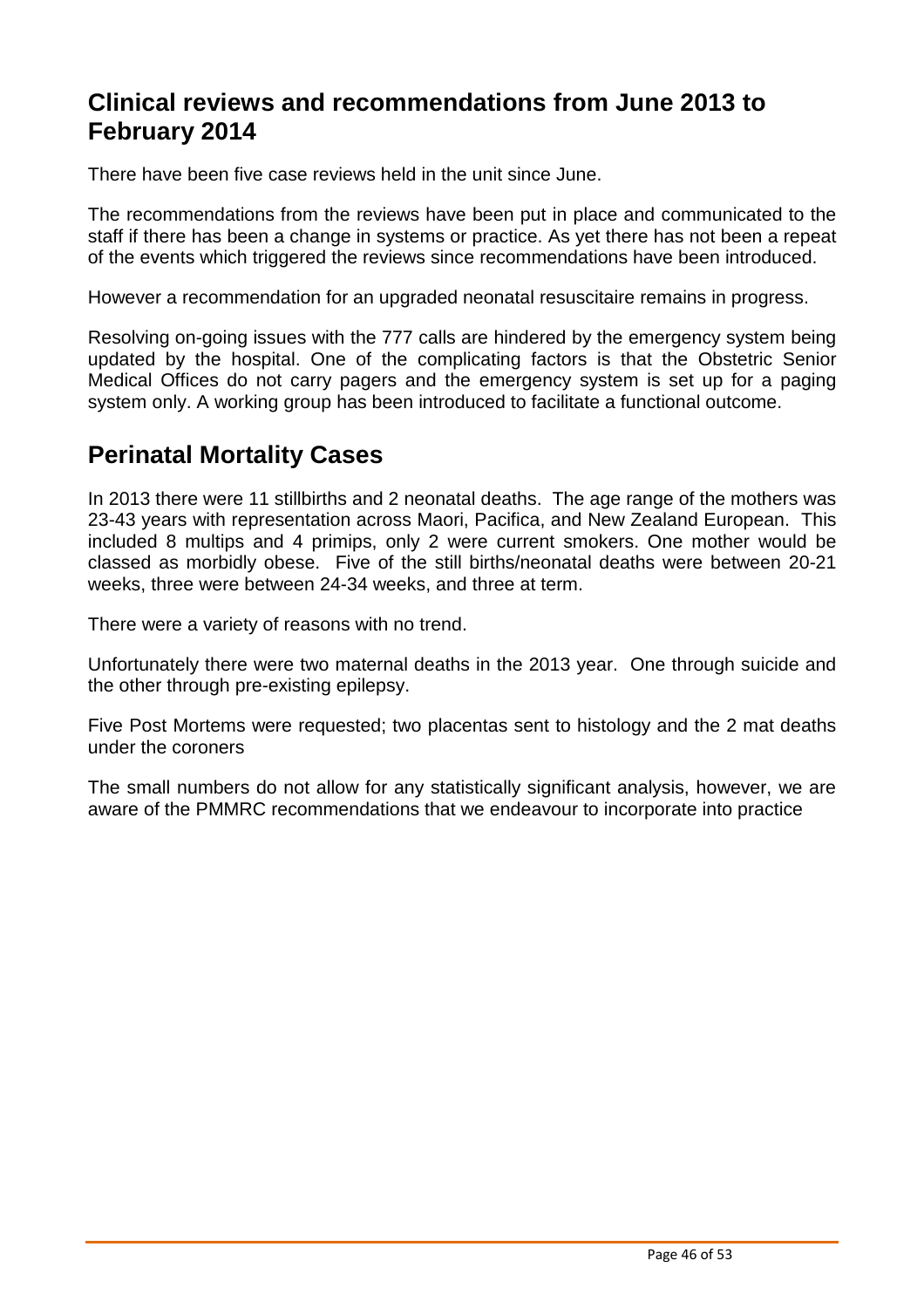## Clinical reviews and recommendations from June 2013 to February 2014

There have been five case reviews held in the unit since June.

The recommendations from the reviews have been put in place and communicated to the staff if there has been a change in systems or practice. As yet there has not been a repeat of the events which triggered the reviews since recommendations have been introduced.

However a recommendation for an upgraded neonatal resuscitaire remains in progress.

Resolving on-going issues with the 777 calls are hindered by the emergency system being updated by the hospital. One of the complicating factors is that the Obstetric Senior Medical Offices do not carry pagers and the emergency system is set up for a paging system only. A working group has been introduced to facilitate a functional outcome.

## Perinatal Mortality Cases

In 2013 there were 11 stillbirths and 2 neonatal deaths. The age range of the mothers was 23-43 years with representation across Maori, Pacifica, and New Zealand European. This included 8 multips and 4 primips, only 2 were current smokers. One mother would be classed as morbidly obese. Five of the still births/neonatal deaths were between 20-21 weeks, three were between 24-34 weeks, and three at term.

There were a variety of reasons with no trend.

Unfortunately there were two maternal deaths in the 2013 year. One through suicide and the other through pre-existing epilepsy.

Five Post Mortems were requested; two placentas sent to histology and the 2 mat deaths under the coroners

The small numbers do not allow for any statistically significant analysis, however, we are aware of the PMMRC recommendations that we endeavour to incorporate into practice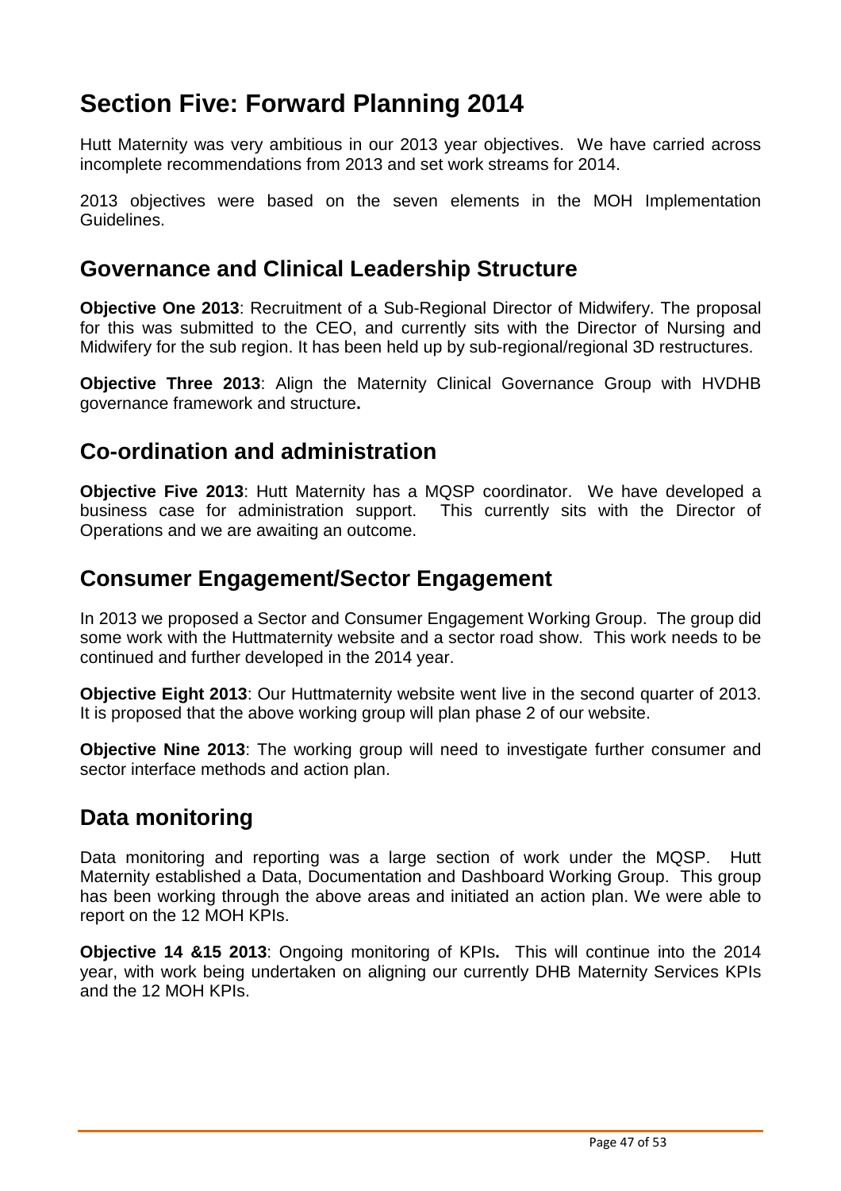# Section Five: Forward Planning 2014

Hutt Maternity was very ambitious in our 2013 year objectives. We have carried across incomplete recommendations from 2013 and set work streams for 2014.

2013 objectives were based on the seven elements in the MOH Implementation Guidelines.

## Governance and Clinical Leadership Structure

**Objective One 2013**: Recruitment of a Sub-Regional Director of Midwifery. The proposal for this was submitted to the CEO, and currently sits with the Director of Nursing and Midwifery for the sub region. It has been held up by sub-regional/regional 3D restructures.

**Objective Three 2013**: Align the Maternity Clinical Governance Group with HVDHB governance framework and structure**.**

## Co-ordination and administration

**Objective Five 2013**: Hutt Maternity has a MQSP coordinator. We have developed a business case for administration support. This currently sits with the Director of Operations and we are awaiting an outcome.

## Consumer Engagement/Sector Engagement

In 2013 we proposed a Sector and Consumer Engagement Working Group. The group did some work with the Huttmaternity website and a sector road show. This work needs to be continued and further developed in the 2014 year.

**Objective Eight 2013**: Our Huttmaternity website went live in the second quarter of 2013. It is proposed that the above working group will plan phase 2 of our website.

**Objective Nine 2013**: The working group will need to investigate further consumer and sector interface methods and action plan.

## Data monitoring

Data monitoring and reporting was a large section of work under the MQSP. Hutt Maternity established a Data, Documentation and Dashboard Working Group. This group has been working through the above areas and initiated an action plan. We were able to report on the 12 MOH KPIs.

**Objective 14 &15 2013**: Ongoing monitoring of KPIs**.** This will continue into the 2014 year, with work being undertaken on aligning our currently DHB Maternity Services KPIs and the 12 MOH KPIs.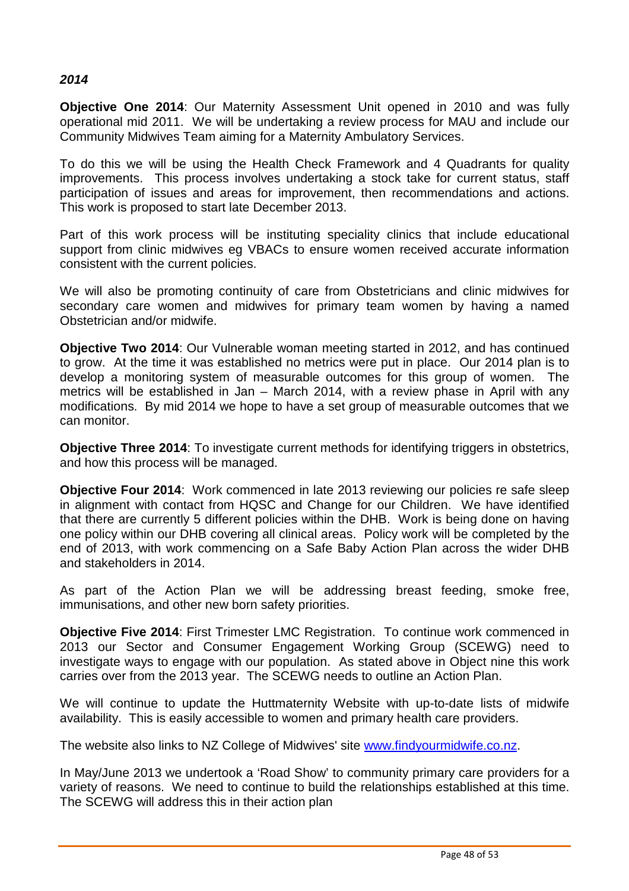***2014***

**Objective One 2014**: Our Maternity Assessment Unit opened in 2010 and was fully operational mid 2011. We will be undertaking a review process for MAU and include our Community Midwives Team aiming for a Maternity Ambulatory Services.

To do this we will be using the Health Check Framework and 4 Quadrants for quality improvements. This process involves undertaking a stock take for current status, staff participation of issues and areas for improvement, then recommendations and actions. This work is proposed to start late December 2013.

Part of this work process will be instituting speciality clinics that include educational support from clinic midwives eg VBACs to ensure women received accurate information consistent with the current policies.

We will also be promoting continuity of care from Obstetricians and clinic midwives for secondary care women and midwives for primary team women by having a named Obstetrician and/or midwife.

**Objective Two 2014**: Our Vulnerable woman meeting started in 2012, and has continued to grow. At the time it was established no metrics were put in place. Our 2014 plan is to develop a monitoring system of measurable outcomes for this group of women. The metrics will be established in Jan – March 2014, with a review phase in April with any modifications. By mid 2014 we hope to have a set group of measurable outcomes that we can monitor.

**Objective Three 2014**: To investigate current methods for identifying triggers in obstetrics, and how this process will be managed.

**Objective Four 2014**: Work commenced in late 2013 reviewing our policies re safe sleep in alignment with contact from HQSC and Change for our Children. We have identified that there are currently 5 different policies within the DHB. Work is being done on having one policy within our DHB covering all clinical areas. Policy work will be completed by the end of 2013, with work commencing on a Safe Baby Action Plan across the wider DHB and stakeholders in 2014.

As part of the Action Plan we will be addressing breast feeding, smoke free, immunisations, and other new born safety priorities.

**Objective Five 2014**: First Trimester LMC Registration. To continue work commenced in 2013 our Sector and Consumer Engagement Working Group (SCEWG) need to investigate ways to engage with our population. As stated above in Object nine this work carries over from the 2013 year. The SCEWG needs to outline an Action Plan.

We will continue to update the Huttmaternity Website with up-to-date lists of midwife availability. This is easily accessible to women and primary health care providers.

The website also links to NZ College of Midwives' site [www.findyourmidwife.co.nz](http://www.findyourmidwife.co.nz).

In May/June 2013 we undertook a 'Road Show' to community primary care providers for a variety of reasons. We need to continue to build the relationships established at this time. The SCEWG will address this in their action plan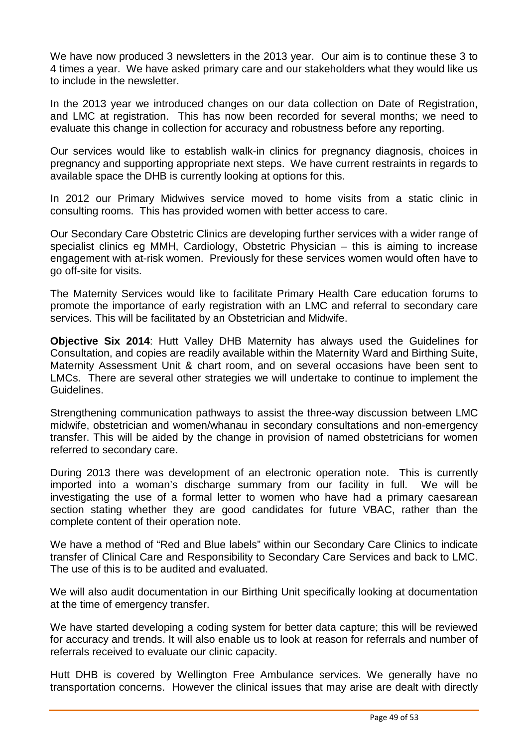We have now produced 3 newsletters in the 2013 year. Our aim is to continue these 3 to 4 times a year. We have asked primary care and our stakeholders what they would like us to include in the newsletter.

In the 2013 year we introduced changes on our data collection on Date of Registration, and LMC at registration. This has now been recorded for several months; we need to evaluate this change in collection for accuracy and robustness before any reporting.

Our services would like to establish walk-in clinics for pregnancy diagnosis, choices in pregnancy and supporting appropriate next steps. We have current restraints in regards to available space the DHB is currently looking at options for this.

In 2012 our Primary Midwives service moved to home visits from a static clinic in consulting rooms. This has provided women with better access to care.

Our Secondary Care Obstetric Clinics are developing further services with a wider range of specialist clinics eg MMH, Cardiology, Obstetric Physician – this is aiming to increase engagement with at-risk women. Previously for these services women would often have to go off-site for visits.

The Maternity Services would like to facilitate Primary Health Care education forums to promote the importance of early registration with an LMC and referral to secondary care services. This will be facilitated by an Obstetrician and Midwife.

**Objective Six 2014**: Hutt Valley DHB Maternity has always used the Guidelines for Consultation, and copies are readily available within the Maternity Ward and Birthing Suite, Maternity Assessment Unit & chart room, and on several occasions have been sent to LMCs. There are several other strategies we will undertake to continue to implement the Guidelines.

Strengthening communication pathways to assist the three-way discussion between LMC midwife, obstetrician and women/whanau in secondary consultations and non-emergency transfer. This will be aided by the change in provision of named obstetricians for women referred to secondary care.

During 2013 there was development of an electronic operation note. This is currently imported into a woman's discharge summary from our facility in full. We will be investigating the use of a formal letter to women who have had a primary caesarean section stating whether they are good candidates for future VBAC, rather than the complete content of their operation note.

We have a method of "Red and Blue labels" within our Secondary Care Clinics to indicate transfer of Clinical Care and Responsibility to Secondary Care Services and back to LMC. The use of this is to be audited and evaluated.

We will also audit documentation in our Birthing Unit specifically looking at documentation at the time of emergency transfer.

We have started developing a coding system for better data capture; this will be reviewed for accuracy and trends. It will also enable us to look at reason for referrals and number of referrals received to evaluate our clinic capacity.

Hutt DHB is covered by Wellington Free Ambulance services. We generally have no transportation concerns. However the clinical issues that may arise are dealt with directly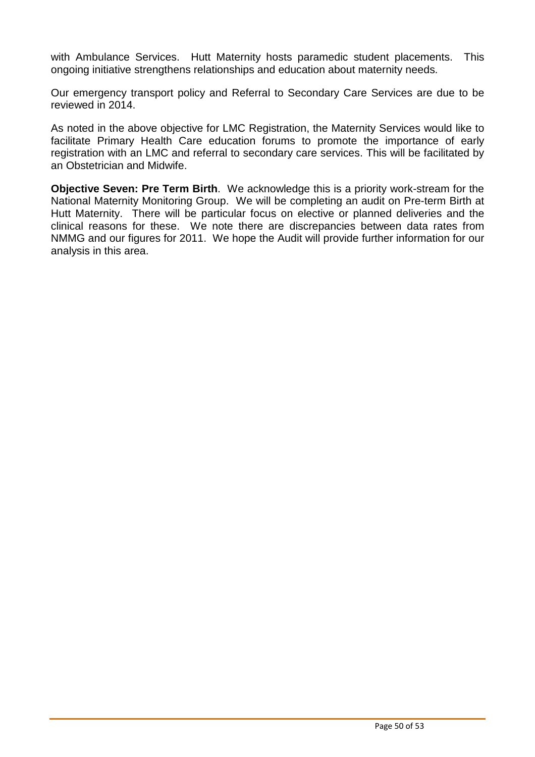with Ambulance Services. Hutt Maternity hosts paramedic student placements. This ongoing initiative strengthens relationships and education about maternity needs.

Our emergency transport policy and Referral to Secondary Care Services are due to be reviewed in 2014.

As noted in the above objective for LMC Registration, the Maternity Services would like to facilitate Primary Health Care education forums to promote the importance of early registration with an LMC and referral to secondary care services. This will be facilitated by an Obstetrician and Midwife.

**Objective Seven: Pre Term Birth**. We acknowledge this is a priority work-stream for the National Maternity Monitoring Group. We will be completing an audit on Pre-term Birth at Hutt Maternity. There will be particular focus on elective or planned deliveries and the clinical reasons for these. We note there are discrepancies between data rates from NMMG and our figures for 2011. We hope the Audit will provide further information for our analysis in this area.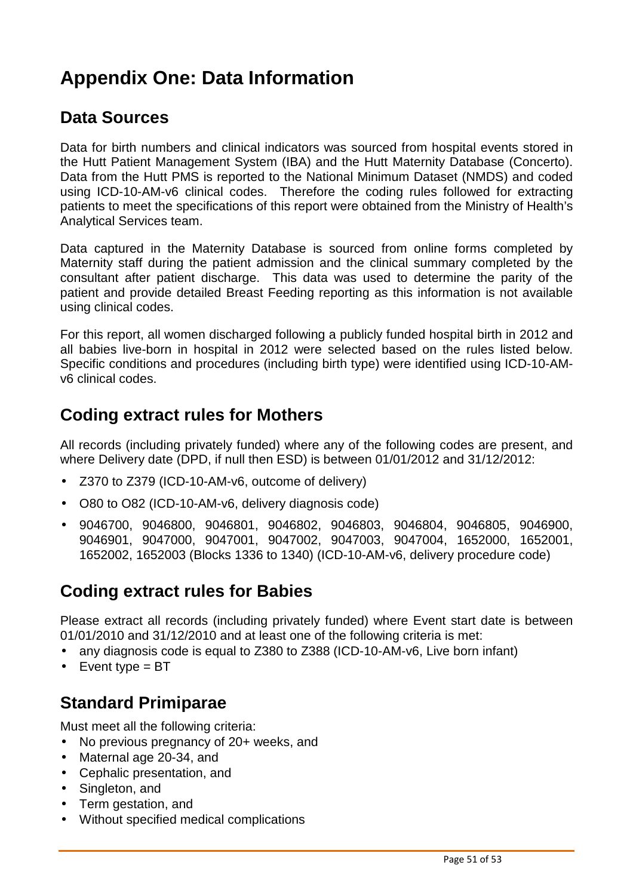# Appendix One: Data Information

## Data Sources

Data for birth numbers and clinical indicators was sourced from hospital events stored in the Hutt Patient Management System (IBA) and the Hutt Maternity Database (Concerto). Data from the Hutt PMS is reported to the National Minimum Dataset (NMDS) and coded using ICD-10-AM-v6 clinical codes. Therefore the coding rules followed for extracting patients to meet the specifications of this report were obtained from the Ministry of Health's Analytical Services team.

Data captured in the Maternity Database is sourced from online forms completed by Maternity staff during the patient admission and the clinical summary completed by the consultant after patient discharge. This data was used to determine the parity of the patient and provide detailed Breast Feeding reporting as this information is not available using clinical codes.

For this report, all women discharged following a publicly funded hospital birth in 2012 and all babies live-born in hospital in 2012 were selected based on the rules listed below. Specific conditions and procedures (including birth type) were identified using ICD-10-AM-v6 clinical codes.

## Coding extract rules for Mothers

All records (including privately funded) where any of the following codes are present, and where Delivery date (DPD, if null then ESD) is between 01/01/2012 and 31/12/2012:

- Z370 to Z379 (ICD-10-AM-v6, outcome of delivery)
- O80 to O82 (ICD-10-AM-v6, delivery diagnosis code)
- 9046700, 9046800, 9046801, 9046802, 9046803, 9046804, 9046805, 9046900, 9046901, 9047000, 9047001, 9047002, 9047003, 9047004, 1652000, 1652001, 1652002, 1652003 (Blocks 1336 to 1340) (ICD-10-AM-v6, delivery procedure code)

## Coding extract rules for Babies

Please extract all records (including privately funded) where Event start date is between 01/01/2010 and 31/12/2010 and at least one of the following criteria is met:

- any diagnosis code is equal to Z380 to Z388 (ICD-10-AM-v6, Live born infant)
- Event type = BT

## Standard Primiparae

Must meet all the following criteria:

- No previous pregnancy of 20+ weeks, and
- Maternal age 20-34, and
- Cephalic presentation, and
- Singleton, and
- Term gestation, and
- Without specified medical complications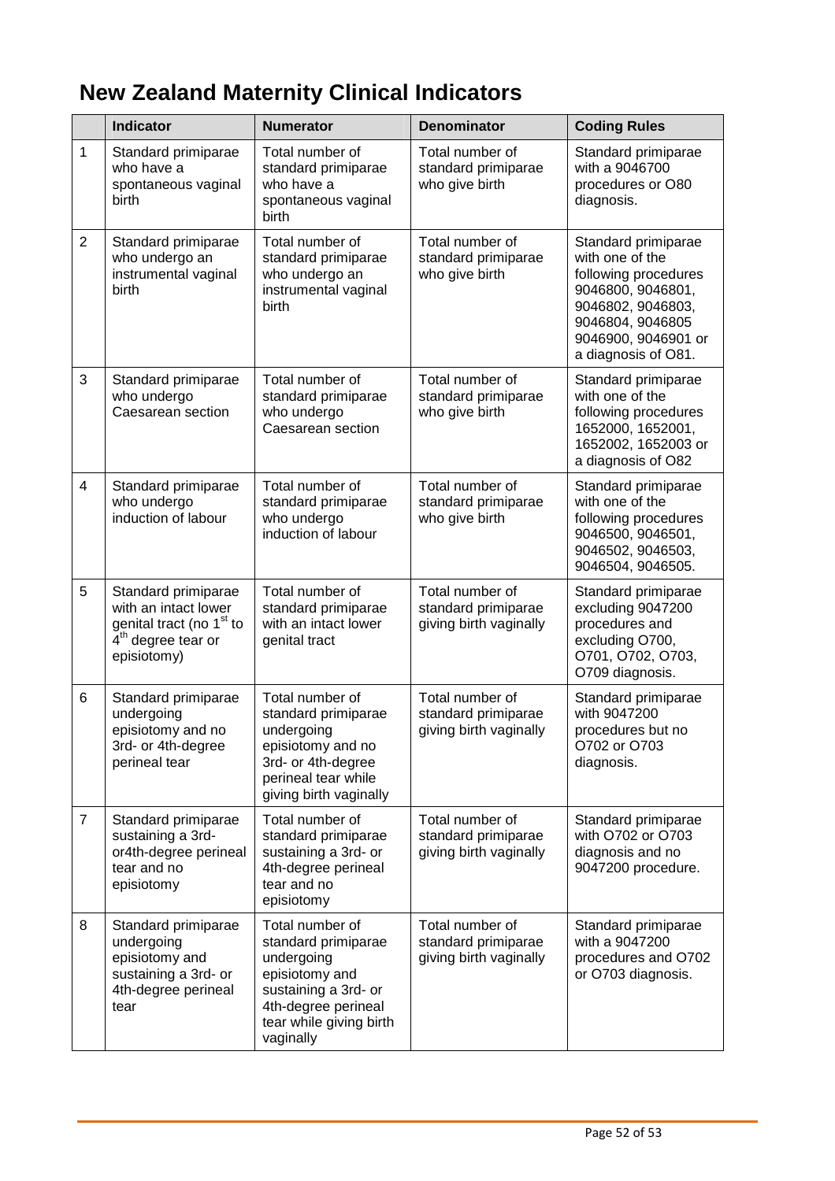# New Zealand Maternity Clinical Indicators

| | Indicator | Numerator | Denominator | Coding Rules |
|---|---|---|---|---|
| 1 | Standard primiparae who have a spontaneous vaginal birth | Total number of standard primiparae who have a spontaneous vaginal birth | Total number of standard primiparae who give birth | Standard primiparae with a 9046700 procedures or O80 diagnosis. |
| 2 | Standard primiparae who undergo an instrumental vaginal birth | Total number of standard primiparae who undergo an instrumental vaginal birth | Total number of standard primiparae who give birth | Standard primiparae with one of the following procedures 9046800, 9046801, 9046802, 9046803, 9046804, 9046805 9046900, 9046901 or a diagnosis of O81. |
| 3 | Standard primiparae who undergo Caesarean section | Total number of standard primiparae who undergo Caesarean section | Total number of standard primiparae who give birth | Standard primiparae with one of the following procedures 1652000, 1652001, 1652002, 1652003 or a diagnosis of O82 |
| 4 | Standard primiparae who undergo induction of labour | Total number of standard primiparae who undergo induction of labour | Total number of standard primiparae who give birth | Standard primiparae with one of the following procedures 9046500, 9046501, 9046502, 9046503, 9046504, 9046505. |
| 5 | Standard primiparae with an intact lower genital tract (no 1st to 4th degree tear or episiotomy) | Total number of standard primiparae with an intact lower genital tract | Total number of standard primiparae giving birth vaginally | Standard primiparae excluding 9047200 procedures and excluding O700, O701, O702, O703, O709 diagnosis. |
| 6 | Standard primiparae undergoing episiotomy and no 3rd- or 4th-degree perineal tear | Total number of standard primiparae undergoing episiotomy and no 3rd- or 4th-degree perineal tear while giving birth vaginally | Total number of standard primiparae giving birth vaginally | Standard primiparae with 9047200 procedures but no O702 or O703 diagnosis. |
| 7 | Standard primiparae sustaining a 3rd- or4th-degree perineal tear and no episiotomy | Total number of standard primiparae sustaining a 3rd- or 4th-degree perineal tear and no episiotomy | Total number of standard primiparae giving birth vaginally | Standard primiparae with O702 or O703 diagnosis and no 9047200 procedure. |
| 8 | Standard primiparae undergoing episiotomy and sustaining a 3rd- or 4th-degree perineal tear | Total number of standard primiparae undergoing episiotomy and sustaining a 3rd- or 4th-degree perineal tear while giving birth vaginally | Total number of standard primiparae giving birth vaginally | Standard primiparae with a 9047200 procedures and O702 or O703 diagnosis. |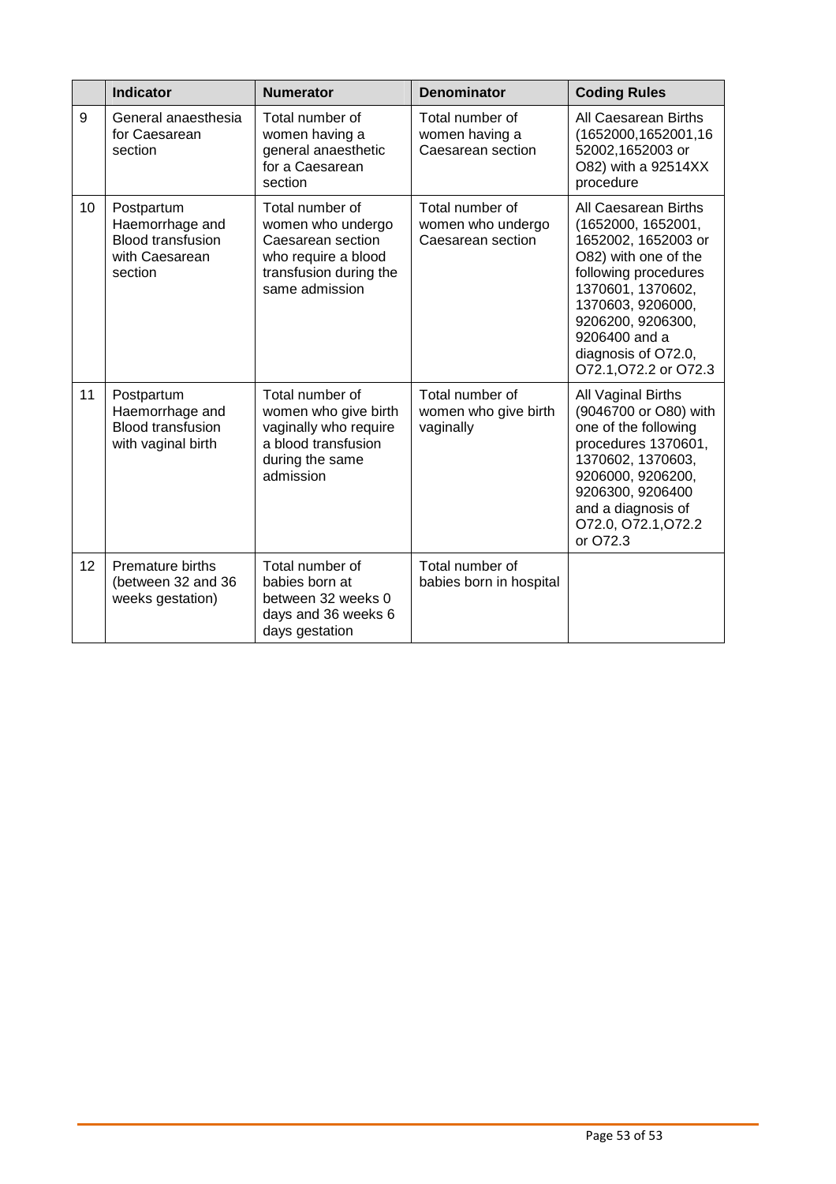| | Indicator | Numerator | Denominator | Coding Rules |
|---|---|---|---|---|
| 9 | General anaesthesia for Caesarean section | Total number of women having a general anaesthetic for a Caesarean section | Total number of women having a Caesarean section | All Caesarean Births (1652000,1652001,1652002,1652003 or O82) with a 92514XX procedure |
| 10 | Postpartum Haemorrhage and Blood transfusion with Caesarean section | Total number of women who undergo Caesarean section who require a blood transfusion during the same admission | Total number of women who undergo Caesarean section | All Caesarean Births (1652000, 1652001, 1652002, 1652003 or O82) with one of the following procedures 1370601, 1370602, 1370603, 9206000, 9206200, 9206300, 9206400 and a diagnosis of O72.0, O72.1,O72.2 or O72.3 |
| 11 | Postpartum Haemorrhage and Blood transfusion with vaginal birth | Total number of women who give birth vaginally who require a blood transfusion during the same admission | Total number of women who give birth vaginally | All Vaginal Births (9046700 or O80) with one of the following procedures 1370601, 1370602, 1370603, 9206000, 9206200, 9206300, 9206400 and a diagnosis of O72.0, O72.1,O72.2 or O72.3 |
| 12 | Premature births (between 32 and 36 weeks gestation) | Total number of babies born at between 32 weeks 0 days and 36 weeks 6 days gestation | Total number of babies born in hospital | |